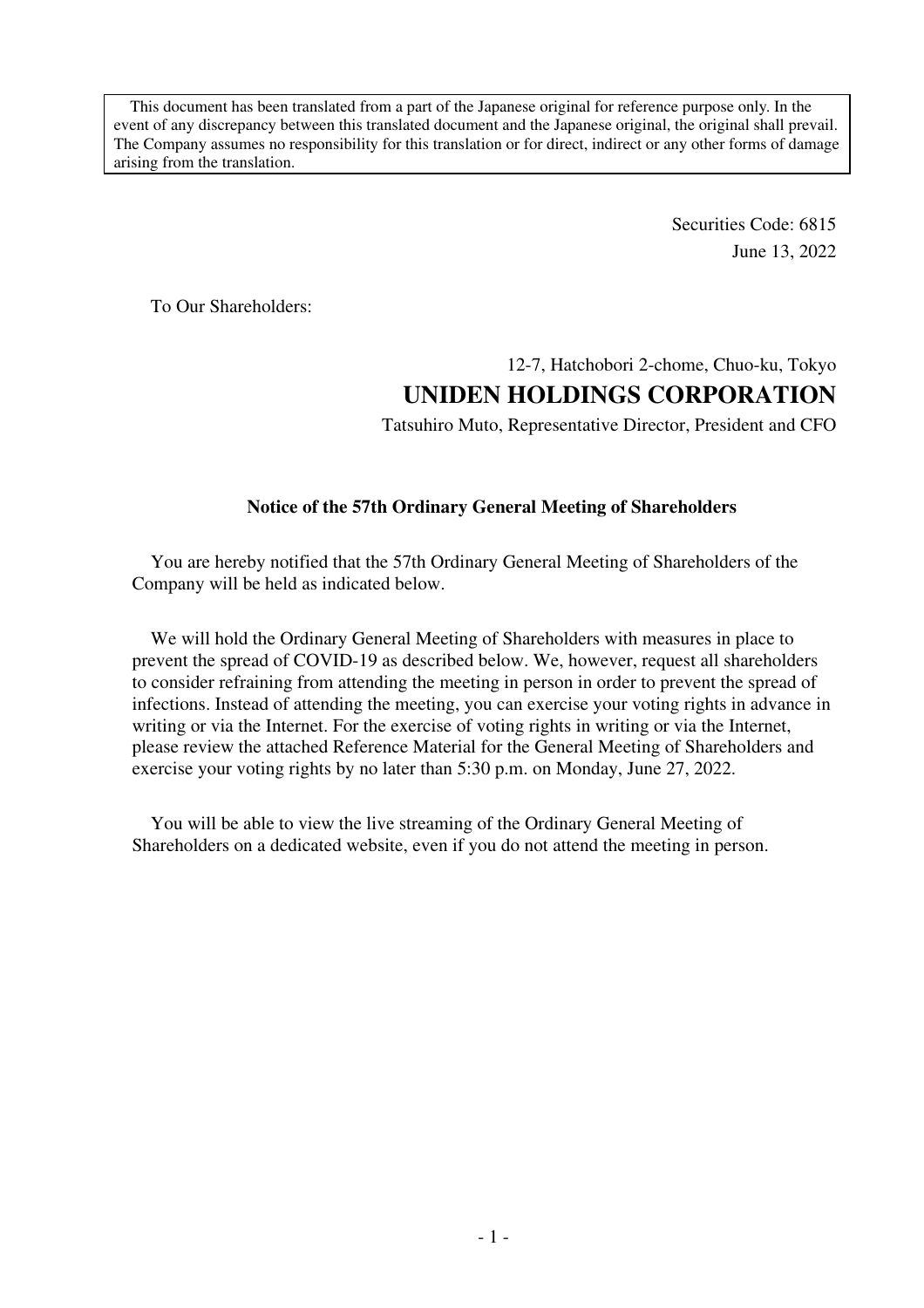> This document has been translated from a part of the Japanese original for reference purpose only. In the event of any discrepancy between this translated document and the Japanese original, the original shall prevail. The Company assumes no responsibility for this translation or for direct, indirect or any other forms of damage arising from the translation.

Securities Code: 6815

June 13, 2022

To Our Shareholders:

12-7, Hatchobori 2-chome, Chuo-ku, Tokyo

**UNIDEN HOLDINGS CORPORATION**

Tatsuhiro Muto, Representative Director, President and CFO

**Notice of the 57th Ordinary General Meeting of Shareholders**

You are hereby notified that the 57th Ordinary General Meeting of Shareholders of the Company will be held as indicated below.

We will hold the Ordinary General Meeting of Shareholders with measures in place to prevent the spread of COVID-19 as described below. We, however, request all shareholders to consider refraining from attending the meeting in person in order to prevent the spread of infections. Instead of attending the meeting, you can exercise your voting rights in advance in writing or via the Internet. For the exercise of voting rights in writing or via the Internet, please review the attached Reference Material for the General Meeting of Shareholders and exercise your voting rights by no later than 5:30 p.m. on Monday, June 27, 2022.

You will be able to view the live streaming of the Ordinary General Meeting of Shareholders on a dedicated website, even if you do not attend the meeting in person.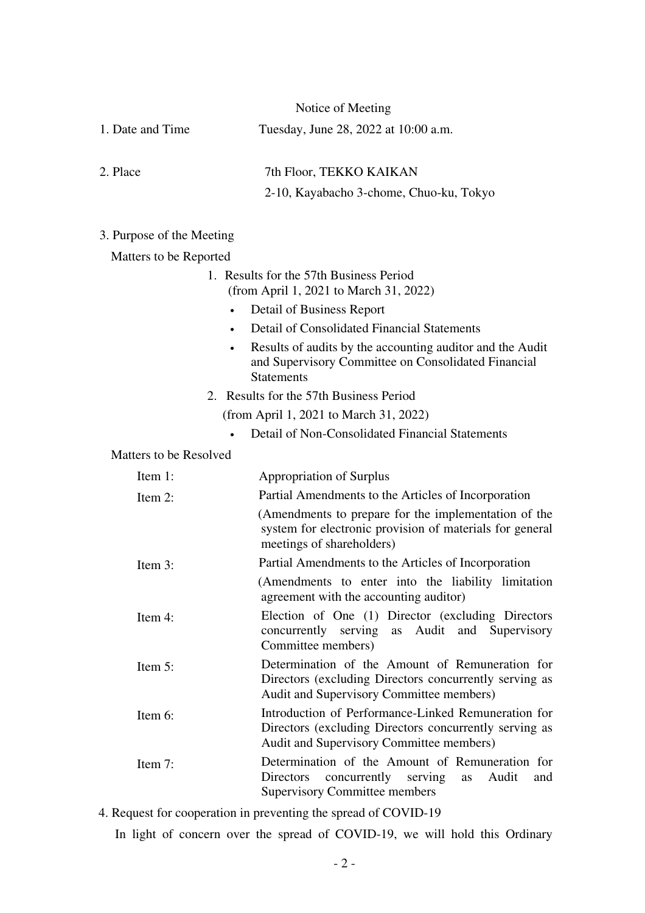# Notice of Meeting

1. Date and Time　　Tuesday, June 28, 2022 at 10:00 a.m.

2. Place　　7th Floor, TEKKO KAIKAN
   2-10, Kayabacho 3-chome, Chuo-ku, Tokyo

3. Purpose of the Meeting

Matters to be Reported

1. Results for the 57th Business Period
   (from April 1, 2021 to March 31, 2022)
   - Detail of Business Report
   - Detail of Consolidated Financial Statements
   - Results of audits by the accounting auditor and the Audit and Supervisory Committee on Consolidated Financial Statements
2. Results for the 57th Business Period
   (from April 1, 2021 to March 31, 2022)
   - Detail of Non-Consolidated Financial Statements

Matters to be Resolved

| | |
|---|---|
| Item 1: | Appropriation of Surplus |
| Item 2: | Partial Amendments to the Articles of Incorporation (Amendments to prepare for the implementation of the system for electronic provision of materials for general meetings of shareholders) |
| Item 3: | Partial Amendments to the Articles of Incorporation (Amendments to enter into the liability limitation agreement with the accounting auditor) |
| Item 4: | Election of One (1) Director (excluding Directors concurrently serving as Audit and Supervisory Committee members) |
| Item 5: | Determination of the Amount of Remuneration for Directors (excluding Directors concurrently serving as Audit and Supervisory Committee members) |
| Item 6: | Introduction of Performance-Linked Remuneration for Directors (excluding Directors concurrently serving as Audit and Supervisory Committee members) |
| Item 7: | Determination of the Amount of Remuneration for Directors concurrently serving as Audit and Supervisory Committee members |

4. Request for cooperation in preventing the spread of COVID-19

In light of concern over the spread of COVID-19, we will hold this Ordinary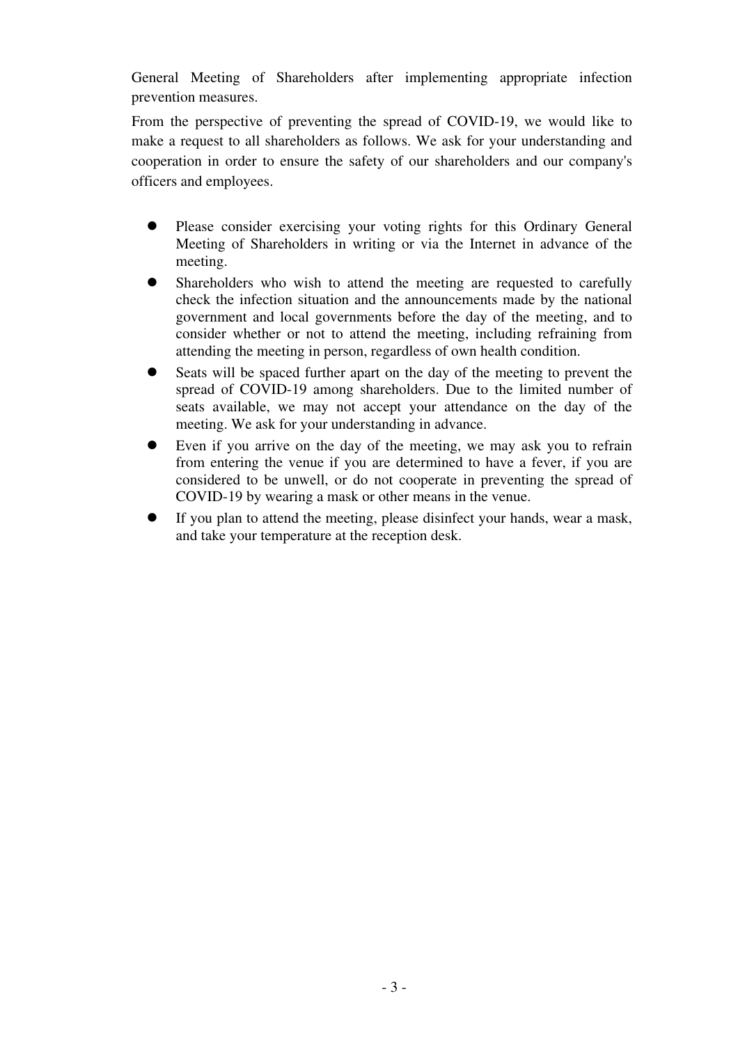General Meeting of Shareholders after implementing appropriate infection prevention measures.

From the perspective of preventing the spread of COVID-19, we would like to make a request to all shareholders as follows. We ask for your understanding and cooperation in order to ensure the safety of our shareholders and our company's officers and employees.

- Please consider exercising your voting rights for this Ordinary General Meeting of Shareholders in writing or via the Internet in advance of the meeting.
- Shareholders who wish to attend the meeting are requested to carefully check the infection situation and the announcements made by the national government and local governments before the day of the meeting, and to consider whether or not to attend the meeting, including refraining from attending the meeting in person, regardless of own health condition.
- Seats will be spaced further apart on the day of the meeting to prevent the spread of COVID-19 among shareholders. Due to the limited number of seats available, we may not accept your attendance on the day of the meeting. We ask for your understanding in advance.
- Even if you arrive on the day of the meeting, we may ask you to refrain from entering the venue if you are determined to have a fever, if you are considered to be unwell, or do not cooperate in preventing the spread of COVID-19 by wearing a mask or other means in the venue.
- If you plan to attend the meeting, please disinfect your hands, wear a mask, and take your temperature at the reception desk.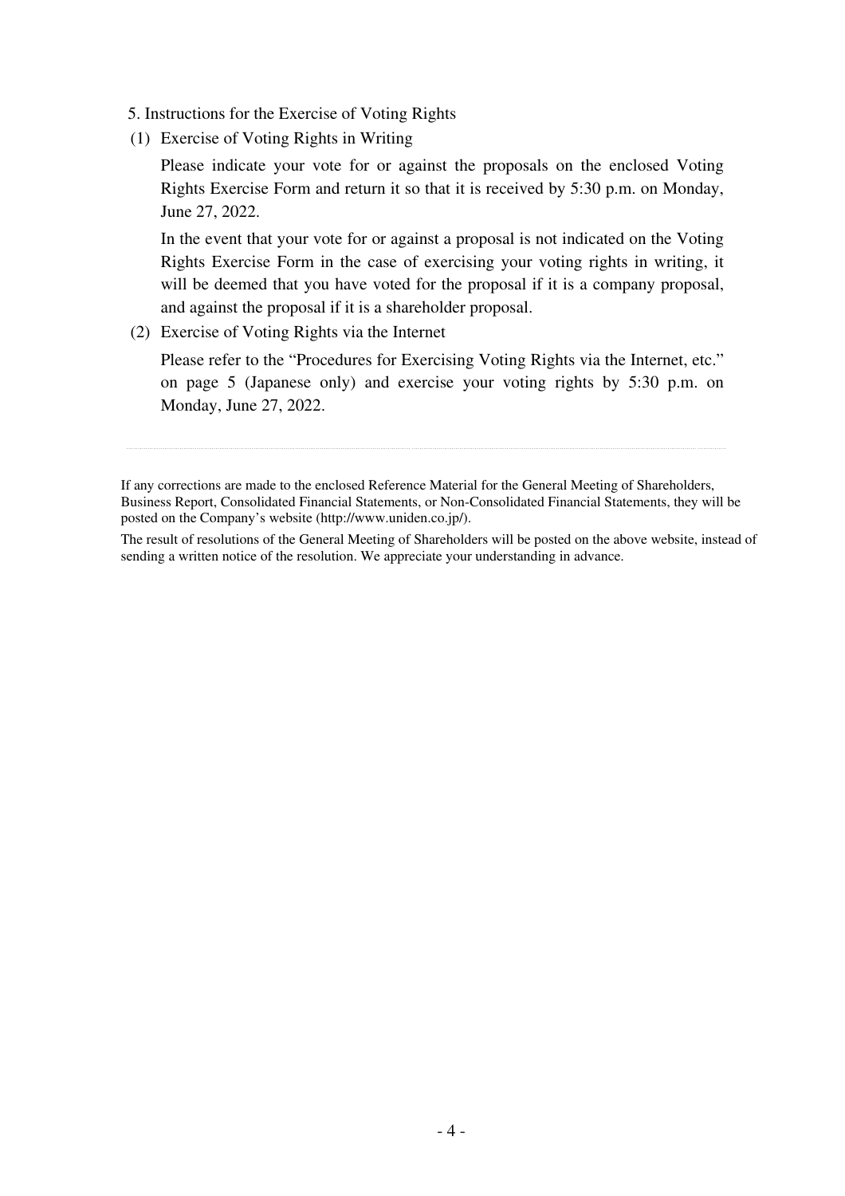5. Instructions for the Exercise of Voting Rights

(1) Exercise of Voting Rights in Writing

Please indicate your vote for or against the proposals on the enclosed Voting Rights Exercise Form and return it so that it is received by 5:30 p.m. on Monday, June 27, 2022.

In the event that your vote for or against a proposal is not indicated on the Voting Rights Exercise Form in the case of exercising your voting rights in writing, it will be deemed that you have voted for the proposal if it is a company proposal, and against the proposal if it is a shareholder proposal.

(2) Exercise of Voting Rights via the Internet

Please refer to the "Procedures for Exercising Voting Rights via the Internet, etc." on page 5 (Japanese only) and exercise your voting rights by 5:30 p.m. on Monday, June 27, 2022.

---

If any corrections are made to the enclosed Reference Material for the General Meeting of Shareholders, Business Report, Consolidated Financial Statements, or Non-Consolidated Financial Statements, they will be posted on the Company's website (http://www.uniden.co.jp/).

The result of resolutions of the General Meeting of Shareholders will be posted on the above website, instead of sending a written notice of the resolution. We appreciate your understanding in advance.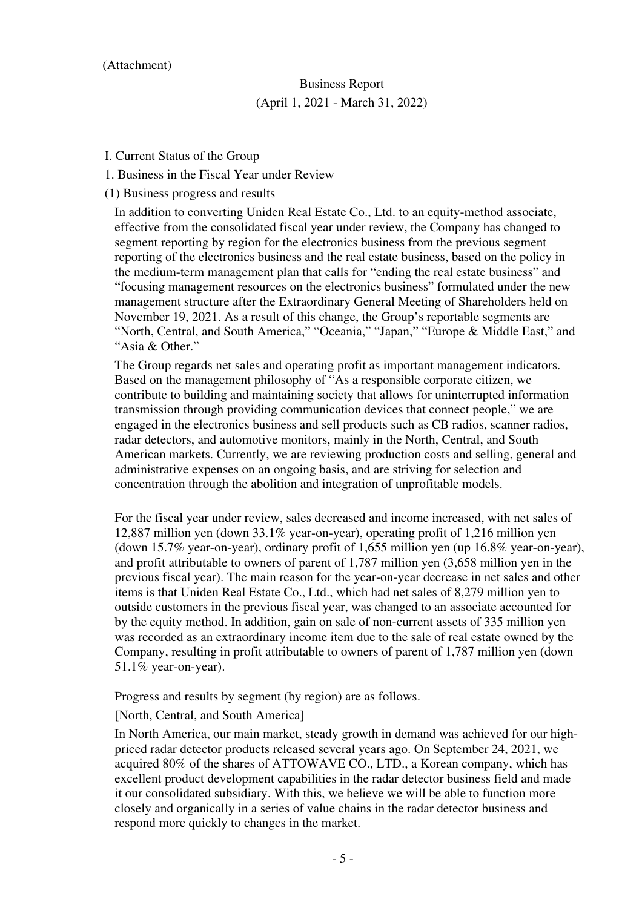(Attachment)

# Business Report

(April 1, 2021 - March 31, 2022)

## I. Current Status of the Group

### 1. Business in the Fiscal Year under Review

#### (1) Business progress and results

In addition to converting Uniden Real Estate Co., Ltd. to an equity-method associate, effective from the consolidated fiscal year under review, the Company has changed to segment reporting by region for the electronics business from the previous segment reporting of the electronics business and the real estate business, based on the policy in the medium-term management plan that calls for "ending the real estate business" and "focusing management resources on the electronics business" formulated under the new management structure after the Extraordinary General Meeting of Shareholders held on November 19, 2021. As a result of this change, the Group's reportable segments are "North, Central, and South America," "Oceania," "Japan," "Europe & Middle East," and "Asia & Other."

The Group regards net sales and operating profit as important management indicators. Based on the management philosophy of "As a responsible corporate citizen, we contribute to building and maintaining society that allows for uninterrupted information transmission through providing communication devices that connect people," we are engaged in the electronics business and sell products such as CB radios, scanner radios, radar detectors, and automotive monitors, mainly in the North, Central, and South American markets. Currently, we are reviewing production costs and selling, general and administrative expenses on an ongoing basis, and are striving for selection and concentration through the abolition and integration of unprofitable models.

For the fiscal year under review, sales decreased and income increased, with net sales of 12,887 million yen (down 33.1% year-on-year), operating profit of 1,216 million yen (down 15.7% year-on-year), ordinary profit of 1,655 million yen (up 16.8% year-on-year), and profit attributable to owners of parent of 1,787 million yen (3,658 million yen in the previous fiscal year). The main reason for the year-on-year decrease in net sales and other items is that Uniden Real Estate Co., Ltd., which had net sales of 8,279 million yen to outside customers in the previous fiscal year, was changed to an associate accounted for by the equity method. In addition, gain on sale of non-current assets of 335 million yen was recorded as an extraordinary income item due to the sale of real estate owned by the Company, resulting in profit attributable to owners of parent of 1,787 million yen (down 51.1% year-on-year).

Progress and results by segment (by region) are as follows.

[North, Central, and South America]

In North America, our main market, steady growth in demand was achieved for our high-priced radar detector products released several years ago. On September 24, 2021, we acquired 80% of the shares of ATTOWAVE CO., LTD., a Korean company, which has excellent product development capabilities in the radar detector business field and made it our consolidated subsidiary. With this, we believe we will be able to function more closely and organically in a series of value chains in the radar detector business and respond more quickly to changes in the market.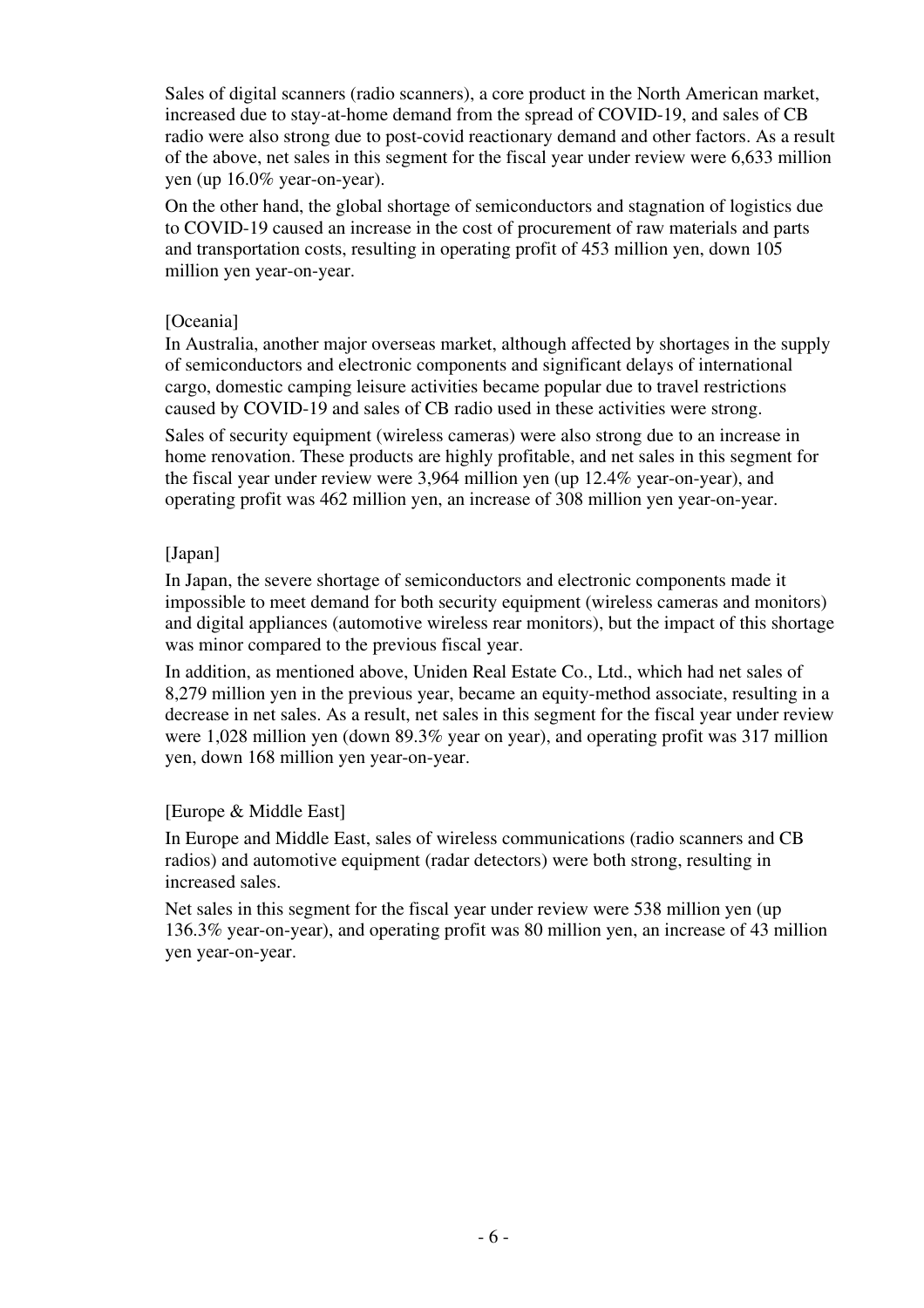Sales of digital scanners (radio scanners), a core product in the North American market, increased due to stay-at-home demand from the spread of COVID-19, and sales of CB radio were also strong due to post-covid reactionary demand and other factors. As a result of the above, net sales in this segment for the fiscal year under review were 6,633 million yen (up 16.0% year-on-year).

On the other hand, the global shortage of semiconductors and stagnation of logistics due to COVID-19 caused an increase in the cost of procurement of raw materials and parts and transportation costs, resulting in operating profit of 453 million yen, down 105 million yen year-on-year.

[Oceania]

In Australia, another major overseas market, although affected by shortages in the supply of semiconductors and electronic components and significant delays of international cargo, domestic camping leisure activities became popular due to travel restrictions caused by COVID-19 and sales of CB radio used in these activities were strong.

Sales of security equipment (wireless cameras) were also strong due to an increase in home renovation. These products are highly profitable, and net sales in this segment for the fiscal year under review were 3,964 million yen (up 12.4% year-on-year), and operating profit was 462 million yen, an increase of 308 million yen year-on-year.

[Japan]

In Japan, the severe shortage of semiconductors and electronic components made it impossible to meet demand for both security equipment (wireless cameras and monitors) and digital appliances (automotive wireless rear monitors), but the impact of this shortage was minor compared to the previous fiscal year.

In addition, as mentioned above, Uniden Real Estate Co., Ltd., which had net sales of 8,279 million yen in the previous year, became an equity-method associate, resulting in a decrease in net sales. As a result, net sales in this segment for the fiscal year under review were 1,028 million yen (down 89.3% year on year), and operating profit was 317 million yen, down 168 million yen year-on-year.

[Europe & Middle East]

In Europe and Middle East, sales of wireless communications (radio scanners and CB radios) and automotive equipment (radar detectors) were both strong, resulting in increased sales.

Net sales in this segment for the fiscal year under review were 538 million yen (up 136.3% year-on-year), and operating profit was 80 million yen, an increase of 43 million yen year-on-year.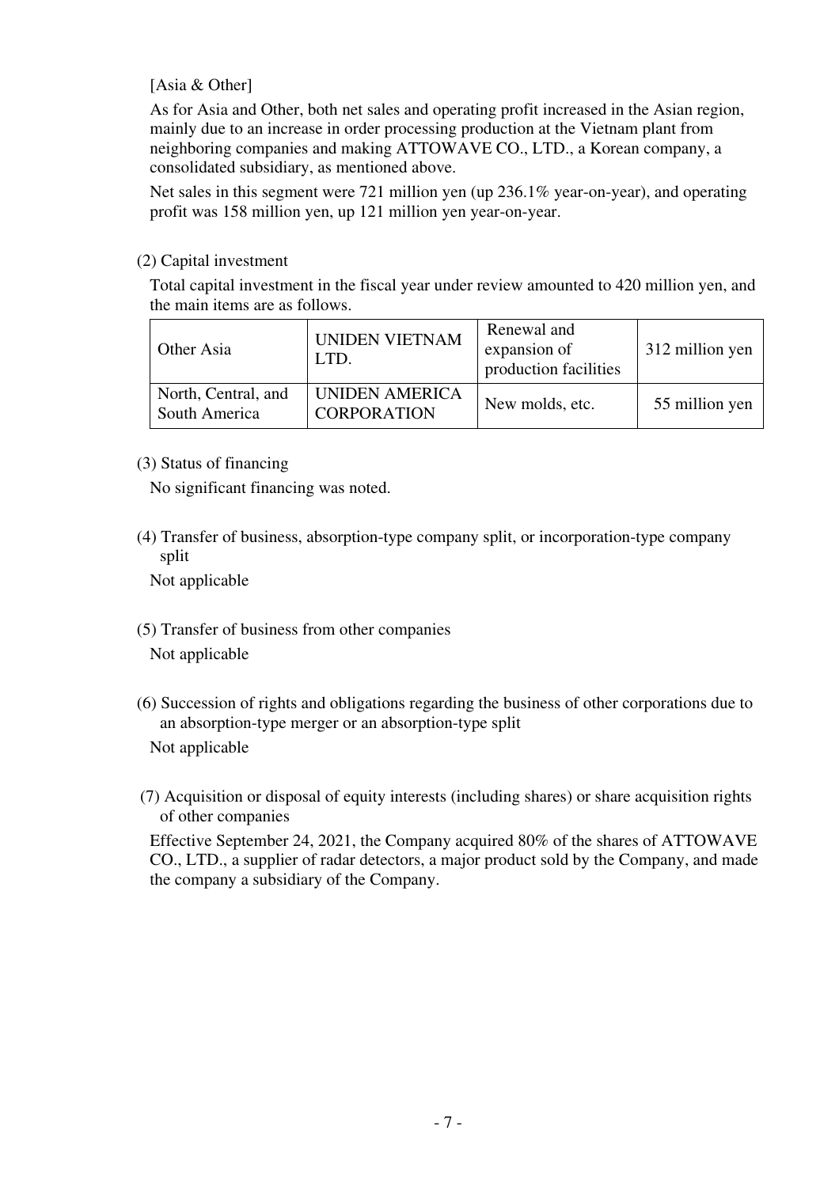[Asia & Other]

As for Asia and Other, both net sales and operating profit increased in the Asian region, mainly due to an increase in order processing production at the Vietnam plant from neighboring companies and making ATTOWAVE CO., LTD., a Korean company, a consolidated subsidiary, as mentioned above.

Net sales in this segment were 721 million yen (up 236.1% year-on-year), and operating profit was 158 million yen, up 121 million yen year-on-year.

(2) Capital investment

Total capital investment in the fiscal year under review amounted to 420 million yen, and the main items are as follows.

| Other Asia | UNIDEN VIETNAM LTD. | Renewal and expansion of production facilities | 312 million yen |
|---|---|---|---|
| North, Central, and South America | UNIDEN AMERICA CORPORATION | New molds, etc. | 55 million yen |

(3) Status of financing

No significant financing was noted.

(4) Transfer of business, absorption-type company split, or incorporation-type company split

Not applicable

(5) Transfer of business from other companies

Not applicable

(6) Succession of rights and obligations regarding the business of other corporations due to an absorption-type merger or an absorption-type split

Not applicable

(7) Acquisition or disposal of equity interests (including shares) or share acquisition rights of other companies

Effective September 24, 2021, the Company acquired 80% of the shares of ATTOWAVE CO., LTD., a supplier of radar detectors, a major product sold by the Company, and made the company a subsidiary of the Company.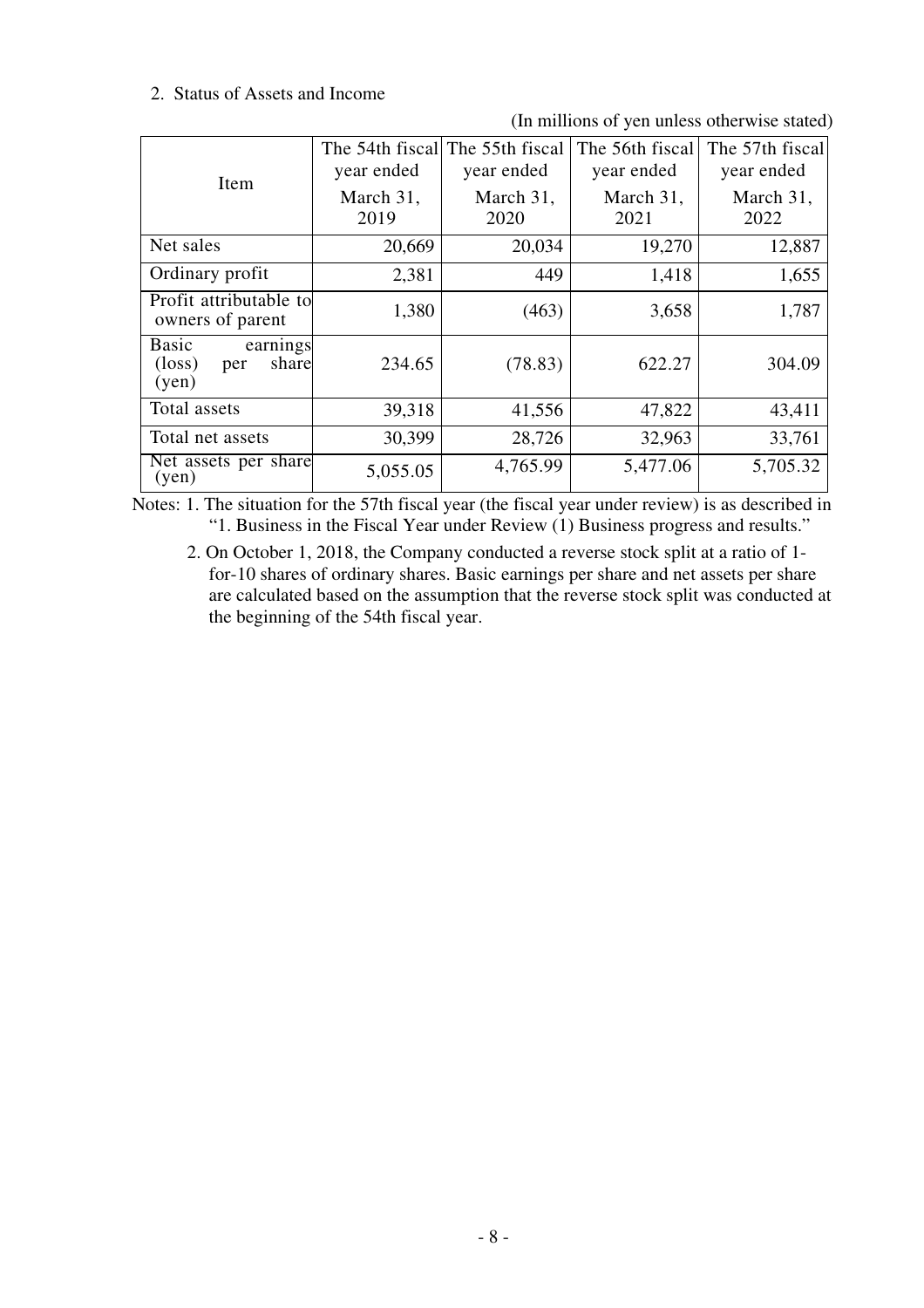## 2. Status of Assets and Income

(In millions of yen unless otherwise stated)

| Item | The 54th fiscal year ended March 31, 2019 | The 55th fiscal year ended March 31, 2020 | The 56th fiscal year ended March 31, 2021 | The 57th fiscal year ended March 31, 2022 |
|---|---|---|---|---|
| Net sales | 20,669 | 20,034 | 19,270 | 12,887 |
| Ordinary profit | 2,381 | 449 | 1,418 | 1,655 |
| Profit attributable to owners of parent | 1,380 | (463) | 3,658 | 1,787 |
| Basic earnings (loss) per share (yen) | 234.65 | (78.83) | 622.27 | 304.09 |
| Total assets | 39,318 | 41,556 | 47,822 | 43,411 |
| Total net assets | 30,399 | 28,726 | 32,963 | 33,761 |
| Net assets per share (yen) | 5,055.05 | 4,765.99 | 5,477.06 | 5,705.32 |

Notes: 1. The situation for the 57th fiscal year (the fiscal year under review) is as described in "1. Business in the Fiscal Year under Review (1) Business progress and results."

2. On October 1, 2018, the Company conducted a reverse stock split at a ratio of 1-for-10 shares of ordinary shares. Basic earnings per share and net assets per share are calculated based on the assumption that the reverse stock split was conducted at the beginning of the 54th fiscal year.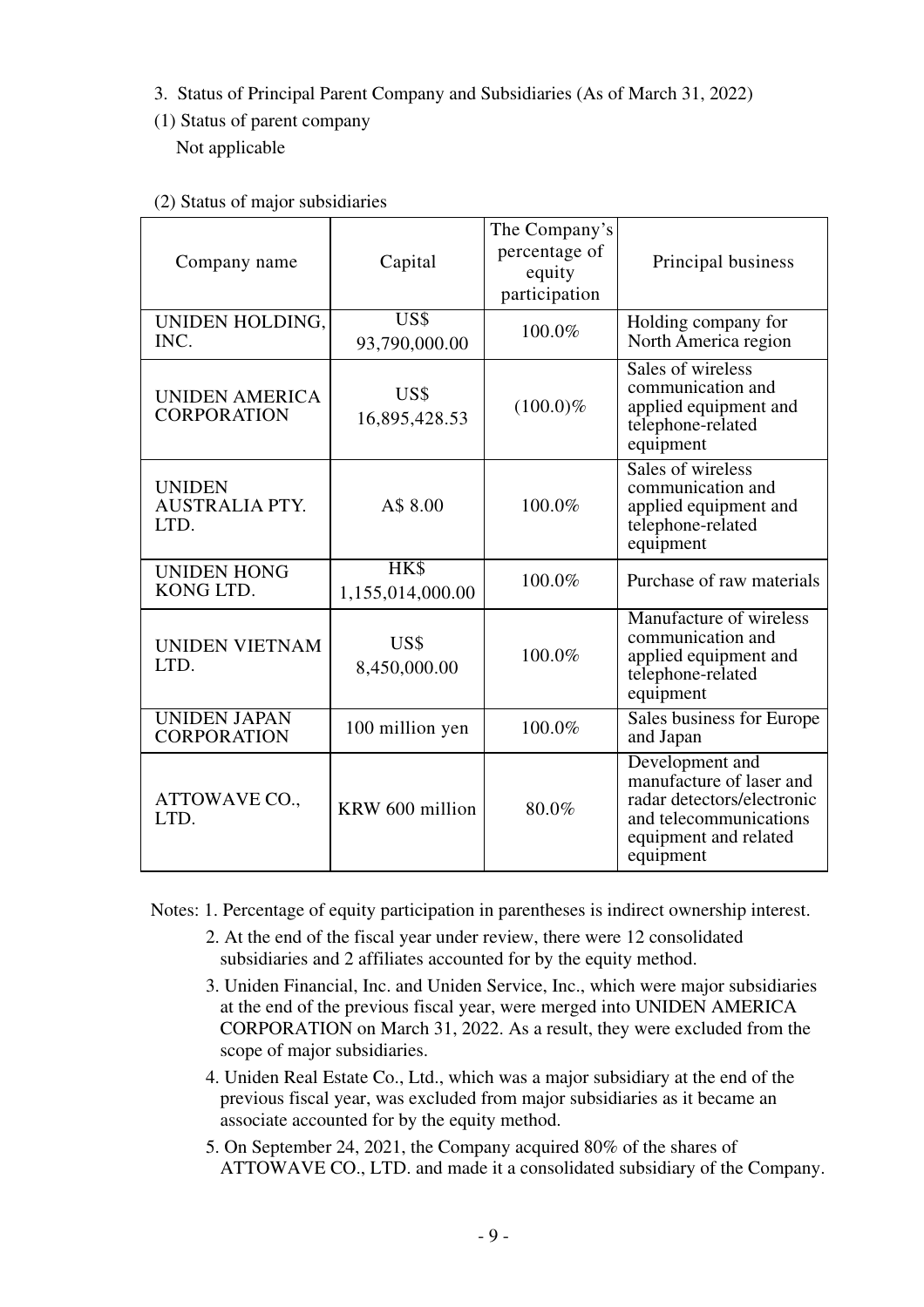3. Status of Principal Parent Company and Subsidiaries (As of March 31, 2022)

(1) Status of parent company

Not applicable

(2) Status of major subsidiaries

| Company name | Capital | The Company's percentage of equity participation | Principal business |
|---|---|---|---|
| UNIDEN HOLDING, INC. | US$ 93,790,000.00 | 100.0% | Holding company for North America region |
| UNIDEN AMERICA CORPORATION | US$ 16,895,428.53 | (100.0)% | Sales of wireless communication and applied equipment and telephone-related equipment |
| UNIDEN AUSTRALIA PTY. LTD. | A$ 8.00 | 100.0% | Sales of wireless communication and applied equipment and telephone-related equipment |
| UNIDEN HONG KONG LTD. | HK$ 1,155,014,000.00 | 100.0% | Purchase of raw materials |
| UNIDEN VIETNAM LTD. | US$ 8,450,000.00 | 100.0% | Manufacture of wireless communication and applied equipment and telephone-related equipment |
| UNIDEN JAPAN CORPORATION | 100 million yen | 100.0% | Sales business for Europe and Japan |
| ATTOWAVE CO., LTD. | KRW 600 million | 80.0% | Development and manufacture of laser and radar detectors/electronic and telecommunications equipment and related equipment |

Notes:
1. Percentage of equity participation in parentheses is indirect ownership interest.
2. At the end of the fiscal year under review, there were 12 consolidated subsidiaries and 2 affiliates accounted for by the equity method.
3. Uniden Financial, Inc. and Uniden Service, Inc., which were major subsidiaries at the end of the previous fiscal year, were merged into UNIDEN AMERICA CORPORATION on March 31, 2022. As a result, they were excluded from the scope of major subsidiaries.
4. Uniden Real Estate Co., Ltd., which was a major subsidiary at the end of the previous fiscal year, was excluded from major subsidiaries as it became an associate accounted for by the equity method.
5. On September 24, 2021, the Company acquired 80% of the shares of ATTOWAVE CO., LTD. and made it a consolidated subsidiary of the Company.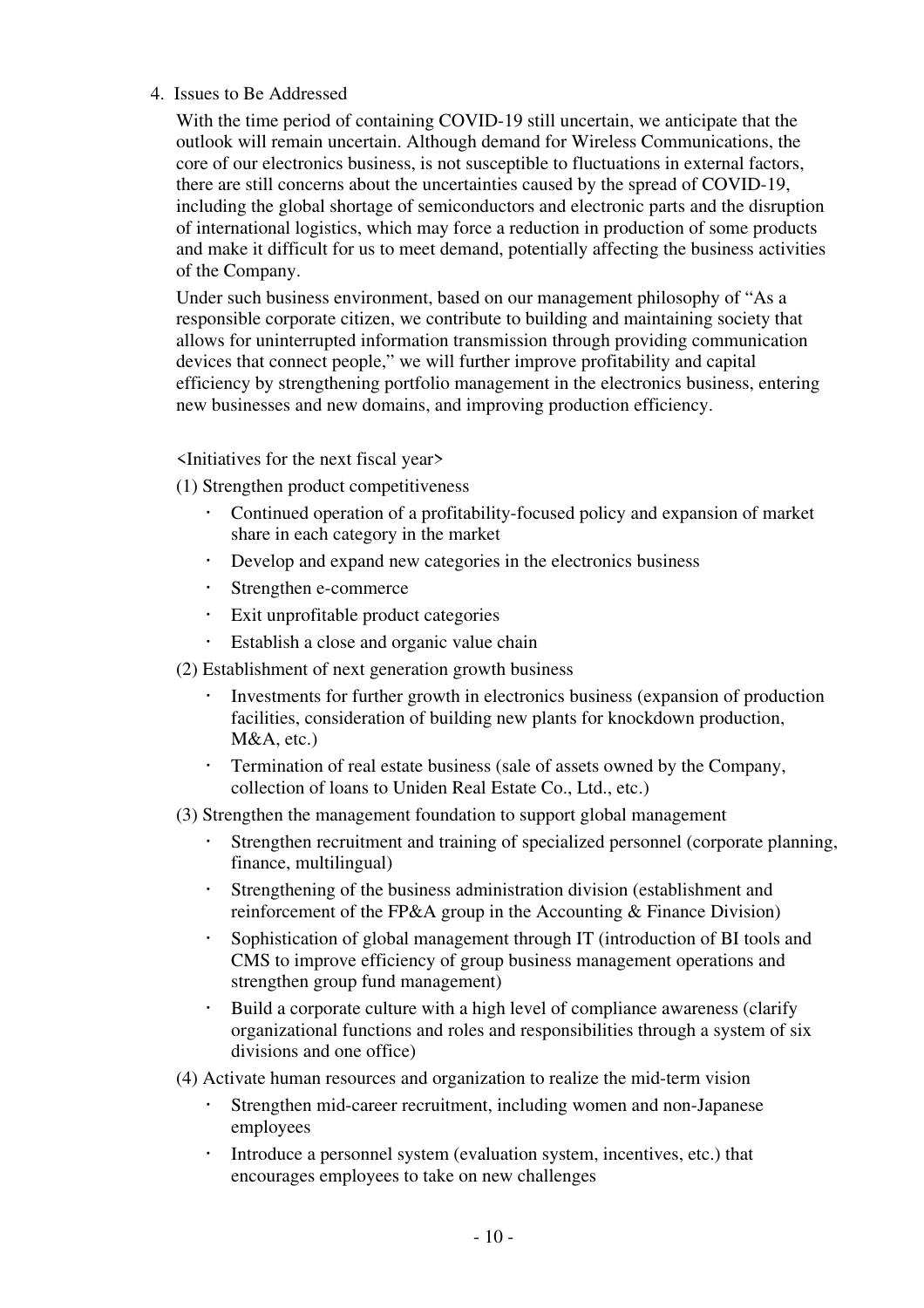## 4. Issues to Be Addressed

With the time period of containing COVID-19 still uncertain, we anticipate that the outlook will remain uncertain. Although demand for Wireless Communications, the core of our electronics business, is not susceptible to fluctuations in external factors, there are still concerns about the uncertainties caused by the spread of COVID-19, including the global shortage of semiconductors and electronic parts and the disruption of international logistics, which may force a reduction in production of some products and make it difficult for us to meet demand, potentially affecting the business activities of the Company.

Under such business environment, based on our management philosophy of "As a responsible corporate citizen, we contribute to building and maintaining society that allows for uninterrupted information transmission through providing communication devices that connect people," we will further improve profitability and capital efficiency by strengthening portfolio management in the electronics business, entering new businesses and new domains, and improving production efficiency.

<Initiatives for the next fiscal year>

(1) Strengthen product competitiveness

- Continued operation of a profitability-focused policy and expansion of market share in each category in the market
- Develop and expand new categories in the electronics business
- Strengthen e-commerce
- Exit unprofitable product categories
- Establish a close and organic value chain

(2) Establishment of next generation growth business

- Investments for further growth in electronics business (expansion of production facilities, consideration of building new plants for knockdown production, M&A, etc.)
- Termination of real estate business (sale of assets owned by the Company, collection of loans to Uniden Real Estate Co., Ltd., etc.)

(3) Strengthen the management foundation to support global management

- Strengthen recruitment and training of specialized personnel (corporate planning, finance, multilingual)
- Strengthening of the business administration division (establishment and reinforcement of the FP&A group in the Accounting & Finance Division)
- Sophistication of global management through IT (introduction of BI tools and CMS to improve efficiency of group business management operations and strengthen group fund management)
- Build a corporate culture with a high level of compliance awareness (clarify organizational functions and roles and responsibilities through a system of six divisions and one office)

(4) Activate human resources and organization to realize the mid-term vision

- Strengthen mid-career recruitment, including women and non-Japanese employees
- Introduce a personnel system (evaluation system, incentives, etc.) that encourages employees to take on new challenges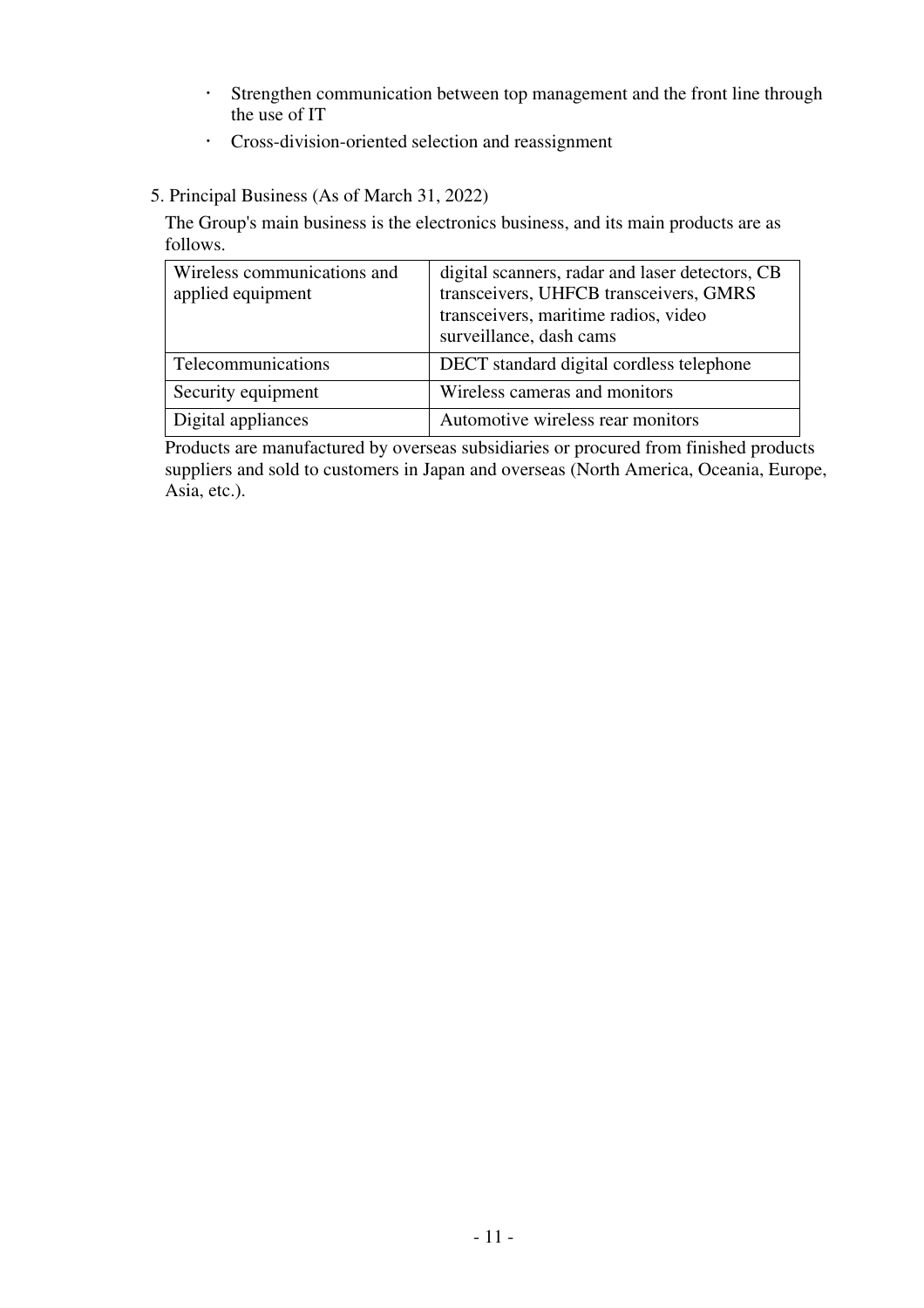- Strengthen communication between top management and the front line through the use of IT
- Cross-division-oriented selection and reassignment

5. Principal Business (As of March 31, 2022)

The Group's main business is the electronics business, and its main products are as follows.

| Wireless communications and applied equipment | digital scanners, radar and laser detectors, CB transceivers, UHFCB transceivers, GMRS transceivers, maritime radios, video surveillance, dash cams |
|---|---|
| Telecommunications | DECT standard digital cordless telephone |
| Security equipment | Wireless cameras and monitors |
| Digital appliances | Automotive wireless rear monitors |

Products are manufactured by overseas subsidiaries or procured from finished products suppliers and sold to customers in Japan and overseas (North America, Oceania, Europe, Asia, etc.).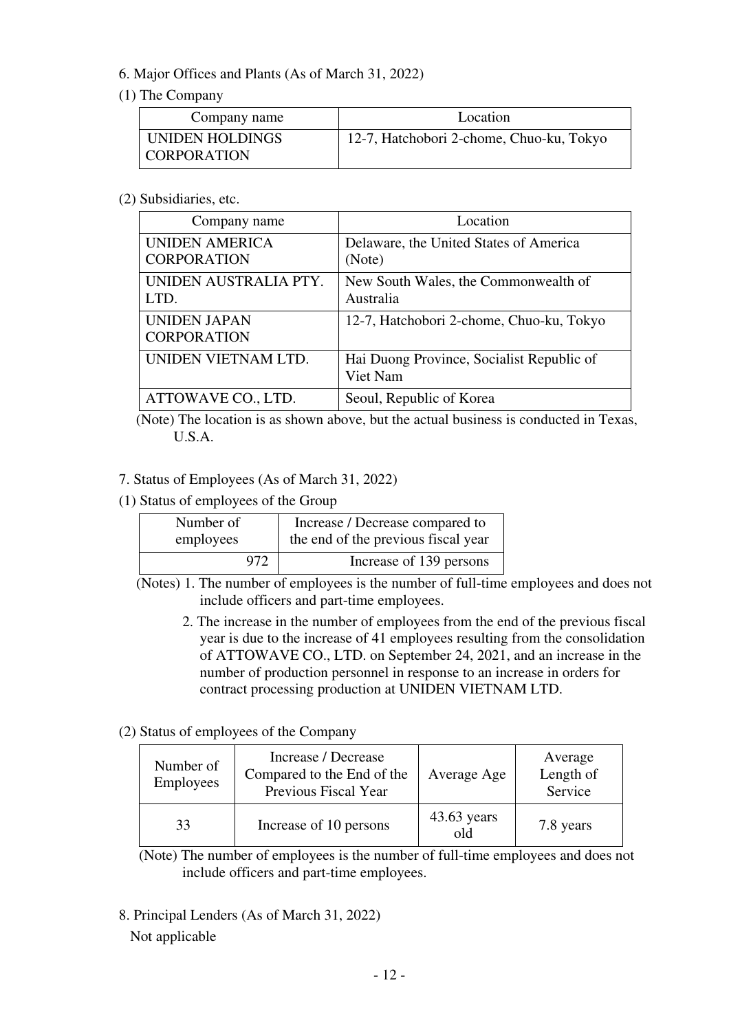## 6. Major Offices and Plants (As of March 31, 2022)

### (1) The Company

| Company name | Location |
|---|---|
| UNIDEN HOLDINGS CORPORATION | 12-7, Hatchobori 2-chome, Chuo-ku, Tokyo |

### (2) Subsidiaries, etc.

| Company name | Location |
|---|---|
| UNIDEN AMERICA CORPORATION | Delaware, the United States of America (Note) |
| UNIDEN AUSTRALIA PTY. LTD. | New South Wales, the Commonwealth of Australia |
| UNIDEN JAPAN CORPORATION | 12-7, Hatchobori 2-chome, Chuo-ku, Tokyo |
| UNIDEN VIETNAM LTD. | Hai Duong Province, Socialist Republic of Viet Nam |
| ATTOWAVE CO., LTD. | Seoul, Republic of Korea |

(Note) The location is as shown above, but the actual business is conducted in Texas, U.S.A.

## 7. Status of Employees (As of March 31, 2022)

### (1) Status of employees of the Group

| Number of employees | Increase / Decrease compared to the end of the previous fiscal year |
|---|---|
| 972 | Increase of 139 persons |

(Notes) 1. The number of employees is the number of full-time employees and does not include officers and part-time employees.

2. The increase in the number of employees from the end of the previous fiscal year is due to the increase of 41 employees resulting from the consolidation of ATTOWAVE CO., LTD. on September 24, 2021, and an increase in the number of production personnel in response to an increase in orders for contract processing production at UNIDEN VIETNAM LTD.

### (2) Status of employees of the Company

| Number of Employees | Increase / Decrease Compared to the End of the Previous Fiscal Year | Average Age | Average Length of Service |
|---|---|---|---|
| 33 | Increase of 10 persons | 43.63 years old | 7.8 years |

(Note) The number of employees is the number of full-time employees and does not include officers and part-time employees.

## 8. Principal Lenders (As of March 31, 2022)

Not applicable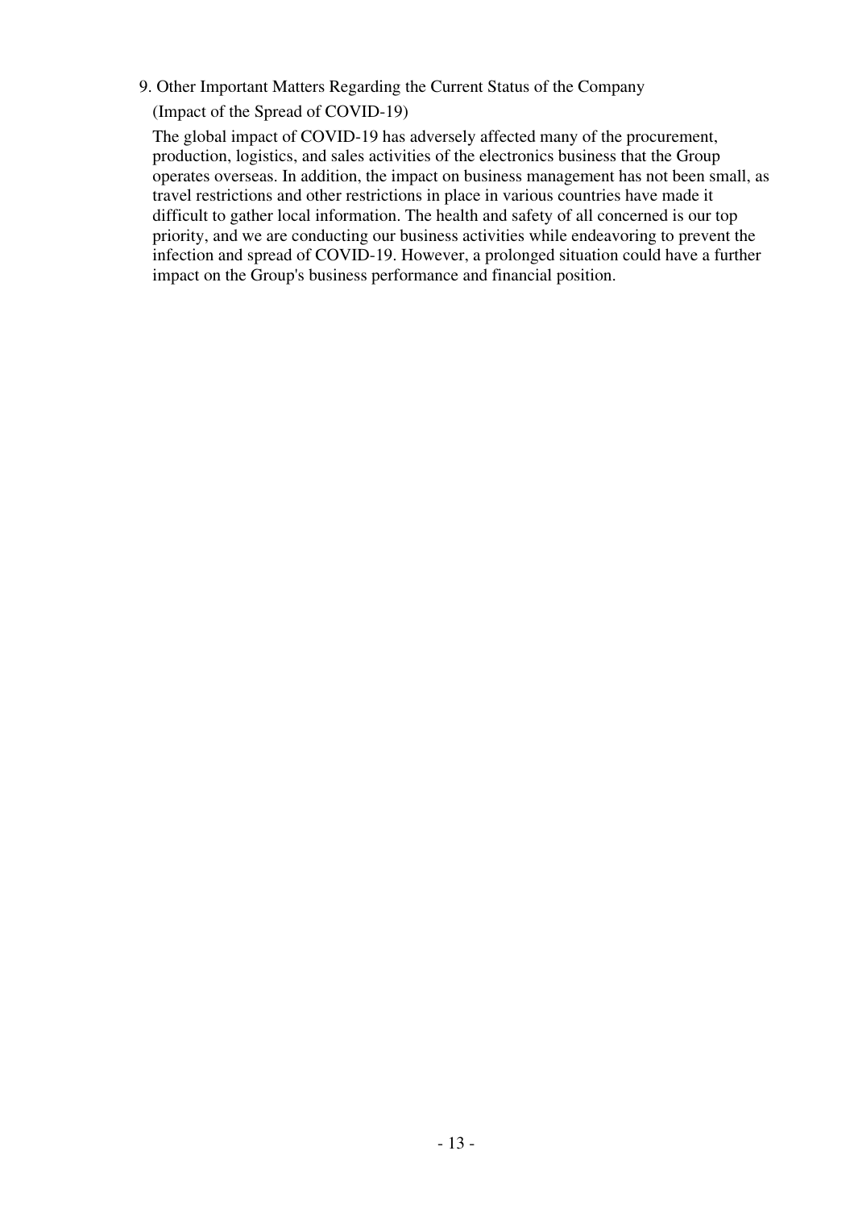## 9. Other Important Matters Regarding the Current Status of the Company

(Impact of the Spread of COVID-19)

The global impact of COVID-19 has adversely affected many of the procurement, production, logistics, and sales activities of the electronics business that the Group operates overseas. In addition, the impact on business management has not been small, as travel restrictions and other restrictions in place in various countries have made it difficult to gather local information. The health and safety of all concerned is our top priority, and we are conducting our business activities while endeavoring to prevent the infection and spread of COVID-19. However, a prolonged situation could have a further impact on the Group's business performance and financial position.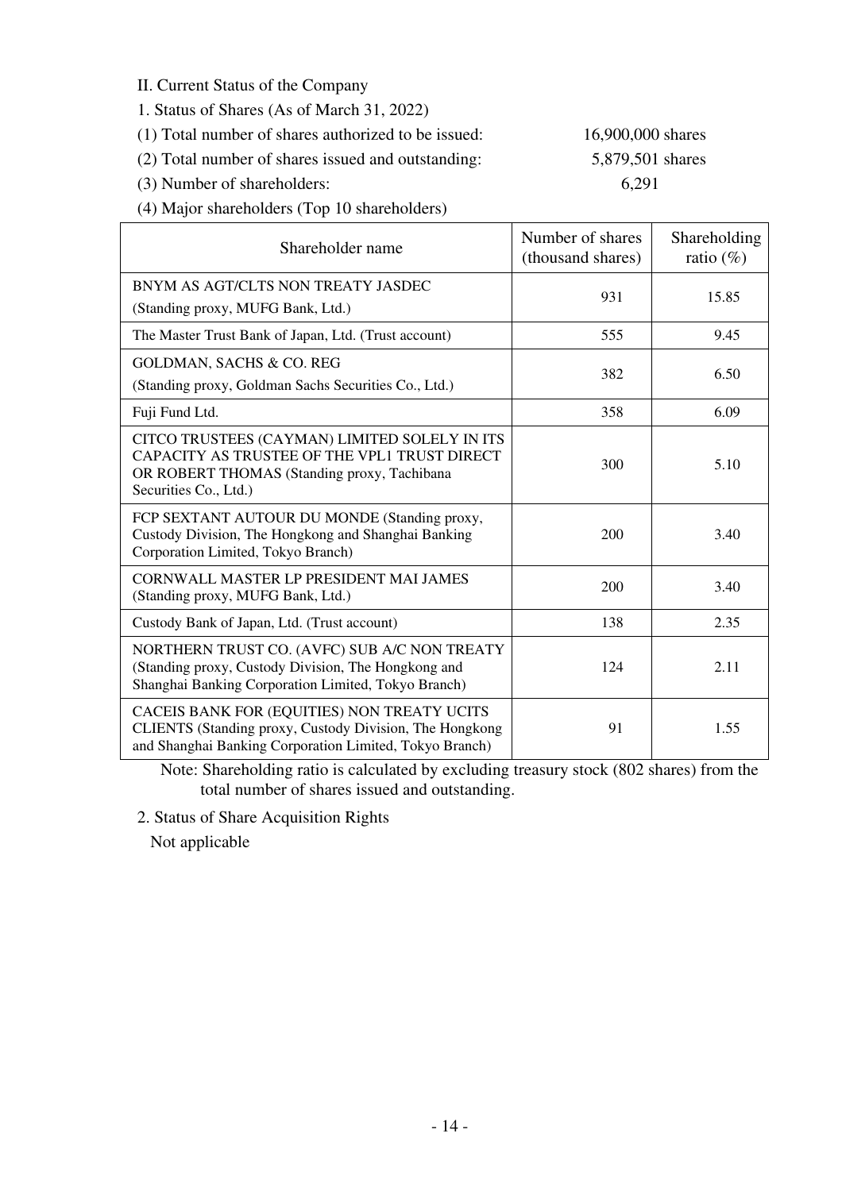## II. Current Status of the Company

### 1. Status of Shares (As of March 31, 2022)

(1) Total number of shares authorized to be issued: 16,900,000 shares

(2) Total number of shares issued and outstanding: 5,879,501 shares

(3) Number of shareholders: 6,291

(4) Major shareholders (Top 10 shareholders)

| Shareholder name | Number of shares (thousand shares) | Shareholding ratio (%) |
|---|---|---|
| BNYM AS AGT/CLTS NON TREATY JASDEC (Standing proxy, MUFG Bank, Ltd.) | 931 | 15.85 |
| The Master Trust Bank of Japan, Ltd. (Trust account) | 555 | 9.45 |
| GOLDMAN, SACHS & CO. REG (Standing proxy, Goldman Sachs Securities Co., Ltd.) | 382 | 6.50 |
| Fuji Fund Ltd. | 358 | 6.09 |
| CITCO TRUSTEES (CAYMAN) LIMITED SOLELY IN ITS CAPACITY AS TRUSTEE OF THE VPL1 TRUST DIRECT OR ROBERT THOMAS (Standing proxy, Tachibana Securities Co., Ltd.) | 300 | 5.10 |
| FCP SEXTANT AUTOUR DU MONDE (Standing proxy, Custody Division, The Hongkong and Shanghai Banking Corporation Limited, Tokyo Branch) | 200 | 3.40 |
| CORNWALL MASTER LP PRESIDENT MAI JAMES (Standing proxy, MUFG Bank, Ltd.) | 200 | 3.40 |
| Custody Bank of Japan, Ltd. (Trust account) | 138 | 2.35 |
| NORTHERN TRUST CO. (AVFC) SUB A/C NON TREATY (Standing proxy, Custody Division, The Hongkong and Shanghai Banking Corporation Limited, Tokyo Branch) | 124 | 2.11 |
| CACEIS BANK FOR (EQUITIES) NON TREATY UCITS CLIENTS (Standing proxy, Custody Division, The Hongkong and Shanghai Banking Corporation Limited, Tokyo Branch) | 91 | 1.55 |

Note: Shareholding ratio is calculated by excluding treasury stock (802 shares) from the total number of shares issued and outstanding.

### 2. Status of Share Acquisition Rights

Not applicable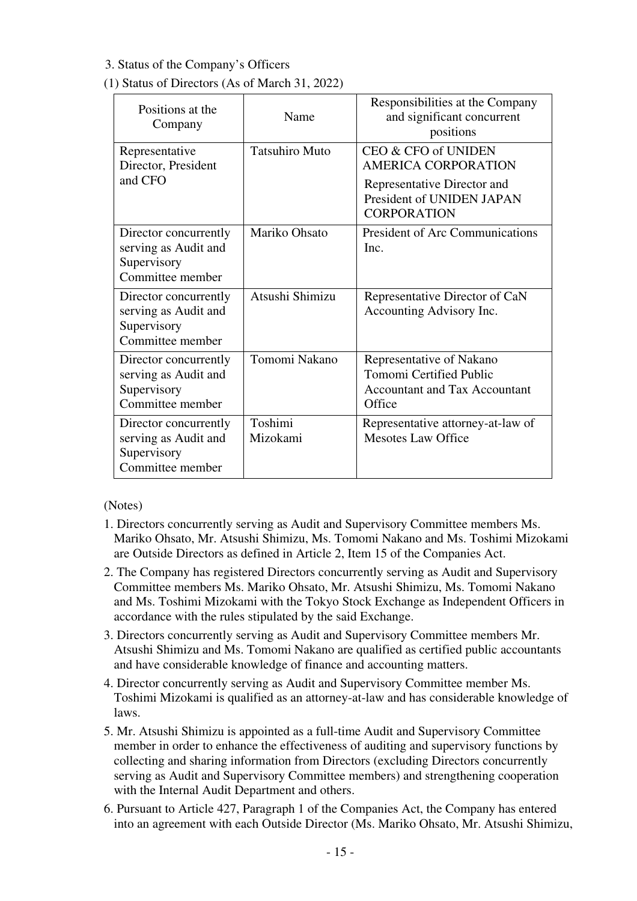3. Status of the Company's Officers

(1) Status of Directors (As of March 31, 2022)

| Positions at the Company | Name | Responsibilities at the Company and significant concurrent positions |
|---|---|---|
| Representative Director, President and CFO | Tatsuhiro Muto | CEO & CFO of UNIDEN AMERICA CORPORATION<br>Representative Director and President of UNIDEN JAPAN CORPORATION |
| Director concurrently serving as Audit and Supervisory Committee member | Mariko Ohsato | President of Arc Communications Inc. |
| Director concurrently serving as Audit and Supervisory Committee member | Atsushi Shimizu | Representative Director of CaN Accounting Advisory Inc. |
| Director concurrently serving as Audit and Supervisory Committee member | Tomomi Nakano | Representative of Nakano Tomomi Certified Public Accountant and Tax Accountant Office |
| Director concurrently serving as Audit and Supervisory Committee member | Toshimi Mizokami | Representative attorney-at-law of Mesotes Law Office |

(Notes)

1. Directors concurrently serving as Audit and Supervisory Committee members Ms. Mariko Ohsato, Mr. Atsushi Shimizu, Ms. Tomomi Nakano and Ms. Toshimi Mizokami are Outside Directors as defined in Article 2, Item 15 of the Companies Act.
2. The Company has registered Directors concurrently serving as Audit and Supervisory Committee members Ms. Mariko Ohsato, Mr. Atsushi Shimizu, Ms. Tomomi Nakano and Ms. Toshimi Mizokami with the Tokyo Stock Exchange as Independent Officers in accordance with the rules stipulated by the said Exchange.
3. Directors concurrently serving as Audit and Supervisory Committee members Mr. Atsushi Shimizu and Ms. Tomomi Nakano are qualified as certified public accountants and have considerable knowledge of finance and accounting matters.
4. Director concurrently serving as Audit and Supervisory Committee member Ms. Toshimi Mizokami is qualified as an attorney-at-law and has considerable knowledge of laws.
5. Mr. Atsushi Shimizu is appointed as a full-time Audit and Supervisory Committee member in order to enhance the effectiveness of auditing and supervisory functions by collecting and sharing information from Directors (excluding Directors concurrently serving as Audit and Supervisory Committee members) and strengthening cooperation with the Internal Audit Department and others.
6. Pursuant to Article 427, Paragraph 1 of the Companies Act, the Company has entered into an agreement with each Outside Director (Ms. Mariko Ohsato, Mr. Atsushi Shimizu,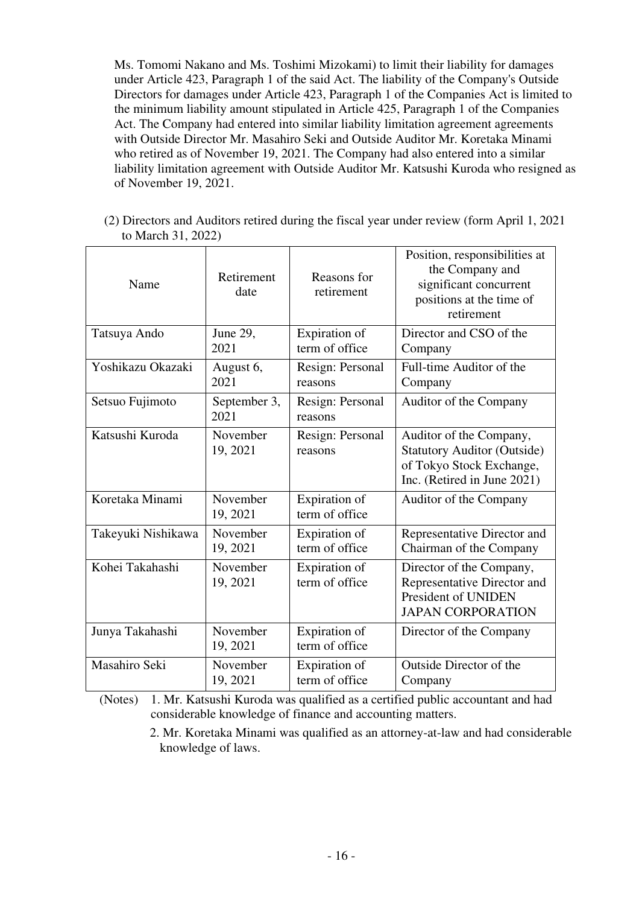Ms. Tomomi Nakano and Ms. Toshimi Mizokami) to limit their liability for damages under Article 423, Paragraph 1 of the said Act. The liability of the Company's Outside Directors for damages under Article 423, Paragraph 1 of the Companies Act is limited to the minimum liability amount stipulated in Article 425, Paragraph 1 of the Companies Act. The Company had entered into similar liability limitation agreement agreements with Outside Director Mr. Masahiro Seki and Outside Auditor Mr. Koretaka Minami who retired as of November 19, 2021. The Company had also entered into a similar liability limitation agreement with Outside Auditor Mr. Katsushi Kuroda who resigned as of November 19, 2021.

(2) Directors and Auditors retired during the fiscal year under review (form April 1, 2021 to March 31, 2022)

| Name | Retirement date | Reasons for retirement | Position, responsibilities at the Company and significant concurrent positions at the time of retirement |
|---|---|---|---|
| Tatsuya Ando | June 29, 2021 | Expiration of term of office | Director and CSO of the Company |
| Yoshikazu Okazaki | August 6, 2021 | Resign: Personal reasons | Full-time Auditor of the Company |
| Setsuo Fujimoto | September 3, 2021 | Resign: Personal reasons | Auditor of the Company |
| Katsushi Kuroda | November 19, 2021 | Resign: Personal reasons | Auditor of the Company, Statutory Auditor (Outside) of Tokyo Stock Exchange, Inc. (Retired in June 2021) |
| Koretaka Minami | November 19, 2021 | Expiration of term of office | Auditor of the Company |
| Takeyuki Nishikawa | November 19, 2021 | Expiration of term of office | Representative Director and Chairman of the Company |
| Kohei Takahashi | November 19, 2021 | Expiration of term of office | Director of the Company, Representative Director and President of UNIDEN JAPAN CORPORATION |
| Junya Takahashi | November 19, 2021 | Expiration of term of office | Director of the Company |
| Masahiro Seki | November 19, 2021 | Expiration of term of office | Outside Director of the Company |

(Notes) 1. Mr. Katsushi Kuroda was qualified as a certified public accountant and had considerable knowledge of finance and accounting matters.

2. Mr. Koretaka Minami was qualified as an attorney-at-law and had considerable knowledge of laws.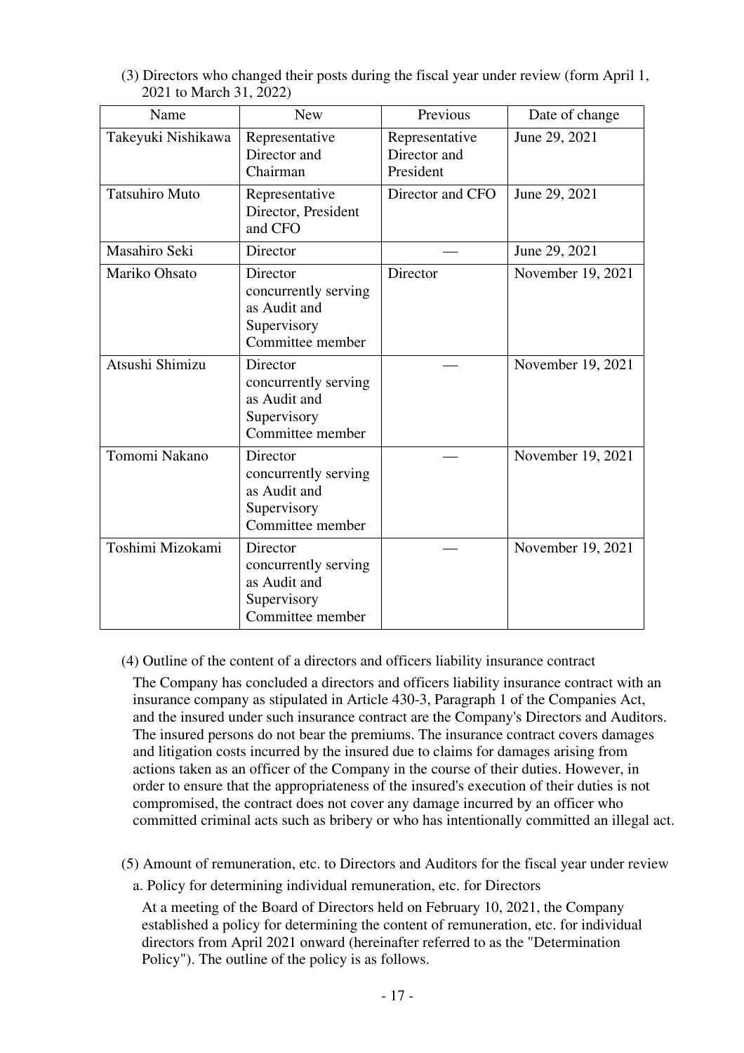(3) Directors who changed their posts during the fiscal year under review (form April 1, 2021 to March 31, 2022)

| Name | New | Previous | Date of change |
|---|---|---|---|
| Takeyuki Nishikawa | Representative Director and Chairman | Representative Director and President | June 29, 2021 |
| Tatsuhiro Muto | Representative Director, President and CFO | Director and CFO | June 29, 2021 |
| Masahiro Seki | Director | — | June 29, 2021 |
| Mariko Ohsato | Director concurrently serving as Audit and Supervisory Committee member | Director | November 19, 2021 |
| Atsushi Shimizu | Director concurrently serving as Audit and Supervisory Committee member | — | November 19, 2021 |
| Tomomi Nakano | Director concurrently serving as Audit and Supervisory Committee member | — | November 19, 2021 |
| Toshimi Mizokami | Director concurrently serving as Audit and Supervisory Committee member | — | November 19, 2021 |

(4) Outline of the content of a directors and officers liability insurance contract

The Company has concluded a directors and officers liability insurance contract with an insurance company as stipulated in Article 430-3, Paragraph 1 of the Companies Act, and the insured under such insurance contract are the Company's Directors and Auditors. The insured persons do not bear the premiums. The insurance contract covers damages and litigation costs incurred by the insured due to claims for damages arising from actions taken as an officer of the Company in the course of their duties. However, in order to ensure that the appropriateness of the insured's execution of their duties is not compromised, the contract does not cover any damage incurred by an officer who committed criminal acts such as bribery or who has intentionally committed an illegal act.

(5) Amount of remuneration, etc. to Directors and Auditors for the fiscal year under review

a. Policy for determining individual remuneration, etc. for Directors

At a meeting of the Board of Directors held on February 10, 2021, the Company established a policy for determining the content of remuneration, etc. for individual directors from April 2021 onward (hereinafter referred to as the "Determination Policy"). The outline of the policy is as follows.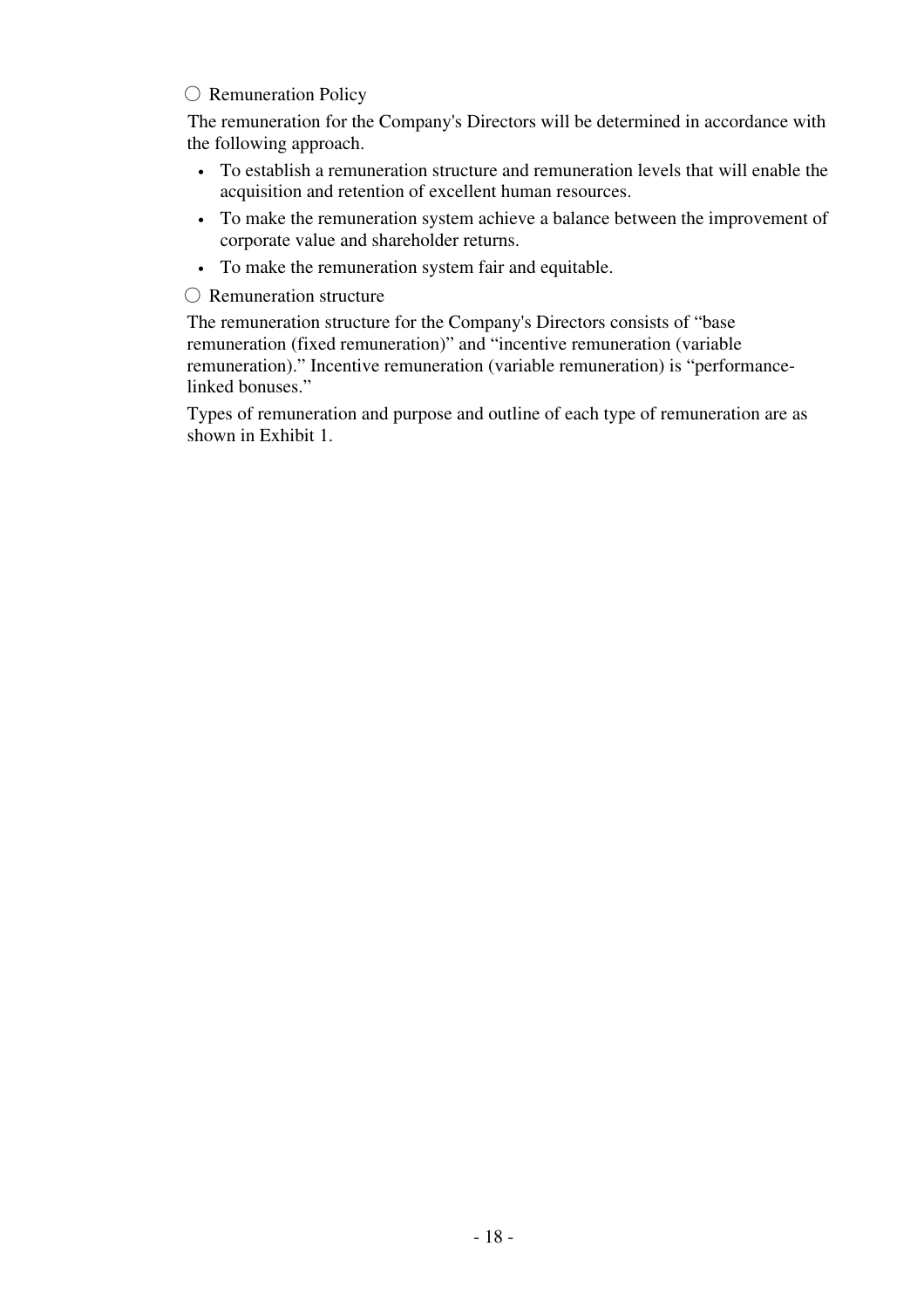○ Remuneration Policy

The remuneration for the Company's Directors will be determined in accordance with the following approach.

- To establish a remuneration structure and remuneration levels that will enable the acquisition and retention of excellent human resources.
- To make the remuneration system achieve a balance between the improvement of corporate value and shareholder returns.
- To make the remuneration system fair and equitable.

○ Remuneration structure

The remuneration structure for the Company's Directors consists of "base remuneration (fixed remuneration)" and "incentive remuneration (variable remuneration)." Incentive remuneration (variable remuneration) is "performance-linked bonuses."

Types of remuneration and purpose and outline of each type of remuneration are as shown in Exhibit 1.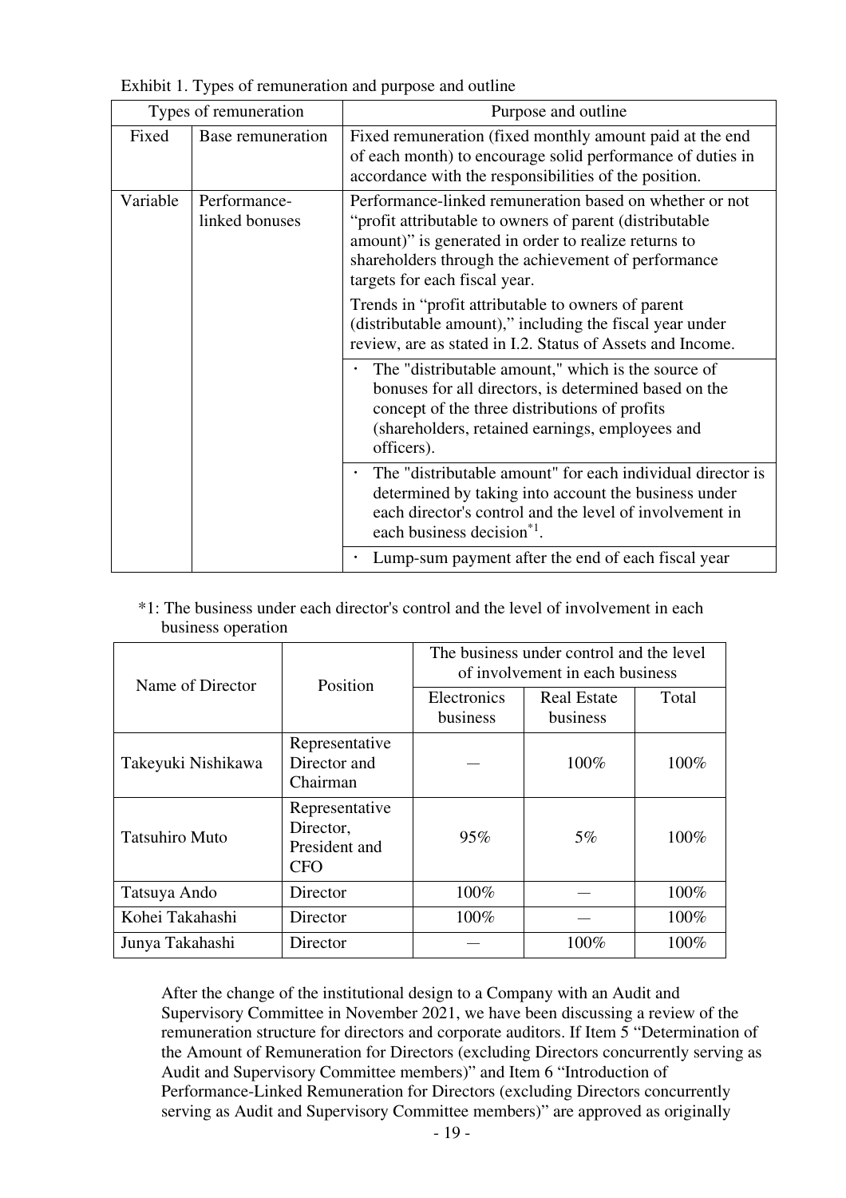Exhibit 1. Types of remuneration and purpose and outline

| Types of remuneration | | Purpose and outline |
|---|---|---|
| Fixed | Base remuneration | Fixed remuneration (fixed monthly amount paid at the end of each month) to encourage solid performance of duties in accordance with the responsibilities of the position. |
| Variable | Performance-linked bonuses | Performance-linked remuneration based on whether or not "profit attributable to owners of parent (distributable amount)" is generated in order to realize returns to shareholders through the achievement of performance targets for each fiscal year. Trends in "profit attributable to owners of parent (distributable amount)," including the fiscal year under review, are as stated in I.2. Status of Assets and Income. |
| | | ・ The "distributable amount," which is the source of bonuses for all directors, is determined based on the concept of the three distributions of profits (shareholders, retained earnings, employees and officers). |
| | | ・ The "distributable amount" for each individual director is determined by taking into account the business under each director's control and the level of involvement in each business decision[*1]. |
| | | ・ Lump-sum payment after the end of each fiscal year |

*1: The business under each director's control and the level of involvement in each business operation

| Name of Director | Position | The business under control and the level of involvement in each business | | |
|---|---|---|---|---|
| | | Electronics business | Real Estate business | Total |
| Takeyuki Nishikawa | Representative Director and Chairman | — | 100% | 100% |
| Tatsuhiro Muto | Representative Director, President and CFO | 95% | 5% | 100% |
| Tatsuya Ando | Director | 100% | — | 100% |
| Kohei Takahashi | Director | 100% | — | 100% |
| Junya Takahashi | Director | — | 100% | 100% |

After the change of the institutional design to a Company with an Audit and Supervisory Committee in November 2021, we have been discussing a review of the remuneration structure for directors and corporate auditors. If Item 5 "Determination of the Amount of Remuneration for Directors (excluding Directors concurrently serving as Audit and Supervisory Committee members)" and Item 6 "Introduction of Performance-Linked Remuneration for Directors (excluding Directors concurrently serving as Audit and Supervisory Committee members)" are approved as originally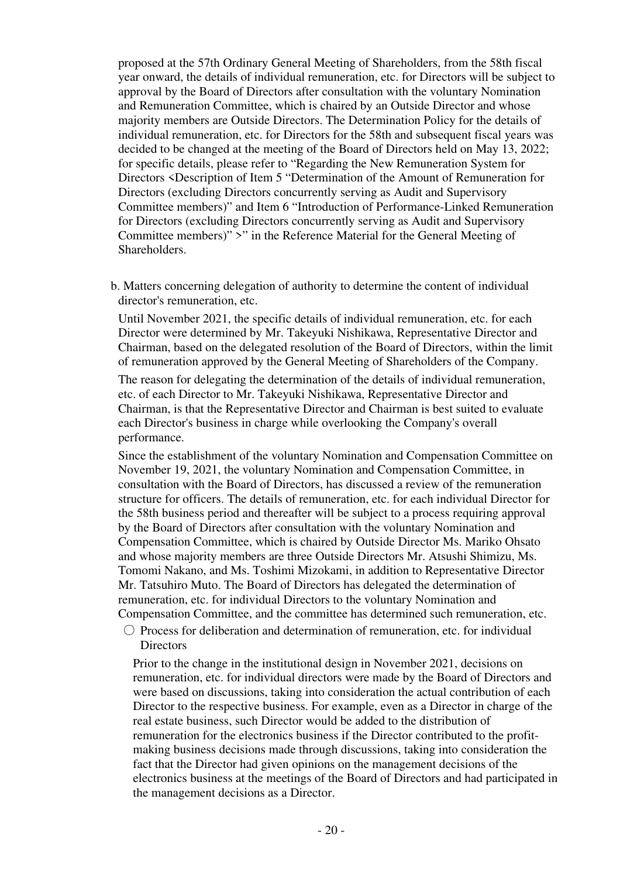proposed at the 57th Ordinary General Meeting of Shareholders, from the 58th fiscal year onward, the details of individual remuneration, etc. for Directors will be subject to approval by the Board of Directors after consultation with the voluntary Nomination and Remuneration Committee, which is chaired by an Outside Director and whose majority members are Outside Directors. The Determination Policy for the details of individual remuneration, etc. for Directors for the 58th and subsequent fiscal years was decided to be changed at the meeting of the Board of Directors held on May 13, 2022; for specific details, please refer to "Regarding the New Remuneration System for Directors <Description of Item 5 "Determination of the Amount of Remuneration for Directors (excluding Directors concurrently serving as Audit and Supervisory Committee members)" and Item 6 "Introduction of Performance-Linked Remuneration for Directors (excluding Directors concurrently serving as Audit and Supervisory Committee members)" >" in the Reference Material for the General Meeting of Shareholders.

b. Matters concerning delegation of authority to determine the content of individual director's remuneration, etc.

Until November 2021, the specific details of individual remuneration, etc. for each Director were determined by Mr. Takeyuki Nishikawa, Representative Director and Chairman, based on the delegated resolution of the Board of Directors, within the limit of remuneration approved by the General Meeting of Shareholders of the Company.

The reason for delegating the determination of the details of individual remuneration, etc. of each Director to Mr. Takeyuki Nishikawa, Representative Director and Chairman, is that the Representative Director and Chairman is best suited to evaluate each Director's business in charge while overlooking the Company's overall performance.

Since the establishment of the voluntary Nomination and Compensation Committee on November 19, 2021, the voluntary Nomination and Compensation Committee, in consultation with the Board of Directors, has discussed a review of the remuneration structure for officers. The details of remuneration, etc. for each individual Director for the 58th business period and thereafter will be subject to a process requiring approval by the Board of Directors after consultation with the voluntary Nomination and Compensation Committee, which is chaired by Outside Director Ms. Mariko Ohsato and whose majority members are three Outside Directors Mr. Atsushi Shimizu, Ms. Tomomi Nakano, and Ms. Toshimi Mizokami, in addition to Representative Director Mr. Tatsuhiro Muto. The Board of Directors has delegated the determination of remuneration, etc. for individual Directors to the voluntary Nomination and Compensation Committee, and the committee has determined such remuneration, etc.

○ Process for deliberation and determination of remuneration, etc. for individual Directors

Prior to the change in the institutional design in November 2021, decisions on remuneration, etc. for individual directors were made by the Board of Directors and were based on discussions, taking into consideration the actual contribution of each Director to the respective business. For example, even as a Director in charge of the real estate business, such Director would be added to the distribution of remuneration for the electronics business if the Director contributed to the profit-making business decisions made through discussions, taking into consideration the fact that the Director had given opinions on the management decisions of the electronics business at the meetings of the Board of Directors and had participated in the management decisions as a Director.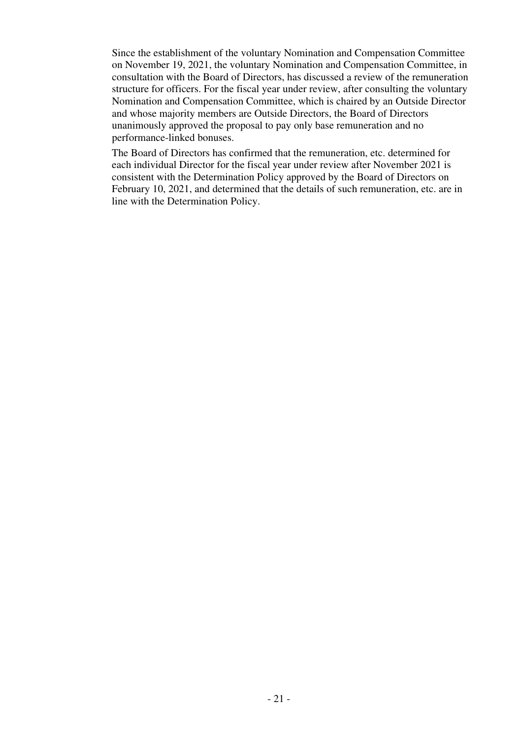Since the establishment of the voluntary Nomination and Compensation Committee on November 19, 2021, the voluntary Nomination and Compensation Committee, in consultation with the Board of Directors, has discussed a review of the remuneration structure for officers. For the fiscal year under review, after consulting the voluntary Nomination and Compensation Committee, which is chaired by an Outside Director and whose majority members are Outside Directors, the Board of Directors unanimously approved the proposal to pay only base remuneration and no performance-linked bonuses.

The Board of Directors has confirmed that the remuneration, etc. determined for each individual Director for the fiscal year under review after November 2021 is consistent with the Determination Policy approved by the Board of Directors on February 10, 2021, and determined that the details of such remuneration, etc. are in line with the Determination Policy.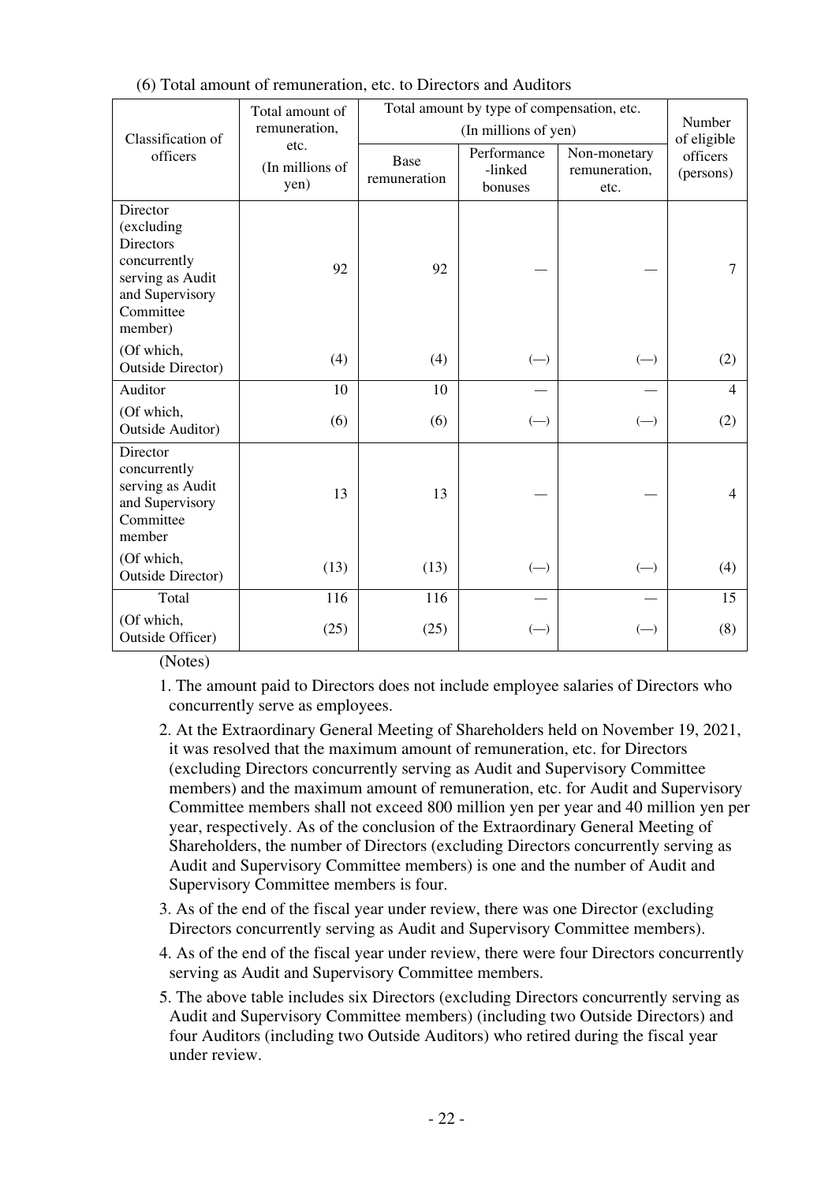(6) Total amount of remuneration, etc. to Directors and Auditors

| Classification of officers | Total amount of remuneration, etc. (In millions of yen) | Total amount by type of compensation, etc. (In millions of yen) | | | Number of eligible officers (persons) |
|---|---|---|---|---|---|
| | | Base remuneration | Performance -linked bonuses | Non-monetary remuneration, etc. | |
| Director (excluding Directors concurrently serving as Audit and Supervisory Committee member) | 92 | 92 | — | — | 7 |
| (Of which, Outside Director) | (4) | (4) | (—) | (—) | (2) |
| Auditor | 10 | 10 | — | — | 4 |
| (Of which, Outside Auditor) | (6) | (6) | (—) | (—) | (2) |
| Director concurrently serving as Audit and Supervisory Committee member | 13 | 13 | — | — | 4 |
| (Of which, Outside Director) | (13) | (13) | (—) | (—) | (4) |
| Total | 116 | 116 | — | — | 15 |
| (Of which, Outside Officer) | (25) | (25) | (—) | (—) | (8) |

(Notes)

1. The amount paid to Directors does not include employee salaries of Directors who concurrently serve as employees.
2. At the Extraordinary General Meeting of Shareholders held on November 19, 2021, it was resolved that the maximum amount of remuneration, etc. for Directors (excluding Directors concurrently serving as Audit and Supervisory Committee members) and the maximum amount of remuneration, etc. for Audit and Supervisory Committee members shall not exceed 800 million yen per year and 40 million yen per year, respectively. As of the conclusion of the Extraordinary General Meeting of Shareholders, the number of Directors (excluding Directors concurrently serving as Audit and Supervisory Committee members) is one and the number of Audit and Supervisory Committee members is four.
3. As of the end of the fiscal year under review, there was one Director (excluding Directors concurrently serving as Audit and Supervisory Committee members).
4. As of the end of the fiscal year under review, there were four Directors concurrently serving as Audit and Supervisory Committee members.
5. The above table includes six Directors (excluding Directors concurrently serving as Audit and Supervisory Committee members) (including two Outside Directors) and four Auditors (including two Outside Auditors) who retired during the fiscal year under review.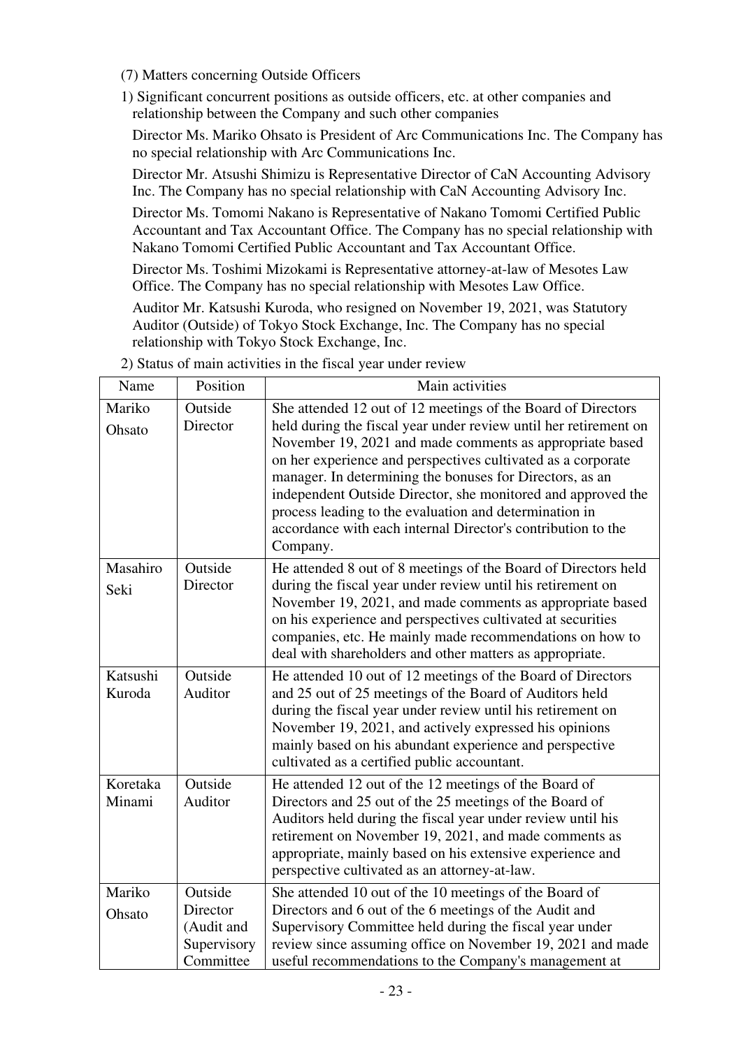(7) Matters concerning Outside Officers

1) Significant concurrent positions as outside officers, etc. at other companies and relationship between the Company and such other companies

Director Ms. Mariko Ohsato is President of Arc Communications Inc. The Company has no special relationship with Arc Communications Inc.

Director Mr. Atsushi Shimizu is Representative Director of CaN Accounting Advisory Inc. The Company has no special relationship with CaN Accounting Advisory Inc.

Director Ms. Tomomi Nakano is Representative of Nakano Tomomi Certified Public Accountant and Tax Accountant Office. The Company has no special relationship with Nakano Tomomi Certified Public Accountant and Tax Accountant Office.

Director Ms. Toshimi Mizokami is Representative attorney-at-law of Mesotes Law Office. The Company has no special relationship with Mesotes Law Office.

Auditor Mr. Katsushi Kuroda, who resigned on November 19, 2021, was Statutory Auditor (Outside) of Tokyo Stock Exchange, Inc. The Company has no special relationship with Tokyo Stock Exchange, Inc.

2) Status of main activities in the fiscal year under review

| Name | Position | Main activities |
|---|---|---|
| Mariko Ohsato | Outside Director | She attended 12 out of 12 meetings of the Board of Directors held during the fiscal year under review until her retirement on November 19, 2021 and made comments as appropriate based on her experience and perspectives cultivated as a corporate manager. In determining the bonuses for Directors, as an independent Outside Director, she monitored and approved the process leading to the evaluation and determination in accordance with each internal Director's contribution to the Company. |
| Masahiro Seki | Outside Director | He attended 8 out of 8 meetings of the Board of Directors held during the fiscal year under review until his retirement on November 19, 2021, and made comments as appropriate based on his experience and perspectives cultivated at securities companies, etc. He mainly made recommendations on how to deal with shareholders and other matters as appropriate. |
| Katsushi Kuroda | Outside Auditor | He attended 10 out of 12 meetings of the Board of Directors and 25 out of 25 meetings of the Board of Auditors held during the fiscal year under review until his retirement on November 19, 2021, and actively expressed his opinions mainly based on his abundant experience and perspective cultivated as a certified public accountant. |
| Koretaka Minami | Outside Auditor | He attended 12 out of the 12 meetings of the Board of Directors and 25 out of the 25 meetings of the Board of Auditors held during the fiscal year under review until his retirement on November 19, 2021, and made comments as appropriate, mainly based on his extensive experience and perspective cultivated as an attorney-at-law. |
| Mariko Ohsato | Outside Director (Audit and Supervisory Committee | She attended 10 out of the 10 meetings of the Board of Directors and 6 out of the 6 meetings of the Audit and Supervisory Committee held during the fiscal year under review since assuming office on November 19, 2021 and made useful recommendations to the Company's management at |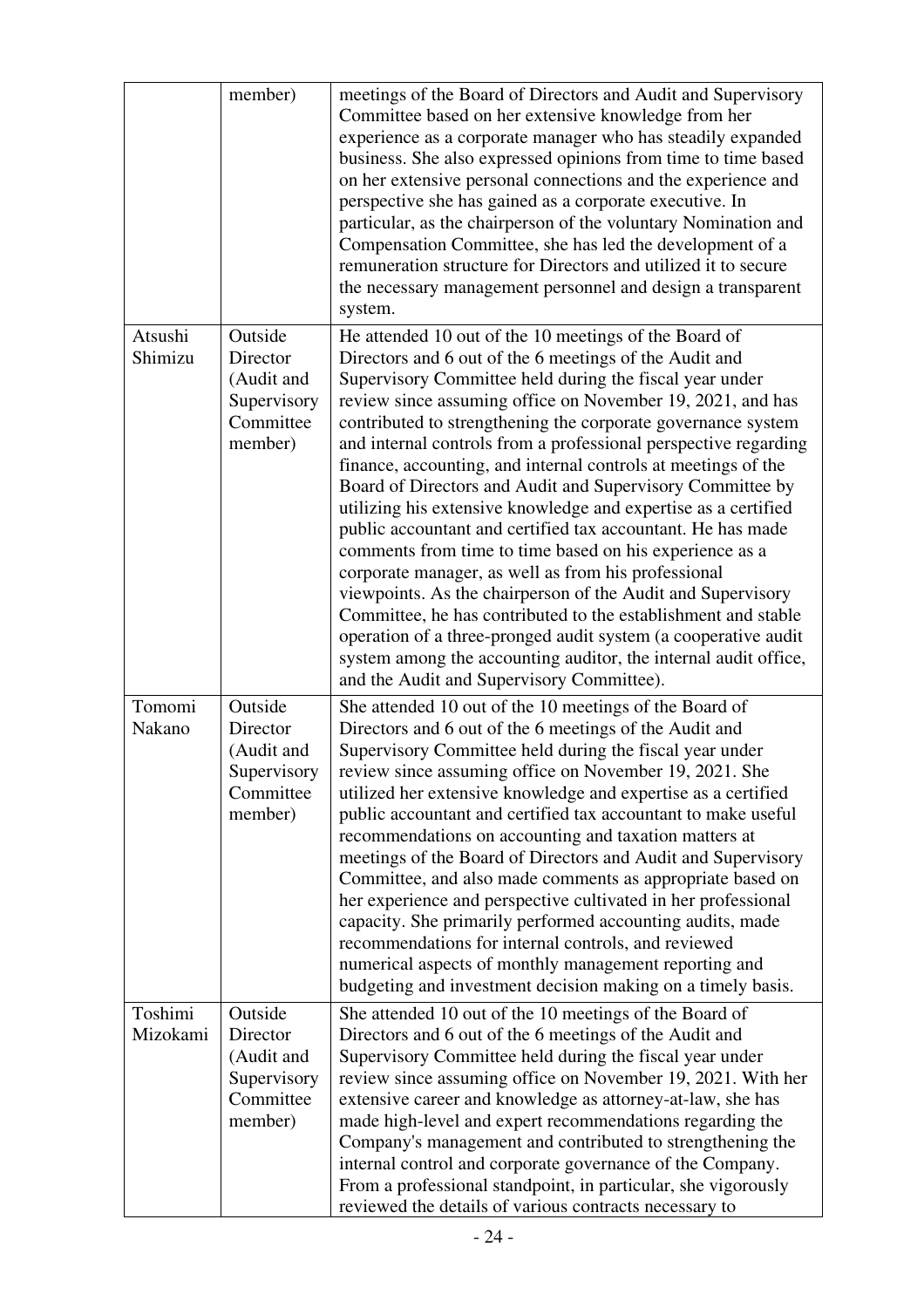| | | |
|---|---|---|
| | member) | meetings of the Board of Directors and Audit and Supervisory Committee based on her extensive knowledge from her experience as a corporate manager who has steadily expanded business. She also expressed opinions from time to time based on her extensive personal connections and the experience and perspective she has gained as a corporate executive. In particular, as the chairperson of the voluntary Nomination and Compensation Committee, she has led the development of a remuneration structure for Directors and utilized it to secure the necessary management personnel and design a transparent system. |
| Atsushi Shimizu | Outside Director (Audit and Supervisory Committee member) | He attended 10 out of the 10 meetings of the Board of Directors and 6 out of the 6 meetings of the Audit and Supervisory Committee held during the fiscal year under review since assuming office on November 19, 2021, and has contributed to strengthening the corporate governance system and internal controls from a professional perspective regarding finance, accounting, and internal controls at meetings of the Board of Directors and Audit and Supervisory Committee by utilizing his extensive knowledge and expertise as a certified public accountant and certified tax accountant. He has made comments from time to time based on his experience as a corporate manager, as well as from his professional viewpoints. As the chairperson of the Audit and Supervisory Committee, he has contributed to the establishment and stable operation of a three-pronged audit system (a cooperative audit system among the accounting auditor, the internal audit office, and the Audit and Supervisory Committee). |
| Tomomi Nakano | Outside Director (Audit and Supervisory Committee member) | She attended 10 out of the 10 meetings of the Board of Directors and 6 out of the 6 meetings of the Audit and Supervisory Committee held during the fiscal year under review since assuming office on November 19, 2021. She utilized her extensive knowledge and expertise as a certified public accountant and certified tax accountant to make useful recommendations on accounting and taxation matters at meetings of the Board of Directors and Audit and Supervisory Committee, and also made comments as appropriate based on her experience and perspective cultivated in her professional capacity. She primarily performed accounting audits, made recommendations for internal controls, and reviewed numerical aspects of monthly management reporting and budgeting and investment decision making on a timely basis. |
| Toshimi Mizokami | Outside Director (Audit and Supervisory Committee member) | She attended 10 out of the 10 meetings of the Board of Directors and 6 out of the 6 meetings of the Audit and Supervisory Committee held during the fiscal year under review since assuming office on November 19, 2021. With her extensive career and knowledge as attorney-at-law, she has made high-level and expert recommendations regarding the Company's management and contributed to strengthening the internal control and corporate governance of the Company. From a professional standpoint, in particular, she vigorously reviewed the details of various contracts necessary to |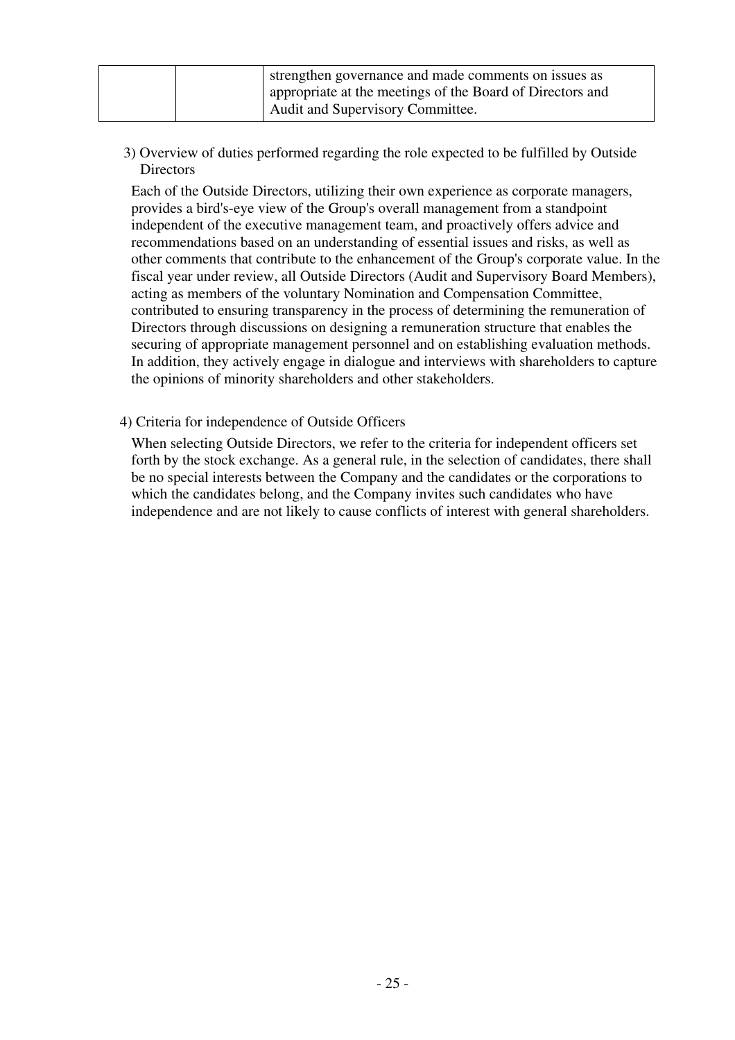| | | strengthen governance and made comments on issues as appropriate at the meetings of the Board of Directors and Audit and Supervisory Committee. |
|---|---|---|

3) Overview of duties performed regarding the role expected to be fulfilled by Outside Directors

Each of the Outside Directors, utilizing their own experience as corporate managers, provides a bird's-eye view of the Group's overall management from a standpoint independent of the executive management team, and proactively offers advice and recommendations based on an understanding of essential issues and risks, as well as other comments that contribute to the enhancement of the Group's corporate value. In the fiscal year under review, all Outside Directors (Audit and Supervisory Board Members), acting as members of the voluntary Nomination and Compensation Committee, contributed to ensuring transparency in the process of determining the remuneration of Directors through discussions on designing a remuneration structure that enables the securing of appropriate management personnel and on establishing evaluation methods. In addition, they actively engage in dialogue and interviews with shareholders to capture the opinions of minority shareholders and other stakeholders.

4) Criteria for independence of Outside Officers

When selecting Outside Directors, we refer to the criteria for independent officers set forth by the stock exchange. As a general rule, in the selection of candidates, there shall be no special interests between the Company and the candidates or the corporations to which the candidates belong, and the Company invites such candidates who have independence and are not likely to cause conflicts of interest with general shareholders.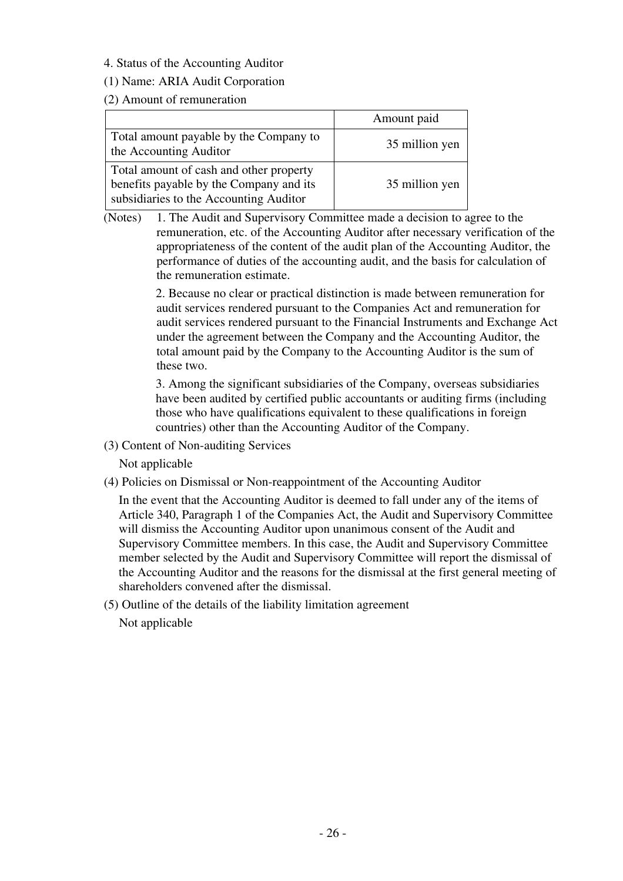4. Status of the Accounting Auditor

(1) Name: ARIA Audit Corporation

(2) Amount of remuneration

| | Amount paid |
|---|---|
| Total amount payable by the Company to the Accounting Auditor | 35 million yen |
| Total amount of cash and other property benefits payable by the Company and its subsidiaries to the Accounting Auditor | 35 million yen |

(Notes) 1. The Audit and Supervisory Committee made a decision to agree to the remuneration, etc. of the Accounting Auditor after necessary verification of the appropriateness of the content of the audit plan of the Accounting Auditor, the performance of duties of the accounting audit, and the basis for calculation of the remuneration estimate.

2. Because no clear or practical distinction is made between remuneration for audit services rendered pursuant to the Companies Act and remuneration for audit services rendered pursuant to the Financial Instruments and Exchange Act under the agreement between the Company and the Accounting Auditor, the total amount paid by the Company to the Accounting Auditor is the sum of these two.

3. Among the significant subsidiaries of the Company, overseas subsidiaries have been audited by certified public accountants or auditing firms (including those who have qualifications equivalent to these qualifications in foreign countries) other than the Accounting Auditor of the Company.

(3) Content of Non-auditing Services

Not applicable

(4) Policies on Dismissal or Non-reappointment of the Accounting Auditor

In the event that the Accounting Auditor is deemed to fall under any of the items of Article 340, Paragraph 1 of the Companies Act, the Audit and Supervisory Committee will dismiss the Accounting Auditor upon unanimous consent of the Audit and Supervisory Committee members. In this case, the Audit and Supervisory Committee member selected by the Audit and Supervisory Committee will report the dismissal of the Accounting Auditor and the reasons for the dismissal at the first general meeting of shareholders convened after the dismissal.

(5) Outline of the details of the liability limitation agreement

Not applicable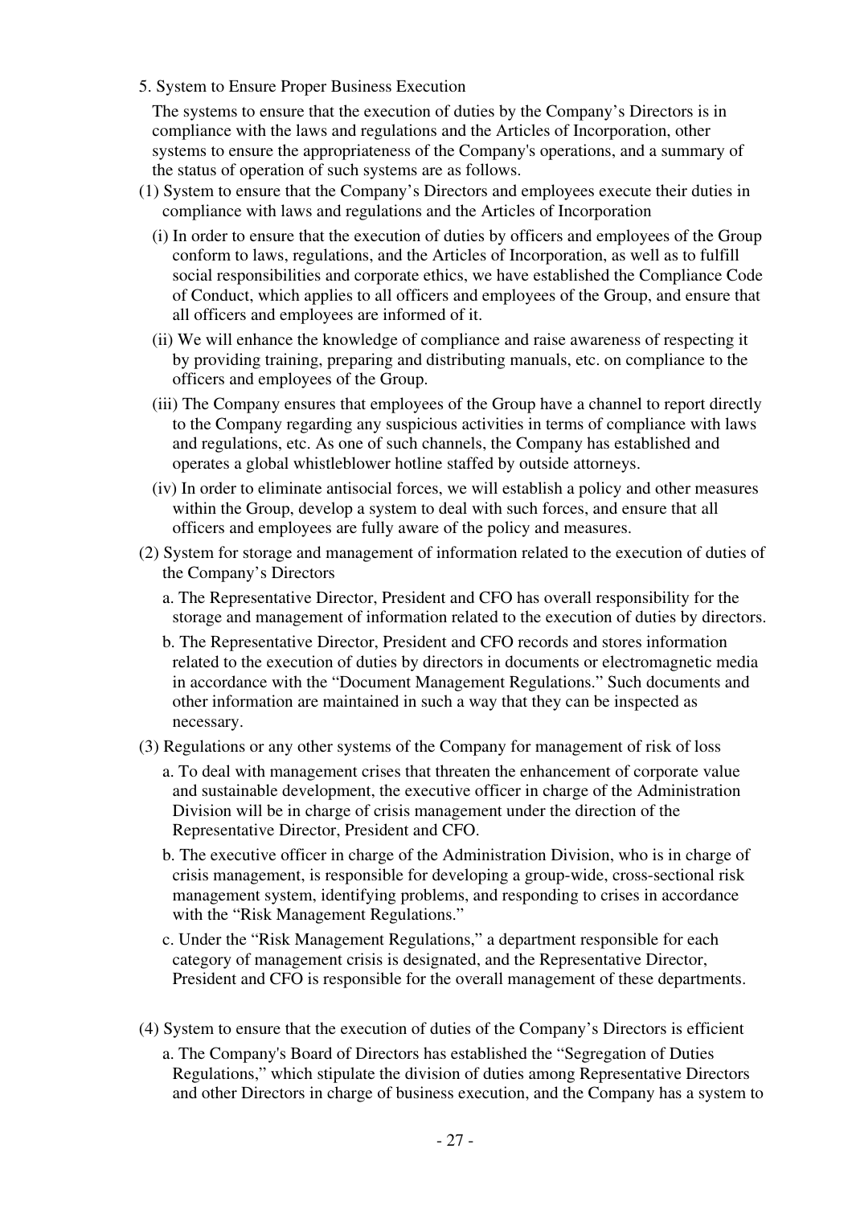## 5. System to Ensure Proper Business Execution

The systems to ensure that the execution of duties by the Company's Directors is in compliance with the laws and regulations and the Articles of Incorporation, other systems to ensure the appropriateness of the Company's operations, and a summary of the status of operation of such systems are as follows.

### (1) System to ensure that the Company's Directors and employees execute their duties in compliance with laws and regulations and the Articles of Incorporation

(i) In order to ensure that the execution of duties by officers and employees of the Group conform to laws, regulations, and the Articles of Incorporation, as well as to fulfill social responsibilities and corporate ethics, we have established the Compliance Code of Conduct, which applies to all officers and employees of the Group, and ensure that all officers and employees are informed of it.

(ii) We will enhance the knowledge of compliance and raise awareness of respecting it by providing training, preparing and distributing manuals, etc. on compliance to the officers and employees of the Group.

(iii) The Company ensures that employees of the Group have a channel to report directly to the Company regarding any suspicious activities in terms of compliance with laws and regulations, etc. As one of such channels, the Company has established and operates a global whistleblower hotline staffed by outside attorneys.

(iv) In order to eliminate antisocial forces, we will establish a policy and other measures within the Group, develop a system to deal with such forces, and ensure that all officers and employees are fully aware of the policy and measures.

### (2) System for storage and management of information related to the execution of duties of the Company's Directors

a. The Representative Director, President and CFO has overall responsibility for the storage and management of information related to the execution of duties by directors.

b. The Representative Director, President and CFO records and stores information related to the execution of duties by directors in documents or electromagnetic media in accordance with the "Document Management Regulations." Such documents and other information are maintained in such a way that they can be inspected as necessary.

### (3) Regulations or any other systems of the Company for management of risk of loss

a. To deal with management crises that threaten the enhancement of corporate value and sustainable development, the executive officer in charge of the Administration Division will be in charge of crisis management under the direction of the Representative Director, President and CFO.

b. The executive officer in charge of the Administration Division, who is in charge of crisis management, is responsible for developing a group-wide, cross-sectional risk management system, identifying problems, and responding to crises in accordance with the "Risk Management Regulations."

c. Under the "Risk Management Regulations," a department responsible for each category of management crisis is designated, and the Representative Director, President and CFO is responsible for the overall management of these departments.

### (4) System to ensure that the execution of duties of the Company's Directors is efficient

a. The Company's Board of Directors has established the "Segregation of Duties Regulations," which stipulate the division of duties among Representative Directors and other Directors in charge of business execution, and the Company has a system to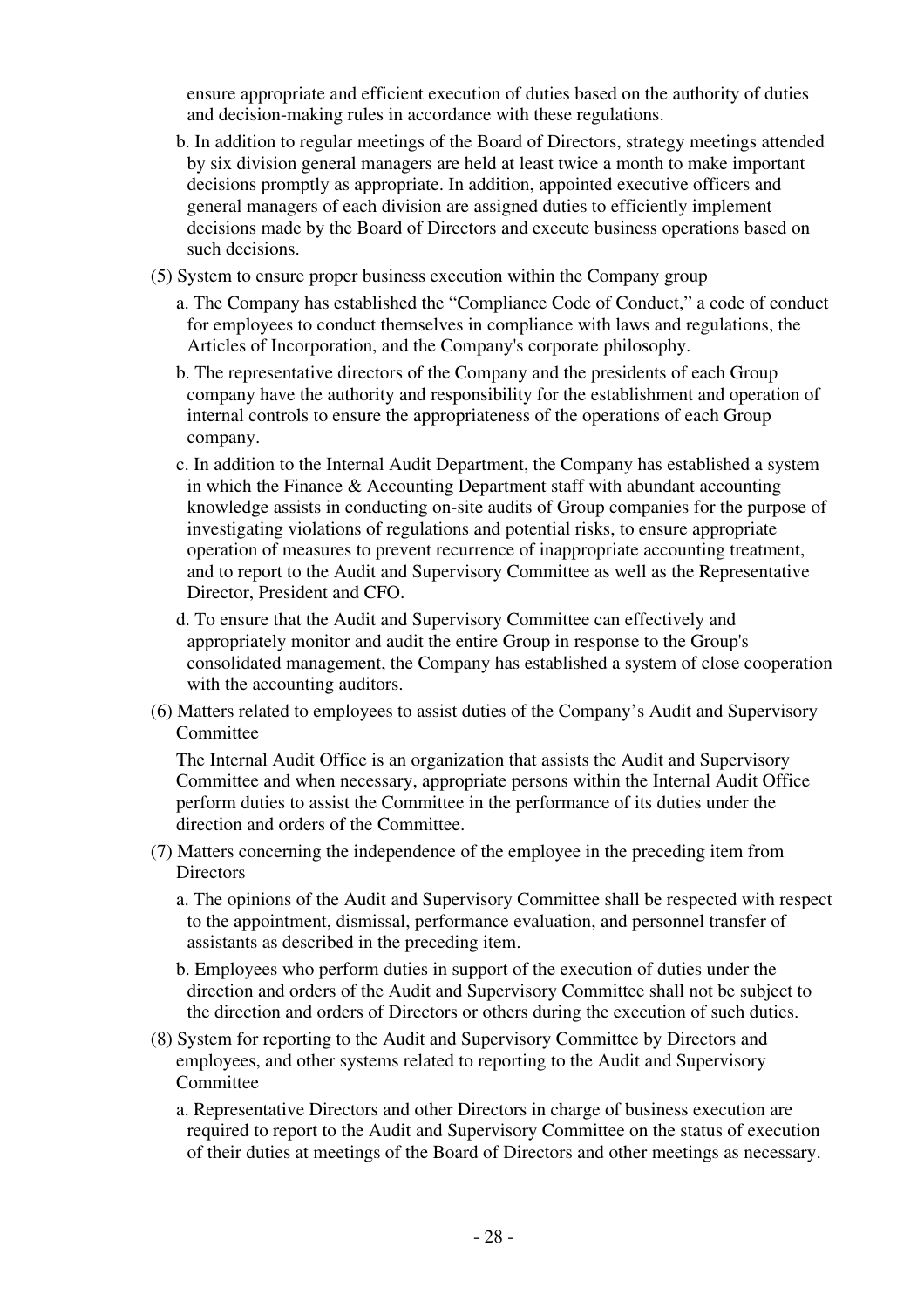ensure appropriate and efficient execution of duties based on the authority of duties and decision-making rules in accordance with these regulations.

b. In addition to regular meetings of the Board of Directors, strategy meetings attended by six division general managers are held at least twice a month to make important decisions promptly as appropriate. In addition, appointed executive officers and general managers of each division are assigned duties to efficiently implement decisions made by the Board of Directors and execute business operations based on such decisions.

(5) System to ensure proper business execution within the Company group

a. The Company has established the "Compliance Code of Conduct," a code of conduct for employees to conduct themselves in compliance with laws and regulations, the Articles of Incorporation, and the Company's corporate philosophy.

b. The representative directors of the Company and the presidents of each Group company have the authority and responsibility for the establishment and operation of internal controls to ensure the appropriateness of the operations of each Group company.

c. In addition to the Internal Audit Department, the Company has established a system in which the Finance & Accounting Department staff with abundant accounting knowledge assists in conducting on-site audits of Group companies for the purpose of investigating violations of regulations and potential risks, to ensure appropriate operation of measures to prevent recurrence of inappropriate accounting treatment, and to report to the Audit and Supervisory Committee as well as the Representative Director, President and CFO.

d. To ensure that the Audit and Supervisory Committee can effectively and appropriately monitor and audit the entire Group in response to the Group's consolidated management, the Company has established a system of close cooperation with the accounting auditors.

(6) Matters related to employees to assist duties of the Company's Audit and Supervisory Committee

The Internal Audit Office is an organization that assists the Audit and Supervisory Committee and when necessary, appropriate persons within the Internal Audit Office perform duties to assist the Committee in the performance of its duties under the direction and orders of the Committee.

(7) Matters concerning the independence of the employee in the preceding item from Directors

a. The opinions of the Audit and Supervisory Committee shall be respected with respect to the appointment, dismissal, performance evaluation, and personnel transfer of assistants as described in the preceding item.

b. Employees who perform duties in support of the execution of duties under the direction and orders of the Audit and Supervisory Committee shall not be subject to the direction and orders of Directors or others during the execution of such duties.

(8) System for reporting to the Audit and Supervisory Committee by Directors and employees, and other systems related to reporting to the Audit and Supervisory Committee

a. Representative Directors and other Directors in charge of business execution are required to report to the Audit and Supervisory Committee on the status of execution of their duties at meetings of the Board of Directors and other meetings as necessary.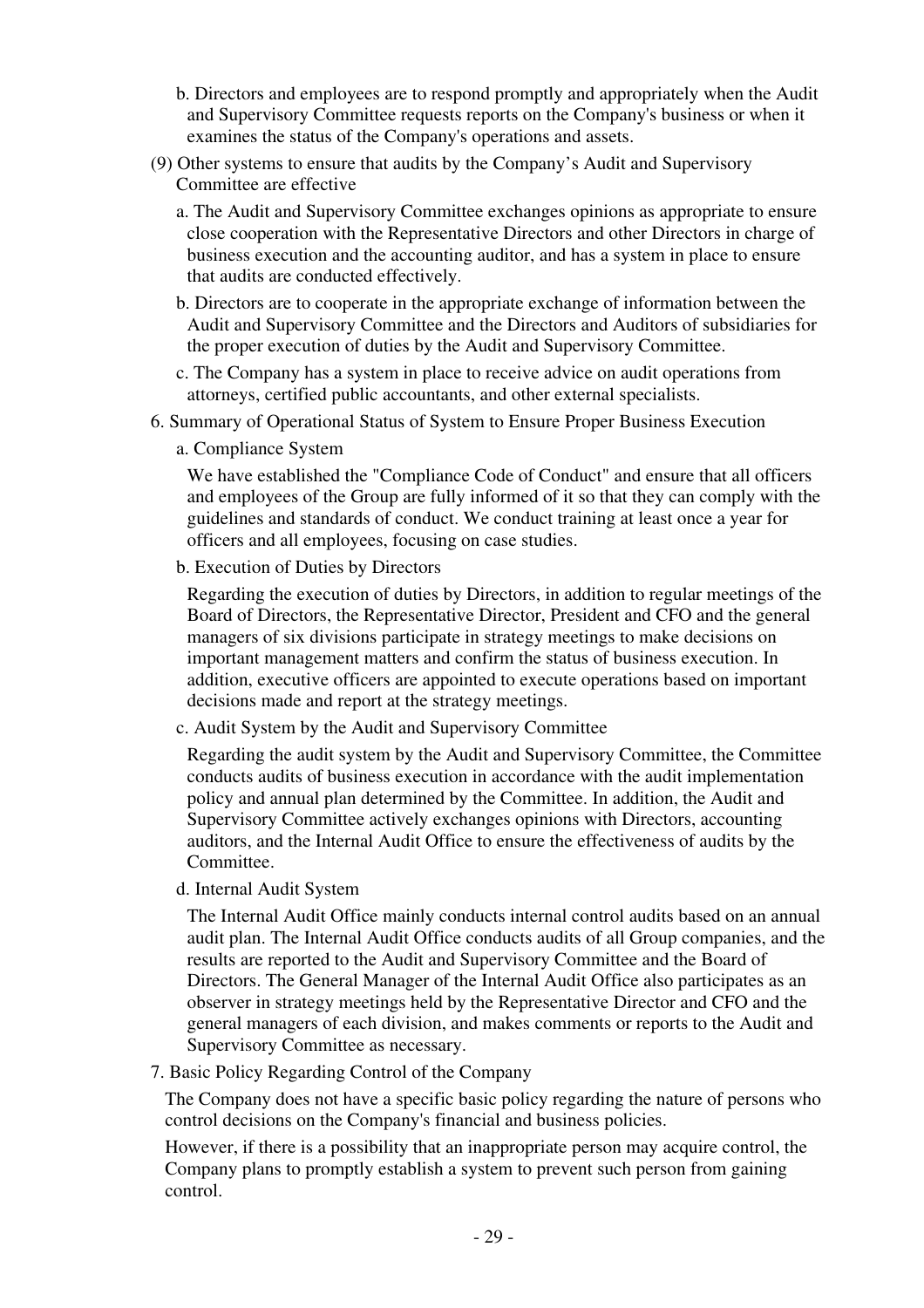b. Directors and employees are to respond promptly and appropriately when the Audit and Supervisory Committee requests reports on the Company's business or when it examines the status of the Company's operations and assets.

(9) Other systems to ensure that audits by the Company's Audit and Supervisory Committee are effective

a. The Audit and Supervisory Committee exchanges opinions as appropriate to ensure close cooperation with the Representative Directors and other Directors in charge of business execution and the accounting auditor, and has a system in place to ensure that audits are conducted effectively.

b. Directors are to cooperate in the appropriate exchange of information between the Audit and Supervisory Committee and the Directors and Auditors of subsidiaries for the proper execution of duties by the Audit and Supervisory Committee.

c. The Company has a system in place to receive advice on audit operations from attorneys, certified public accountants, and other external specialists.

6. Summary of Operational Status of System to Ensure Proper Business Execution

a. Compliance System

We have established the "Compliance Code of Conduct" and ensure that all officers and employees of the Group are fully informed of it so that they can comply with the guidelines and standards of conduct. We conduct training at least once a year for officers and all employees, focusing on case studies.

b. Execution of Duties by Directors

Regarding the execution of duties by Directors, in addition to regular meetings of the Board of Directors, the Representative Director, President and CFO and the general managers of six divisions participate in strategy meetings to make decisions on important management matters and confirm the status of business execution. In addition, executive officers are appointed to execute operations based on important decisions made and report at the strategy meetings.

c. Audit System by the Audit and Supervisory Committee

Regarding the audit system by the Audit and Supervisory Committee, the Committee conducts audits of business execution in accordance with the audit implementation policy and annual plan determined by the Committee. In addition, the Audit and Supervisory Committee actively exchanges opinions with Directors, accounting auditors, and the Internal Audit Office to ensure the effectiveness of audits by the Committee.

d. Internal Audit System

The Internal Audit Office mainly conducts internal control audits based on an annual audit plan. The Internal Audit Office conducts audits of all Group companies, and the results are reported to the Audit and Supervisory Committee and the Board of Directors. The General Manager of the Internal Audit Office also participates as an observer in strategy meetings held by the Representative Director and CFO and the general managers of each division, and makes comments or reports to the Audit and Supervisory Committee as necessary.

7. Basic Policy Regarding Control of the Company

The Company does not have a specific basic policy regarding the nature of persons who control decisions on the Company's financial and business policies.

However, if there is a possibility that an inappropriate person may acquire control, the Company plans to promptly establish a system to prevent such person from gaining control.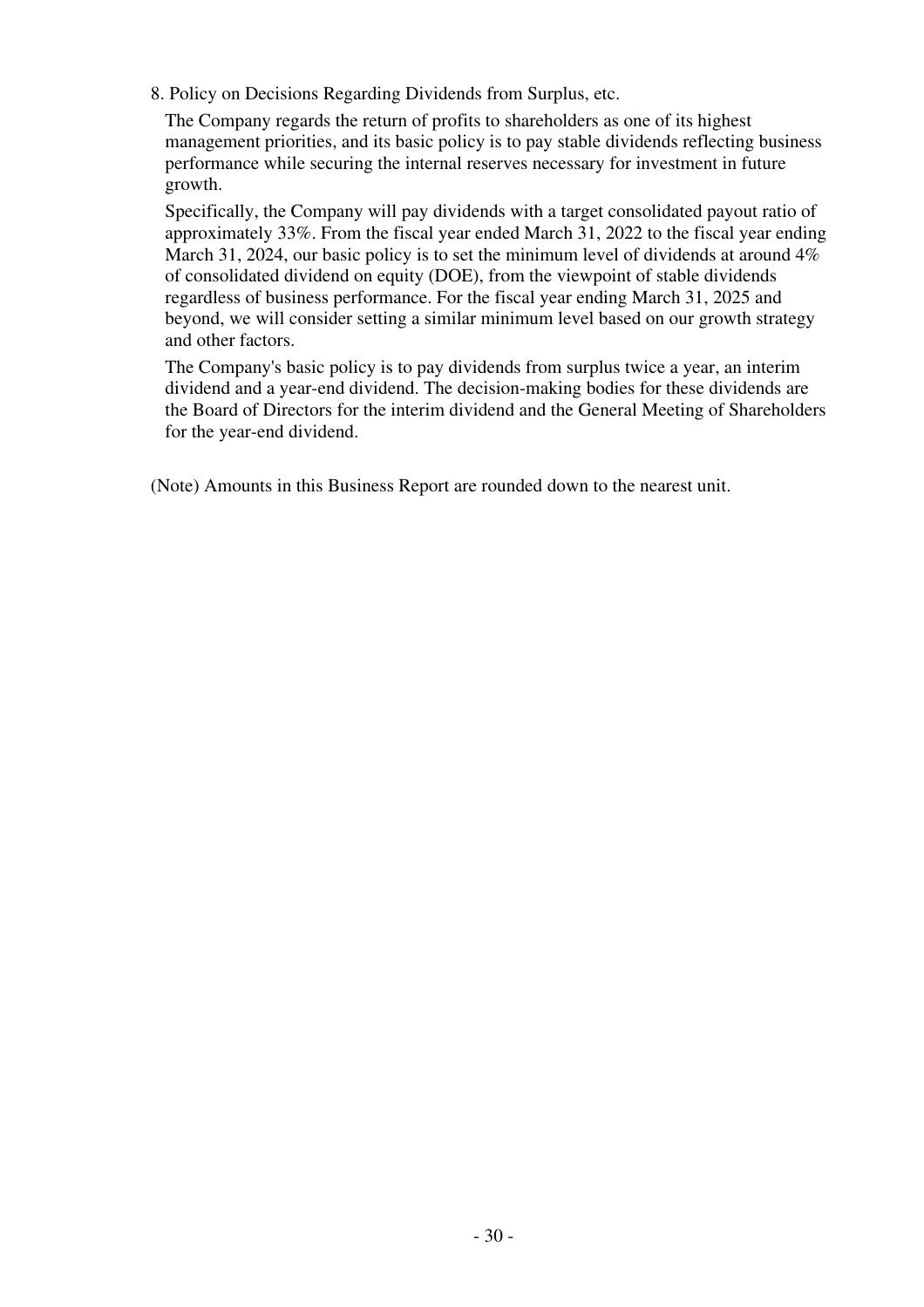## 8. Policy on Decisions Regarding Dividends from Surplus, etc.

The Company regards the return of profits to shareholders as one of its highest management priorities, and its basic policy is to pay stable dividends reflecting business performance while securing the internal reserves necessary for investment in future growth.

Specifically, the Company will pay dividends with a target consolidated payout ratio of approximately 33%. From the fiscal year ended March 31, 2022 to the fiscal year ending March 31, 2024, our basic policy is to set the minimum level of dividends at around 4% of consolidated dividend on equity (DOE), from the viewpoint of stable dividends regardless of business performance. For the fiscal year ending March 31, 2025 and beyond, we will consider setting a similar minimum level based on our growth strategy and other factors.

The Company's basic policy is to pay dividends from surplus twice a year, an interim dividend and a year-end dividend. The decision-making bodies for these dividends are the Board of Directors for the interim dividend and the General Meeting of Shareholders for the year-end dividend.

(Note) Amounts in this Business Report are rounded down to the nearest unit.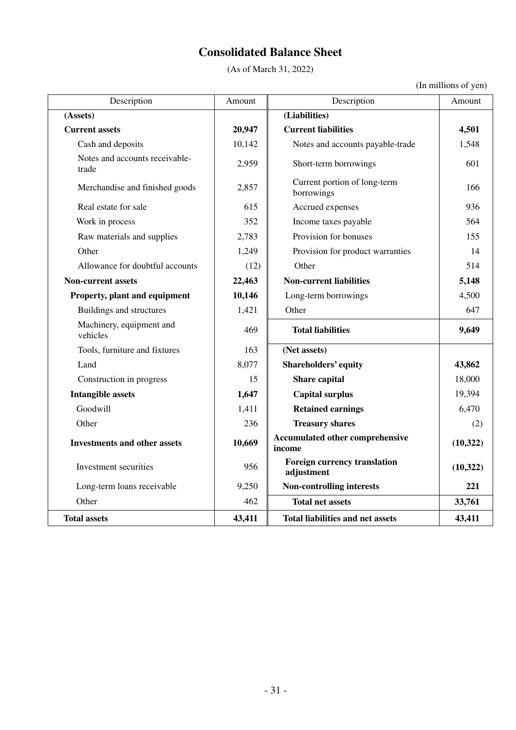# Consolidated Balance Sheet

(As of March 31, 2022)

(In millions of yen)

| Description | Amount | Description | Amount |
|---|---|---|---|
| **(Assets)** | | **(Liabilities)** | |
| **Current assets** | **20,947** | **Current liabilities** | **4,501** |
| Cash and deposits | 10,142 | Notes and accounts payable-trade | 1,548 |
| Notes and accounts receivable-trade | 2,959 | Short-term borrowings | 601 |
| Merchandise and finished goods | 2,857 | Current portion of long-term borrowings | 166 |
| Real estate for sale | 615 | Accrued expenses | 936 |
| Work in process | 352 | Income taxes payable | 564 |
| Raw materials and supplies | 2,783 | Provision for bonuses | 155 |
| Other | 1,249 | Provision for product warranties | 14 |
| Allowance for doubtful accounts | (12) | Other | 514 |
| **Non-current assets** | **22,463** | **Non-current liabilities** | **5,148** |
| **Property, plant and equipment** | **10,146** | Long-term borrowings | 4,500 |
| Buildings and structures | 1,421 | Other | 647 |
| Machinery, equipment and vehicles | 469 | **Total liabilities** | **9,649** |
| Tools, furniture and fixtures | 163 | **(Net assets)** | |
| Land | 8,077 | **Shareholders' equity** | **43,862** |
| Construction in progress | 15 | **Share capital** | 18,000 |
| **Intangible assets** | **1,647** | **Capital surplus** | 19,394 |
| Goodwill | 1,411 | **Retained earnings** | 6,470 |
| Other | 236 | **Treasury shares** | (2) |
| **Investments and other assets** | **10,669** | **Accumulated other comprehensive income** | **(10,322)** |
| Investment securities | 956 | **Foreign currency translation adjustment** | **(10,322)** |
| Long-term loans receivable | 9,250 | **Non-controlling interests** | **221** |
| Other | 462 | **Total net assets** | **33,761** |
| **Total assets** | **43,411** | **Total liabilities and net assets** | **43,411** |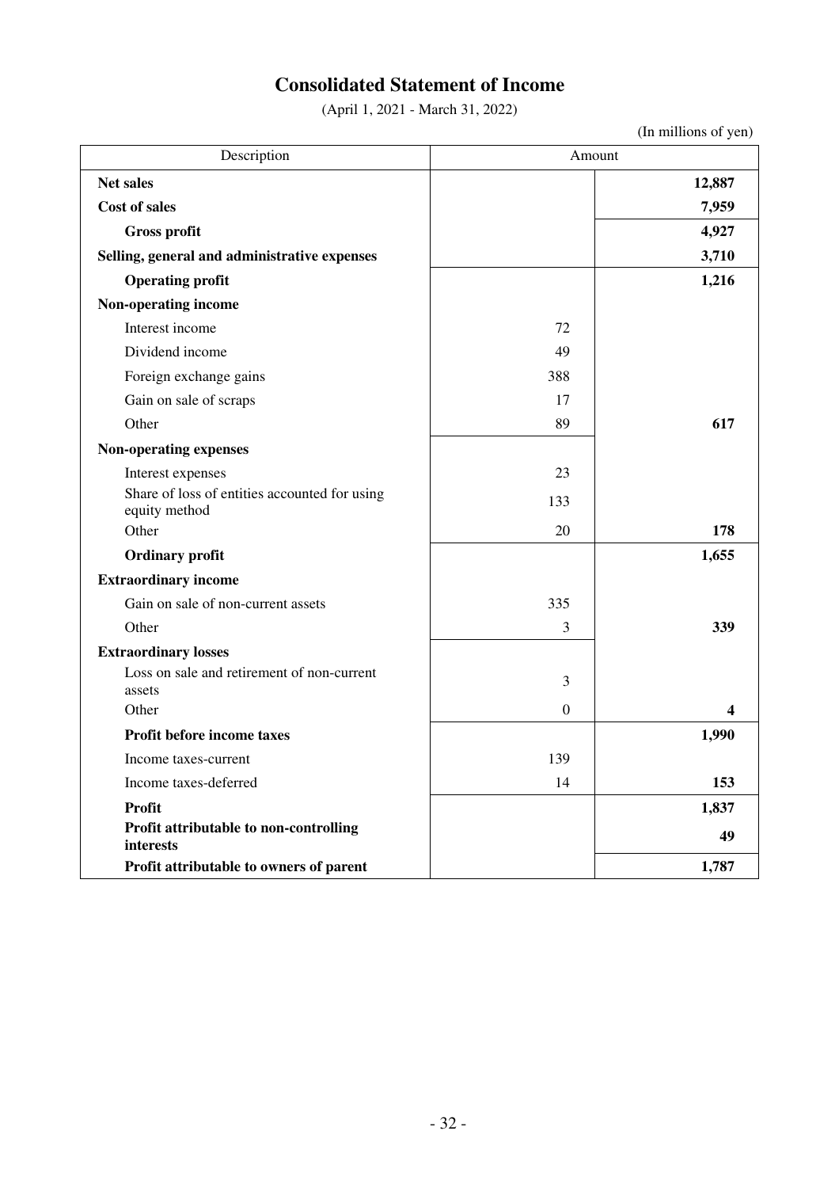# Consolidated Statement of Income

(April 1, 2021 - March 31, 2022)

(In millions of yen)

| Description | Amount | |
|---|---|---|
| **Net sales** | | **12,887** |
| **Cost of sales** | | **7,959** |
| **Gross profit** | | **4,927** |
| **Selling, general and administrative expenses** | | **3,710** |
| **Operating profit** | | **1,216** |
| **Non-operating income** | | |
| Interest income | 72 | |
| Dividend income | 49 | |
| Foreign exchange gains | 388 | |
| Gain on sale of scraps | 17 | |
| Other | 89 | **617** |
| **Non-operating expenses** | | |
| Interest expenses | 23 | |
| Share of loss of entities accounted for using equity method | 133 | |
| Other | 20 | **178** |
| **Ordinary profit** | | **1,655** |
| **Extraordinary income** | | |
| Gain on sale of non-current assets | 335 | |
| Other | 3 | **339** |
| **Extraordinary losses** | | |
| Loss on sale and retirement of non-current assets | 3 | |
| Other | 0 | **4** |
| **Profit before income taxes** | | **1,990** |
| Income taxes-current | 139 | |
| Income taxes-deferred | 14 | **153** |
| **Profit** | | **1,837** |
| **Profit attributable to non-controlling interests** | | **49** |
| **Profit attributable to owners of parent** | | **1,787** |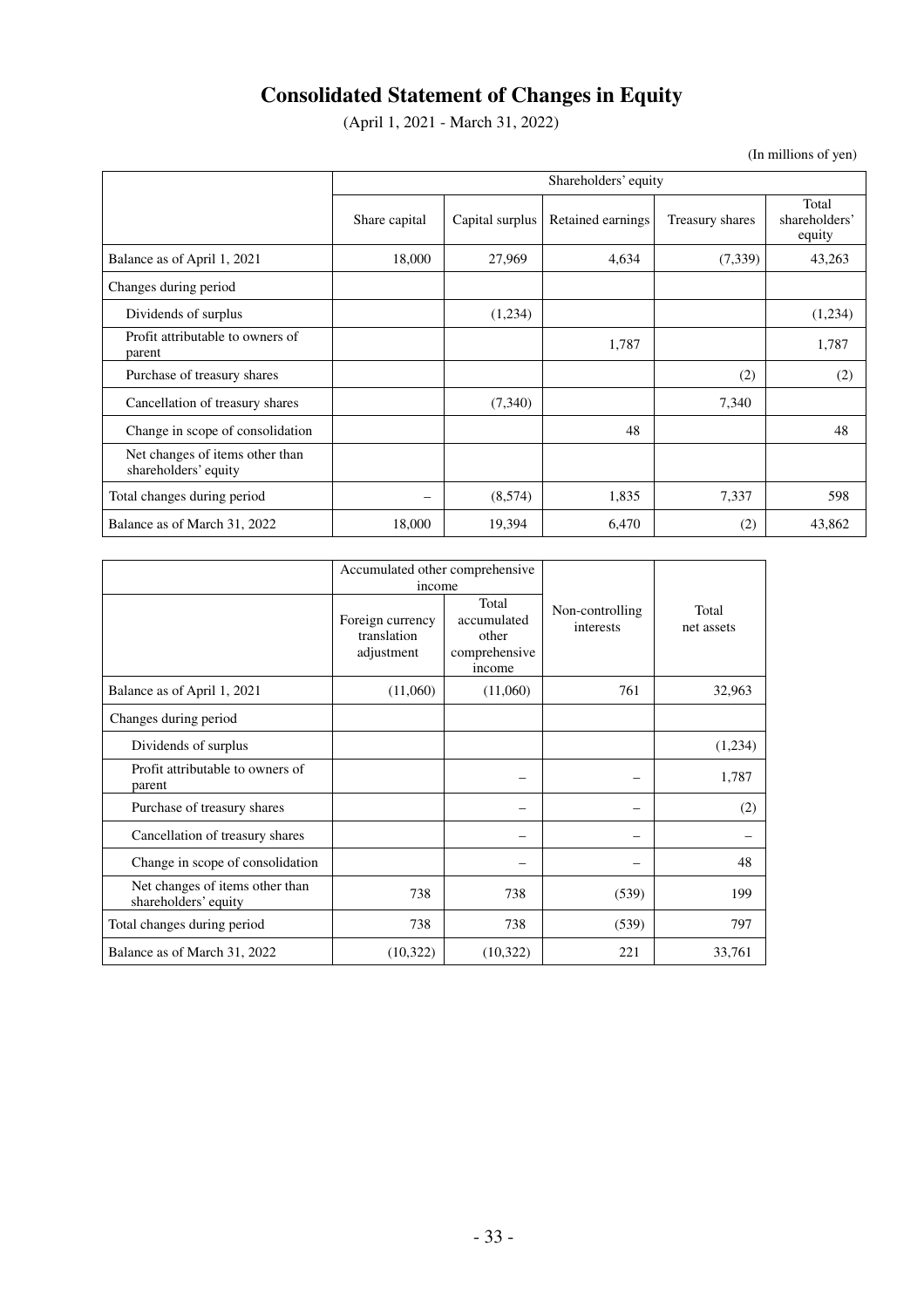# Consolidated Statement of Changes in Equity

(April 1, 2021 - March 31, 2022)

(In millions of yen)

| | Shareholders' equity | | | | |
|---|---|---|---|---|---|
| | Share capital | Capital surplus | Retained earnings | Treasury shares | Total shareholders' equity |
| Balance as of April 1, 2021 | 18,000 | 27,969 | 4,634 | (7,339) | 43,263 |
| Changes during period | | | | | |
| Dividends of surplus | | (1,234) | | | (1,234) |
| Profit attributable to owners of parent | | | 1,787 | | 1,787 |
| Purchase of treasury shares | | | | (2) | (2) |
| Cancellation of treasury shares | | (7,340) | | 7,340 | |
| Change in scope of consolidation | | | 48 | | 48 |
| Net changes of items other than shareholders' equity | | | | | |
| Total changes during period | – | (8,574) | 1,835 | 7,337 | 598 |
| Balance as of March 31, 2022 | 18,000 | 19,394 | 6,470 | (2) | 43,862 |

| | Accumulated other comprehensive income | | Non-controlling interests | Total net assets |
|---|---|---|---|---|
| | Foreign currency translation adjustment | Total accumulated other comprehensive income | | |
| Balance as of April 1, 2021 | (11,060) | (11,060) | 761 | 32,963 |
| Changes during period | | | | |
| Dividends of surplus | | | | (1,234) |
| Profit attributable to owners of parent | | – | – | 1,787 |
| Purchase of treasury shares | | – | – | (2) |
| Cancellation of treasury shares | | – | – | – |
| Change in scope of consolidation | | – | – | 48 |
| Net changes of items other than shareholders' equity | 738 | 738 | (539) | 199 |
| Total changes during period | 738 | 738 | (539) | 797 |
| Balance as of March 31, 2022 | (10,322) | (10,322) | 221 | 33,761 |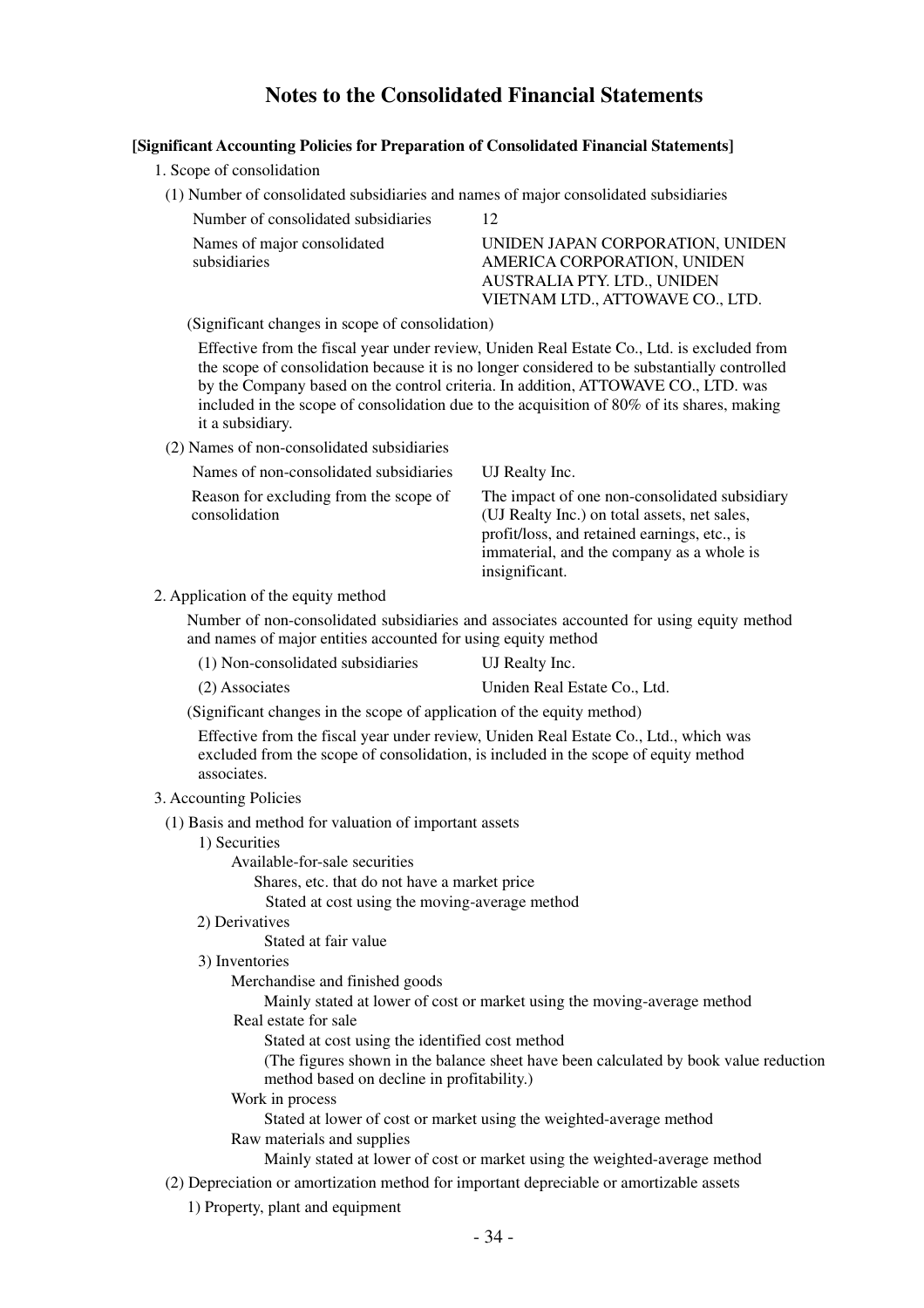# Notes to the Consolidated Financial Statements

**[Significant Accounting Policies for Preparation of Consolidated Financial Statements]**

1. Scope of consolidation

(1) Number of consolidated subsidiaries and names of major consolidated subsidiaries

| | |
|---|---|
| Number of consolidated subsidiaries | 12 |
| Names of major consolidated subsidiaries | UNIDEN JAPAN CORPORATION, UNIDEN AMERICA CORPORATION, UNIDEN AUSTRALIA PTY. LTD., UNIDEN VIETNAM LTD., ATTOWAVE CO., LTD. |

(Significant changes in scope of consolidation)

Effective from the fiscal year under review, Uniden Real Estate Co., Ltd. is excluded from the scope of consolidation because it is no longer considered to be substantially controlled by the Company based on the control criteria. In addition, ATTOWAVE CO., LTD. was included in the scope of consolidation due to the acquisition of 80% of its shares, making it a subsidiary.

(2) Names of non-consolidated subsidiaries

| | |
|---|---|
| Names of non-consolidated subsidiaries | UJ Realty Inc. |
| Reason for excluding from the scope of consolidation | The impact of one non-consolidated subsidiary (UJ Realty Inc.) on total assets, net sales, profit/loss, and retained earnings, etc., is immaterial, and the company as a whole is insignificant. |

2. Application of the equity method

Number of non-consolidated subsidiaries and associates accounted for using equity method and names of major entities accounted for using equity method

| | |
|---|---|
| (1) Non-consolidated subsidiaries | UJ Realty Inc. |
| (2) Associates | Uniden Real Estate Co., Ltd. |

(Significant changes in the scope of application of the equity method)

Effective from the fiscal year under review, Uniden Real Estate Co., Ltd., which was excluded from the scope of consolidation, is included in the scope of equity method associates.

3. Accounting Policies

(1) Basis and method for valuation of important assets

1) Securities

Available-for-sale securities

Shares, etc. that do not have a market price

Stated at cost using the moving-average method

2) Derivatives

Stated at fair value

3) Inventories

Merchandise and finished goods

Mainly stated at lower of cost or market using the moving-average method

Real estate for sale

Stated at cost using the identified cost method

(The figures shown in the balance sheet have been calculated by book value reduction method based on decline in profitability.)

Work in process

Stated at lower of cost or market using the weighted-average method

Raw materials and supplies

Mainly stated at lower of cost or market using the weighted-average method

(2) Depreciation or amortization method for important depreciable or amortizable assets

1) Property, plant and equipment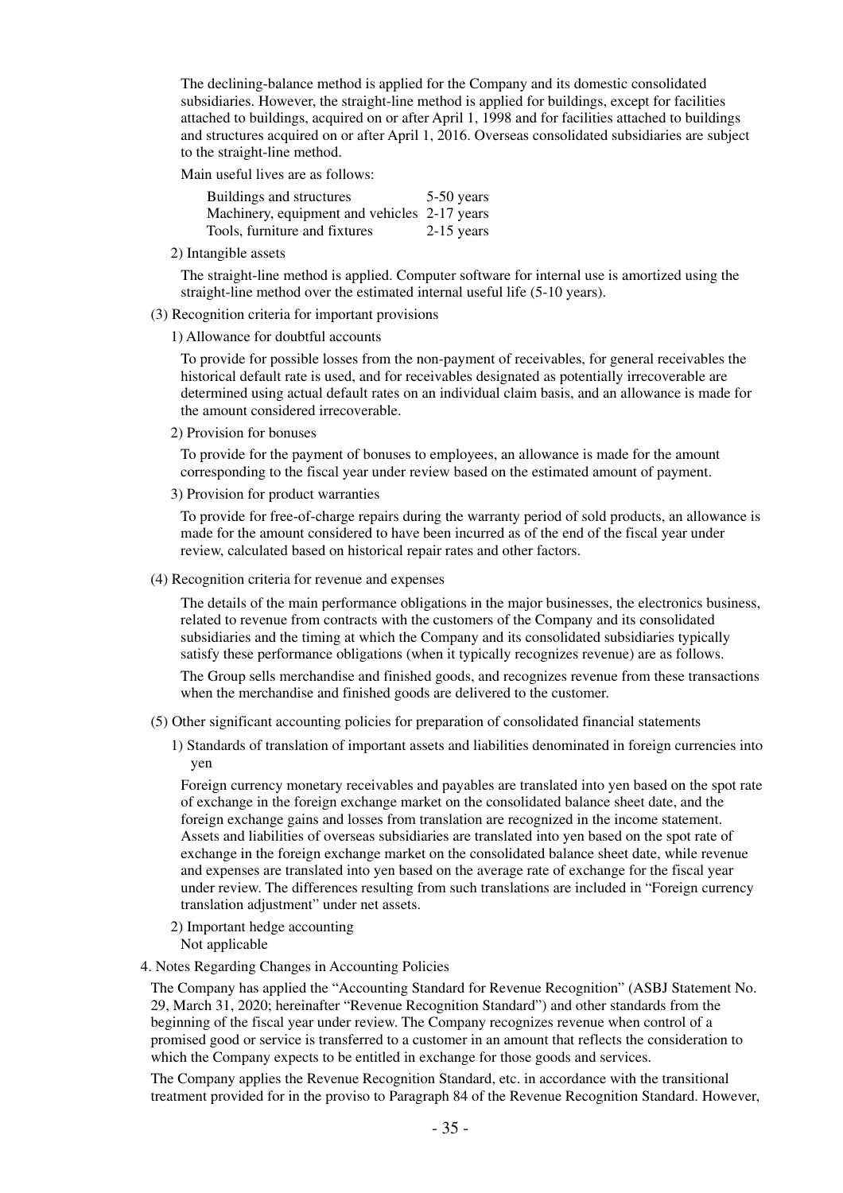The declining-balance method is applied for the Company and its domestic consolidated subsidiaries. However, the straight-line method is applied for buildings, except for facilities attached to buildings, acquired on or after April 1, 1998 and for facilities attached to buildings and structures acquired on or after April 1, 2016. Overseas consolidated subsidiaries are subject to the straight-line method.

Main useful lives are as follows:

| | |
|---|---|
| Buildings and structures | 5-50 years |
| Machinery, equipment and vehicles | 2-17 years |
| Tools, furniture and fixtures | 2-15 years |

2) Intangible assets

The straight-line method is applied. Computer software for internal use is amortized using the straight-line method over the estimated internal useful life (5-10 years).

(3) Recognition criteria for important provisions

1) Allowance for doubtful accounts

To provide for possible losses from the non-payment of receivables, for general receivables the historical default rate is used, and for receivables designated as potentially irrecoverable are determined using actual default rates on an individual claim basis, and an allowance is made for the amount considered irrecoverable.

2) Provision for bonuses

To provide for the payment of bonuses to employees, an allowance is made for the amount corresponding to the fiscal year under review based on the estimated amount of payment.

3) Provision for product warranties

To provide for free-of-charge repairs during the warranty period of sold products, an allowance is made for the amount considered to have been incurred as of the end of the fiscal year under review, calculated based on historical repair rates and other factors.

(4) Recognition criteria for revenue and expenses

The details of the main performance obligations in the major businesses, the electronics business, related to revenue from contracts with the customers of the Company and its consolidated subsidiaries and the timing at which the Company and its consolidated subsidiaries typically satisfy these performance obligations (when it typically recognizes revenue) are as follows.

The Group sells merchandise and finished goods, and recognizes revenue from these transactions when the merchandise and finished goods are delivered to the customer.

(5) Other significant accounting policies for preparation of consolidated financial statements

1) Standards of translation of important assets and liabilities denominated in foreign currencies into yen

Foreign currency monetary receivables and payables are translated into yen based on the spot rate of exchange in the foreign exchange market on the consolidated balance sheet date, and the foreign exchange gains and losses from translation are recognized in the income statement. Assets and liabilities of overseas subsidiaries are translated into yen based on the spot rate of exchange in the foreign exchange market on the consolidated balance sheet date, while revenue and expenses are translated into yen based on the average rate of exchange for the fiscal year under review. The differences resulting from such translations are included in "Foreign currency translation adjustment" under net assets.

2) Important hedge accounting
Not applicable

4. Notes Regarding Changes in Accounting Policies

The Company has applied the "Accounting Standard for Revenue Recognition" (ASBJ Statement No. 29, March 31, 2020; hereinafter "Revenue Recognition Standard") and other standards from the beginning of the fiscal year under review. The Company recognizes revenue when control of a promised good or service is transferred to a customer in an amount that reflects the consideration to which the Company expects to be entitled in exchange for those goods and services.

The Company applies the Revenue Recognition Standard, etc. in accordance with the transitional treatment provided for in the proviso to Paragraph 84 of the Revenue Recognition Standard. However,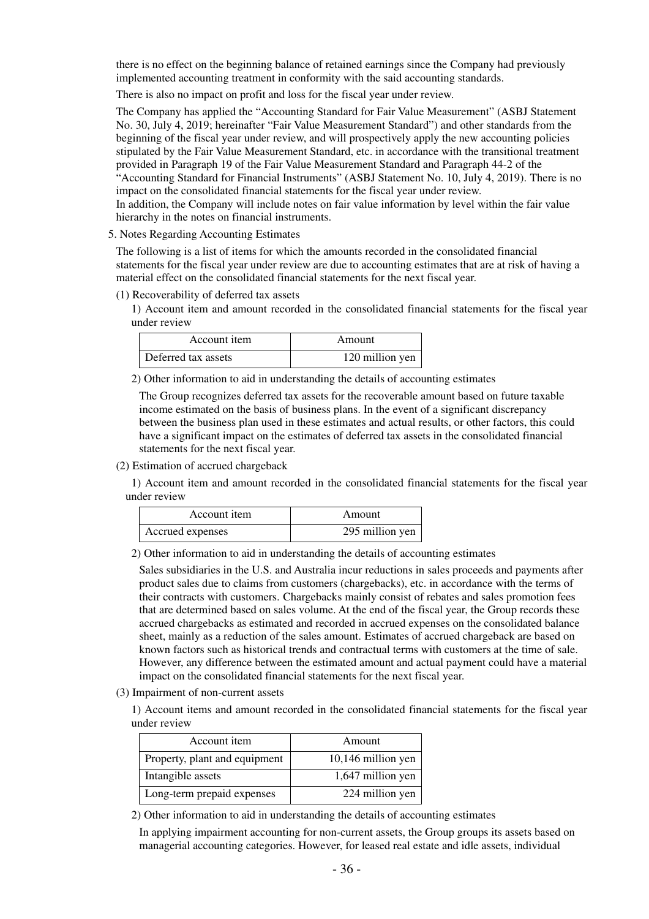there is no effect on the beginning balance of retained earnings since the Company had previously implemented accounting treatment in conformity with the said accounting standards.

There is also no impact on profit and loss for the fiscal year under review.

The Company has applied the "Accounting Standard for Fair Value Measurement" (ASBJ Statement No. 30, July 4, 2019; hereinafter "Fair Value Measurement Standard") and other standards from the beginning of the fiscal year under review, and will prospectively apply the new accounting policies stipulated by the Fair Value Measurement Standard, etc. in accordance with the transitional treatment provided in Paragraph 19 of the Fair Value Measurement Standard and Paragraph 44-2 of the "Accounting Standard for Financial Instruments" (ASBJ Statement No. 10, July 4, 2019). There is no impact on the consolidated financial statements for the fiscal year under review.
In addition, the Company will include notes on fair value information by level within the fair value hierarchy in the notes on financial instruments.

5. Notes Regarding Accounting Estimates

The following is a list of items for which the amounts recorded in the consolidated financial statements for the fiscal year under review are due to accounting estimates that are at risk of having a material effect on the consolidated financial statements for the next fiscal year.

(1) Recoverability of deferred tax assets

1) Account item and amount recorded in the consolidated financial statements for the fiscal year under review

| Account item | Amount |
|---|---|
| Deferred tax assets | 120 million yen |

2) Other information to aid in understanding the details of accounting estimates

The Group recognizes deferred tax assets for the recoverable amount based on future taxable income estimated on the basis of business plans. In the event of a significant discrepancy between the business plan used in these estimates and actual results, or other factors, this could have a significant impact on the estimates of deferred tax assets in the consolidated financial statements for the next fiscal year.

(2) Estimation of accrued chargeback

1) Account item and amount recorded in the consolidated financial statements for the fiscal year under review

| Account item | Amount |
|---|---|
| Accrued expenses | 295 million yen |

2) Other information to aid in understanding the details of accounting estimates

Sales subsidiaries in the U.S. and Australia incur reductions in sales proceeds and payments after product sales due to claims from customers (chargebacks), etc. in accordance with the terms of their contracts with customers. Chargebacks mainly consist of rebates and sales promotion fees that are determined based on sales volume. At the end of the fiscal year, the Group records these accrued chargebacks as estimated and recorded in accrued expenses on the consolidated balance sheet, mainly as a reduction of the sales amount. Estimates of accrued chargeback are based on known factors such as historical trends and contractual terms with customers at the time of sale. However, any difference between the estimated amount and actual payment could have a material impact on the consolidated financial statements for the next fiscal year.

(3) Impairment of non-current assets

1) Account items and amount recorded in the consolidated financial statements for the fiscal year under review

| Account item | Amount |
|---|---|
| Property, plant and equipment | 10,146 million yen |
| Intangible assets | 1,647 million yen |
| Long-term prepaid expenses | 224 million yen |

2) Other information to aid in understanding the details of accounting estimates

In applying impairment accounting for non-current assets, the Group groups its assets based on managerial accounting categories. However, for leased real estate and idle assets, individual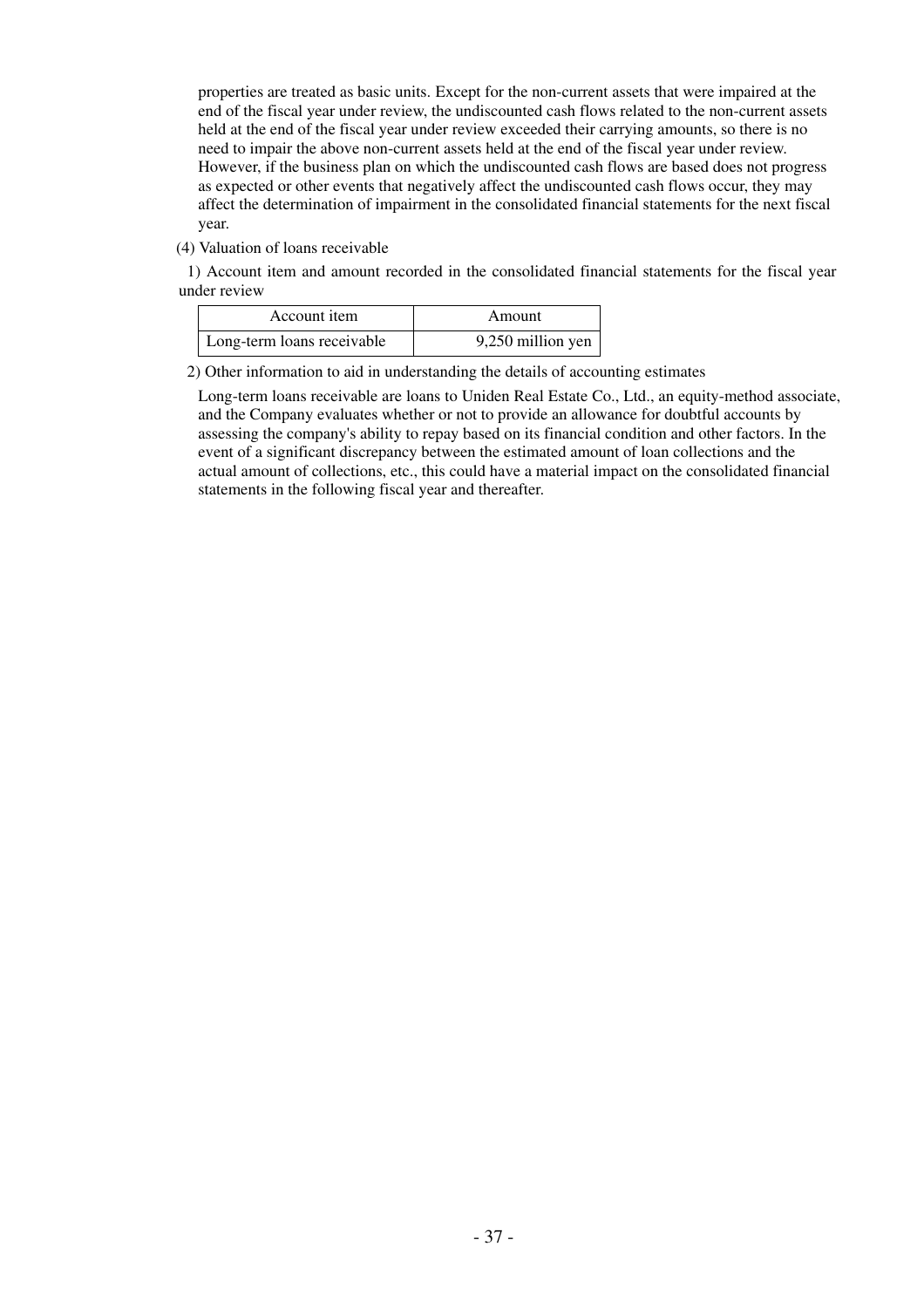properties are treated as basic units. Except for the non-current assets that were impaired at the end of the fiscal year under review, the undiscounted cash flows related to the non-current assets held at the end of the fiscal year under review exceeded their carrying amounts, so there is no need to impair the above non-current assets held at the end of the fiscal year under review. However, if the business plan on which the undiscounted cash flows are based does not progress as expected or other events that negatively affect the undiscounted cash flows occur, they may affect the determination of impairment in the consolidated financial statements for the next fiscal year.

(4) Valuation of loans receivable

1) Account item and amount recorded in the consolidated financial statements for the fiscal year under review

| Account item | Amount |
|---|---|
| Long-term loans receivable | 9,250 million yen |

2) Other information to aid in understanding the details of accounting estimates

Long-term loans receivable are loans to Uniden Real Estate Co., Ltd., an equity-method associate, and the Company evaluates whether or not to provide an allowance for doubtful accounts by assessing the company's ability to repay based on its financial condition and other factors. In the event of a significant discrepancy between the estimated amount of loan collections and the actual amount of collections, etc., this could have a material impact on the consolidated financial statements in the following fiscal year and thereafter.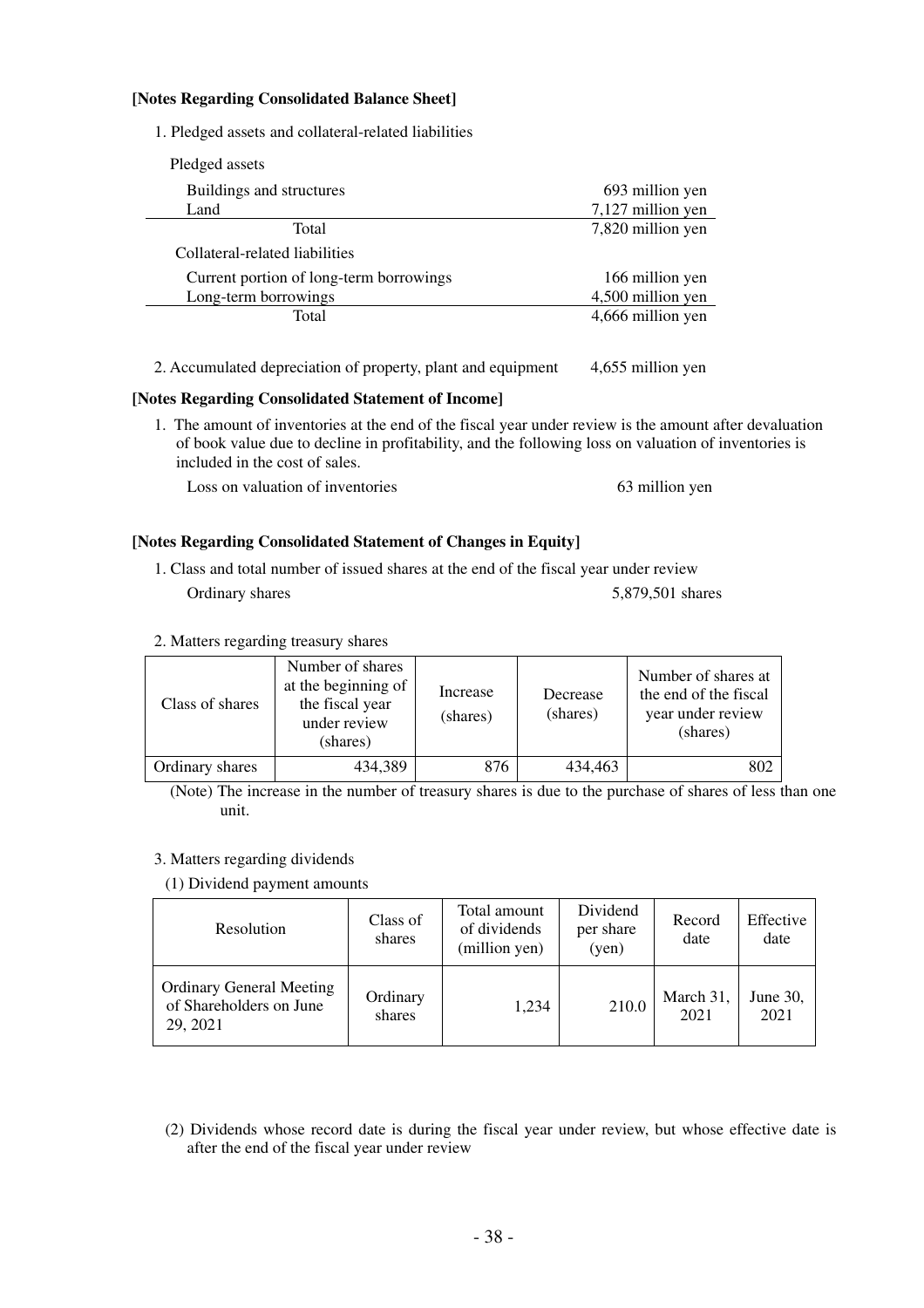**[Notes Regarding Consolidated Balance Sheet]**

1. Pledged assets and collateral-related liabilities

Pledged assets

| | |
|---|---|
| Buildings and structures | 693 million yen |
| Land | 7,127 million yen |
| Total | 7,820 million yen |

Collateral-related liabilities

| | |
|---|---|
| Current portion of long-term borrowings | 166 million yen |
| Long-term borrowings | 4,500 million yen |
| Total | 4,666 million yen |

2. Accumulated depreciation of property, plant and equipment 4,655 million yen

**[Notes Regarding Consolidated Statement of Income]**

1. The amount of inventories at the end of the fiscal year under review is the amount after devaluation of book value due to decline in profitability, and the following loss on valuation of inventories is included in the cost of sales.

Loss on valuation of inventories 63 million yen

**[Notes Regarding Consolidated Statement of Changes in Equity]**

1. Class and total number of issued shares at the end of the fiscal year under review

Ordinary shares 5,879,501 shares

2. Matters regarding treasury shares

| Class of shares | Number of shares at the beginning of the fiscal year under review (shares) | Increase (shares) | Decrease (shares) | Number of shares at the end of the fiscal year under review (shares) |
|---|---|---|---|---|
| Ordinary shares | 434,389 | 876 | 434,463 | 802 |

(Note) The increase in the number of treasury shares is due to the purchase of shares of less than one unit.

3. Matters regarding dividends

(1) Dividend payment amounts

| Resolution | Class of shares | Total amount of dividends (million yen) | Dividend per share (yen) | Record date | Effective date |
|---|---|---|---|---|---|
| Ordinary General Meeting of Shareholders on June 29, 2021 | Ordinary shares | 1,234 | 210.0 | March 31, 2021 | June 30, 2021 |

(2) Dividends whose record date is during the fiscal year under review, but whose effective date is after the end of the fiscal year under review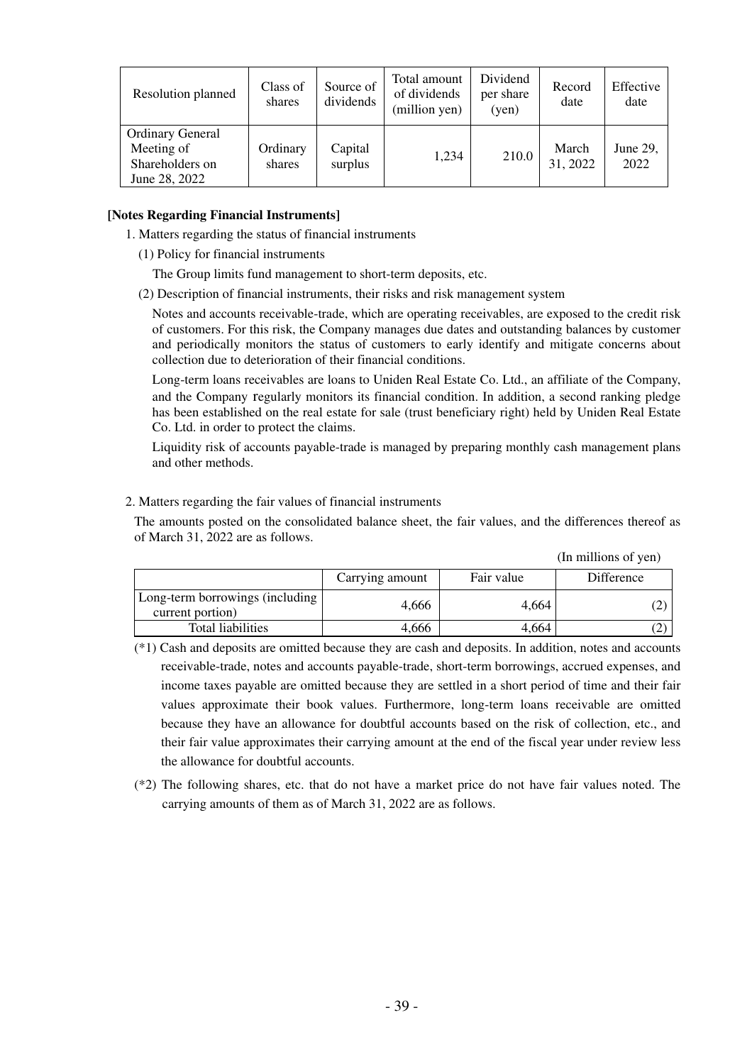| Resolution planned | Class of shares | Source of dividends | Total amount of dividends (million yen) | Dividend per share (yen) | Record date | Effective date |
|---|---|---|---|---|---|---|
| Ordinary General Meeting of Shareholders on June 28, 2022 | Ordinary shares | Capital surplus | 1,234 | 210.0 | March 31, 2022 | June 29, 2022 |

**[Notes Regarding Financial Instruments]**

1. Matters regarding the status of financial instruments

(1) Policy for financial instruments

The Group limits fund management to short-term deposits, etc.

(2) Description of financial instruments, their risks and risk management system

Notes and accounts receivable-trade, which are operating receivables, are exposed to the credit risk of customers. For this risk, the Company manages due dates and outstanding balances by customer and periodically monitors the status of customers to early identify and mitigate concerns about collection due to deterioration of their financial conditions.

Long-term loans receivables are loans to Uniden Real Estate Co. Ltd., an affiliate of the Company, and the Company regularly monitors its financial condition. In addition, a second ranking pledge has been established on the real estate for sale (trust beneficiary right) held by Uniden Real Estate Co. Ltd. in order to protect the claims.

Liquidity risk of accounts payable-trade is managed by preparing monthly cash management plans and other methods.

2. Matters regarding the fair values of financial instruments

The amounts posted on the consolidated balance sheet, the fair values, and the differences thereof as of March 31, 2022 are as follows.

(In millions of yen)

| | Carrying amount | Fair value | Difference |
|---|---|---|---|
| Long-term borrowings (including current portion) | 4,666 | 4,664 | (2) |
| Total liabilities | 4,666 | 4,664 | (2) |

(*1) Cash and deposits are omitted because they are cash and deposits. In addition, notes and accounts receivable-trade, notes and accounts payable-trade, short-term borrowings, accrued expenses, and income taxes payable are omitted because they are settled in a short period of time and their fair values approximate their book values. Furthermore, long-term loans receivable are omitted because they have an allowance for doubtful accounts based on the risk of collection, etc., and their fair value approximates their carrying amount at the end of the fiscal year under review less the allowance for doubtful accounts.

(*2) The following shares, etc. that do not have a market price do not have fair values noted. The carrying amounts of them as of March 31, 2022 are as follows.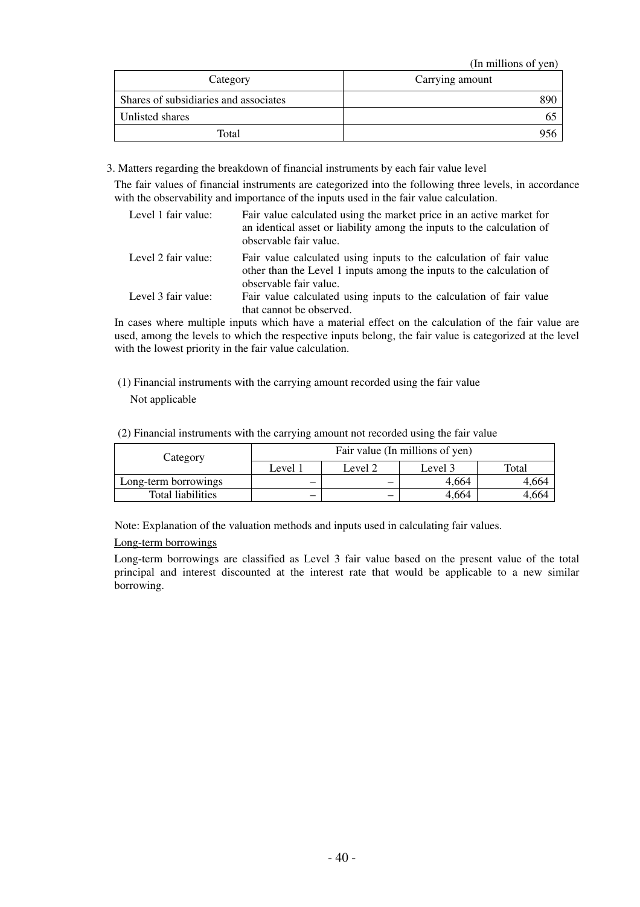(In millions of yen)

| Category | Carrying amount |
|---|---|
| Shares of subsidiaries and associates | 890 |
| Unlisted shares | 65 |
| Total | 956 |

3. Matters regarding the breakdown of financial instruments by each fair value level

The fair values of financial instruments are categorized into the following three levels, in accordance with the observability and importance of the inputs used in the fair value calculation.

| | |
|---|---|
| Level 1 fair value: | Fair value calculated using the market price in an active market for an identical asset or liability among the inputs to the calculation of observable fair value. |
| Level 2 fair value: | Fair value calculated using inputs to the calculation of fair value other than the Level 1 inputs among the inputs to the calculation of observable fair value. |
| Level 3 fair value: | Fair value calculated using inputs to the calculation of fair value that cannot be observed. |

In cases where multiple inputs which have a material effect on the calculation of the fair value are used, among the levels to which the respective inputs belong, the fair value is categorized at the level with the lowest priority in the fair value calculation.

(1) Financial instruments with the carrying amount recorded using the fair value

Not applicable

(2) Financial instruments with the carrying amount not recorded using the fair value

| Category | Fair value (In millions of yen) | | | |
|---|---|---|---|---|
| | Level 1 | Level 2 | Level 3 | Total |
| Long-term borrowings | – | – | 4,664 | 4,664 |
| Total liabilities | – | – | 4,664 | 4,664 |

Note: Explanation of the valuation methods and inputs used in calculating fair values.

Long-term borrowings

Long-term borrowings are classified as Level 3 fair value based on the present value of the total principal and interest discounted at the interest rate that would be applicable to a new similar borrowing.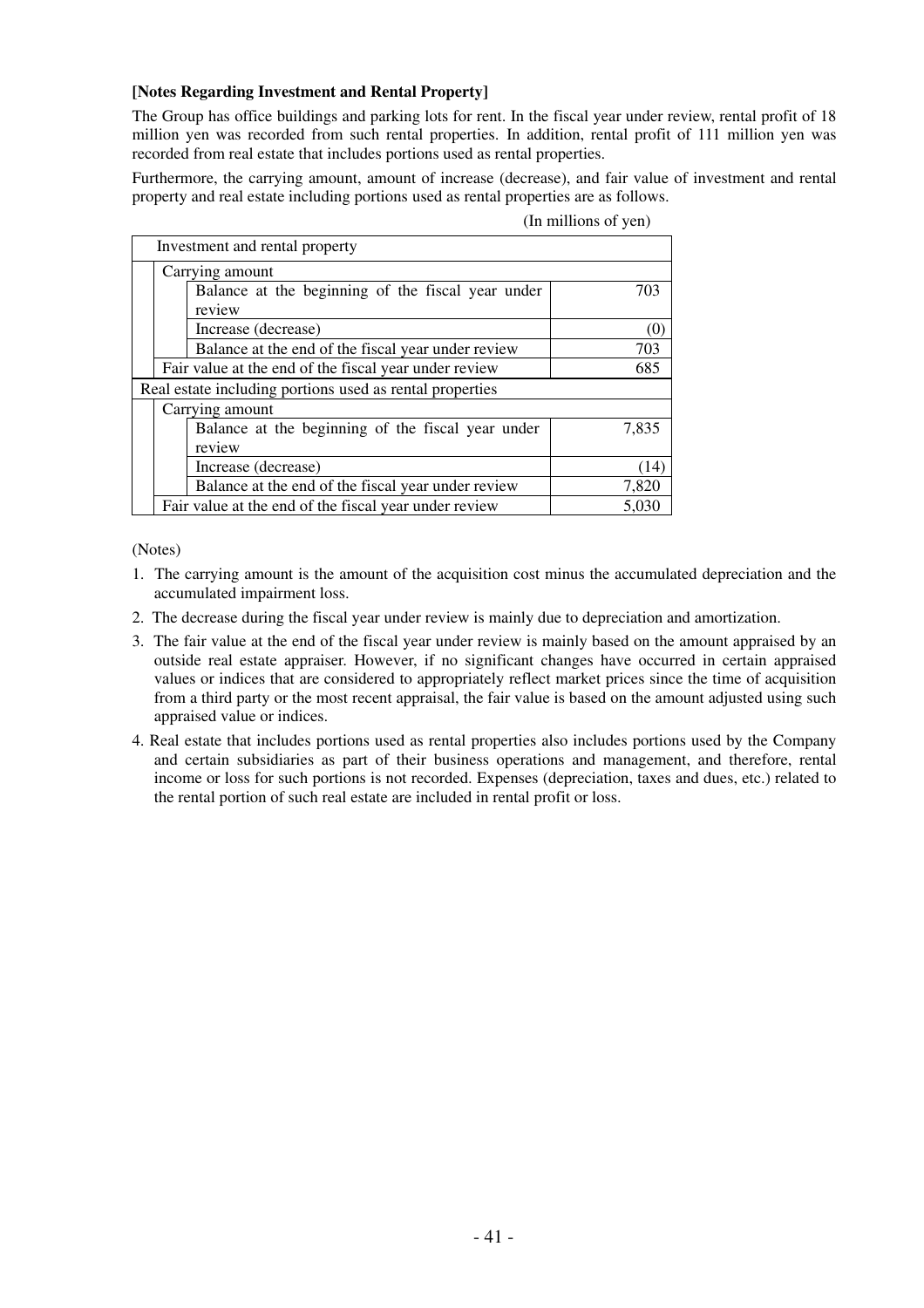**[Notes Regarding Investment and Rental Property]**

The Group has office buildings and parking lots for rent. In the fiscal year under review, rental profit of 18 million yen was recorded from such rental properties. In addition, rental profit of 111 million yen was recorded from real estate that includes portions used as rental properties.

Furthermore, the carrying amount, amount of increase (decrease), and fair value of investment and rental property and real estate including portions used as rental properties are as follows.

(In millions of yen)

| Investment and rental property | | |
|---|---|---|
| Carrying amount | | |
| | Balance at the beginning of the fiscal year under review | 703 |
| | Increase (decrease) | (0) |
| | Balance at the end of the fiscal year under review | 703 |
| Fair value at the end of the fiscal year under review | | 685 |
| **Real estate including portions used as rental properties** | | |
| Carrying amount | | |
| | Balance at the beginning of the fiscal year under review | 7,835 |
| | Increase (decrease) | (14) |
| | Balance at the end of the fiscal year under review | 7,820 |
| Fair value at the end of the fiscal year under review | | 5,030 |

(Notes)

1. The carrying amount is the amount of the acquisition cost minus the accumulated depreciation and the accumulated impairment loss.
2. The decrease during the fiscal year under review is mainly due to depreciation and amortization.
3. The fair value at the end of the fiscal year under review is mainly based on the amount appraised by an outside real estate appraiser. However, if no significant changes have occurred in certain appraised values or indices that are considered to appropriately reflect market prices since the time of acquisition from a third party or the most recent appraisal, the fair value is based on the amount adjusted using such appraised value or indices.
4. Real estate that includes portions used as rental properties also includes portions used by the Company and certain subsidiaries as part of their business operations and management, and therefore, rental income or loss for such portions is not recorded. Expenses (depreciation, taxes and dues, etc.) related to the rental portion of such real estate are included in rental profit or loss.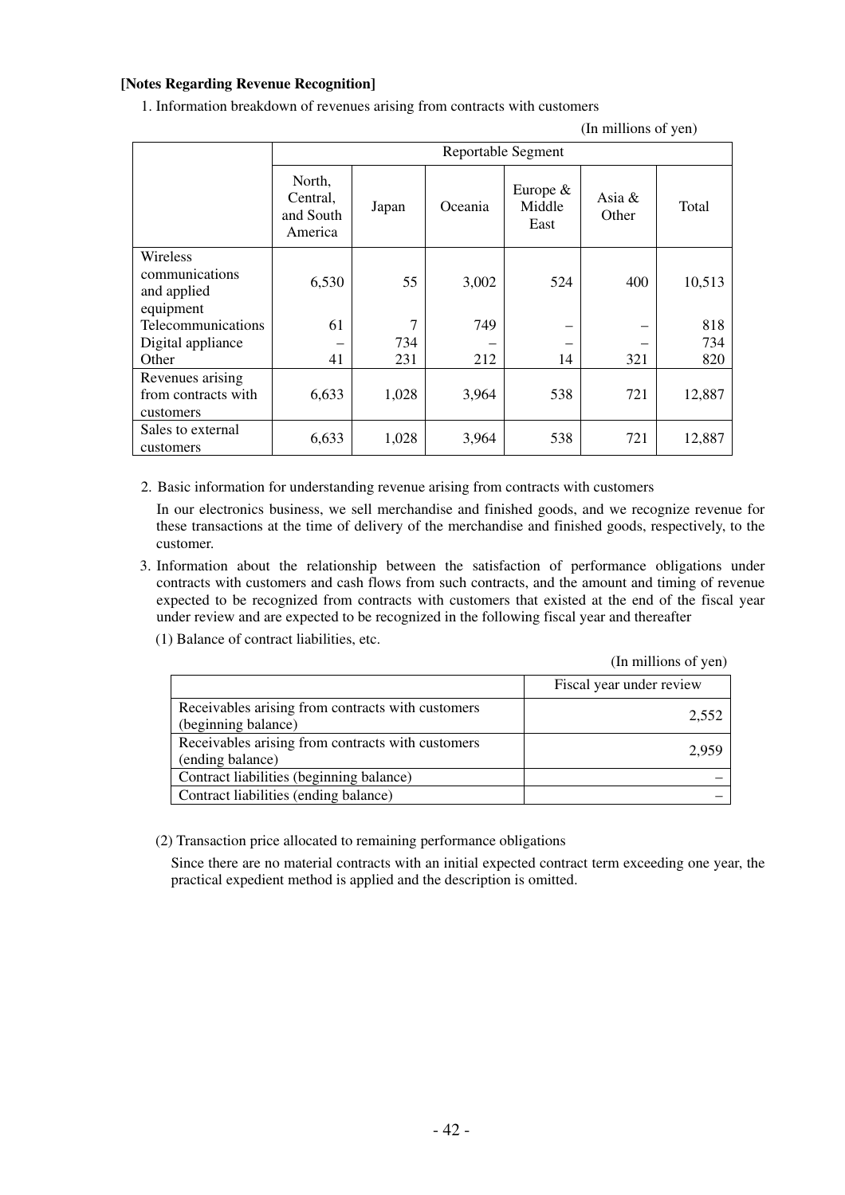**[Notes Regarding Revenue Recognition]**

1. Information breakdown of revenues arising from contracts with customers

(In millions of yen)

| | Reportable Segment | | | | | |
|---|---|---|---|---|---|---|
| | North, Central, and South America | Japan | Oceania | Europe & Middle East | Asia & Other | Total |
| Wireless communications and applied equipment | 6,530 | 55 | 3,002 | 524 | 400 | 10,513 |
| Telecommunications | 61 | 7 | 749 | – | – | 818 |
| Digital appliance | – | 734 | – | – | – | 734 |
| Other | 41 | 231 | 212 | 14 | 321 | 820 |
| Revenues arising from contracts with customers | 6,633 | 1,028 | 3,964 | 538 | 721 | 12,887 |
| Sales to external customers | 6,633 | 1,028 | 3,964 | 538 | 721 | 12,887 |

2. Basic information for understanding revenue arising from contracts with customers

   In our electronics business, we sell merchandise and finished goods, and we recognize revenue for these transactions at the time of delivery of the merchandise and finished goods, respectively, to the customer.

3. Information about the relationship between the satisfaction of performance obligations under contracts with customers and cash flows from such contracts, and the amount and timing of revenue expected to be recognized from contracts with customers that existed at the end of the fiscal year under review and are expected to be recognized in the following fiscal year and thereafter

   (1) Balance of contract liabilities, etc.

(In millions of yen)

| | Fiscal year under review |
|---|---|
| Receivables arising from contracts with customers (beginning balance) | 2,552 |
| Receivables arising from contracts with customers (ending balance) | 2,959 |
| Contract liabilities (beginning balance) | – |
| Contract liabilities (ending balance) | – |

   (2) Transaction price allocated to remaining performance obligations

   Since there are no material contracts with an initial expected contract term exceeding one year, the practical expedient method is applied and the description is omitted.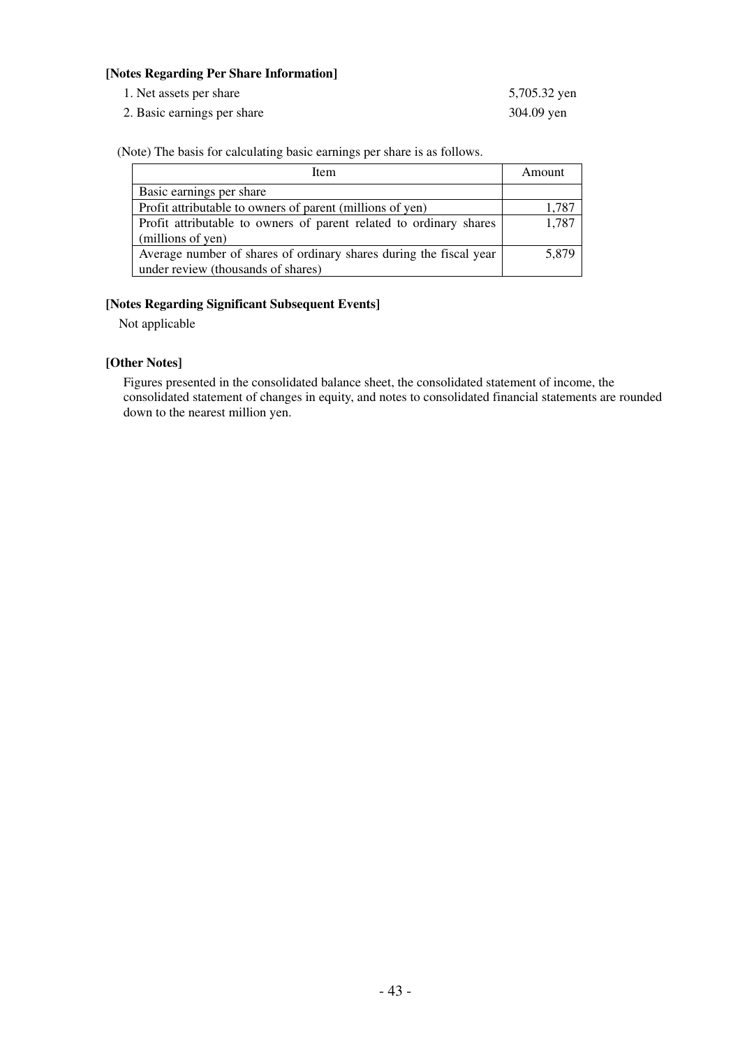**[Notes Regarding Per Share Information]**

1. Net assets per share 5,705.32 yen
2. Basic earnings per share 304.09 yen

(Note) The basis for calculating basic earnings per share is as follows.

| Item | Amount |
|---|---|
| Basic earnings per share | |
| Profit attributable to owners of parent (millions of yen) | 1,787 |
| Profit attributable to owners of parent related to ordinary shares (millions of yen) | 1,787 |
| Average number of shares of ordinary shares during the fiscal year under review (thousands of shares) | 5,879 |

**[Notes Regarding Significant Subsequent Events]**

Not applicable

**[Other Notes]**

Figures presented in the consolidated balance sheet, the consolidated statement of income, the consolidated statement of changes in equity, and notes to consolidated financial statements are rounded down to the nearest million yen.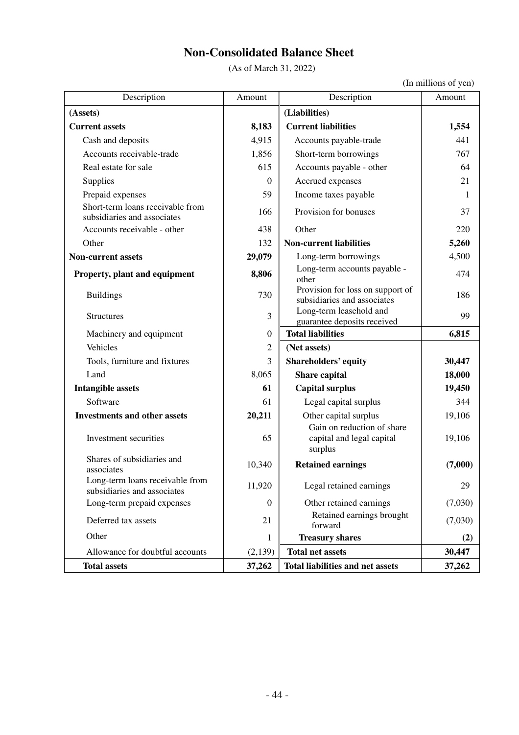# Non-Consolidated Balance Sheet

(As of March 31, 2022)

(In millions of yen)

| Description | Amount | Description | Amount |
|---|---|---|---|
| **(Assets)** | | **(Liabilities)** | |
| **Current assets** | **8,183** | **Current liabilities** | **1,554** |
| Cash and deposits | 4,915 | Accounts payable-trade | 441 |
| Accounts receivable-trade | 1,856 | Short-term borrowings | 767 |
| Real estate for sale | 615 | Accounts payable - other | 64 |
| Supplies | 0 | Accrued expenses | 21 |
| Prepaid expenses | 59 | Income taxes payable | 1 |
| Short-term loans receivable from subsidiaries and associates | 166 | Provision for bonuses | 37 |
| Accounts receivable - other | 438 | Other | 220 |
| Other | 132 | **Non-current liabilities** | **5,260** |
| **Non-current assets** | **29,079** | Long-term borrowings | 4,500 |
| **Property, plant and equipment** | **8,806** | Long-term accounts payable - other | 474 |
| Buildings | 730 | Provision for loss on support of subsidiaries and associates | 186 |
| Structures | 3 | Long-term leasehold and guarantee deposits received | 99 |
| Machinery and equipment | 0 | **Total liabilities** | **6,815** |
| Vehicles | 2 | **(Net assets)** | |
| Tools, furniture and fixtures | 3 | **Shareholders' equity** | **30,447** |
| Land | 8,065 | **Share capital** | **18,000** |
| **Intangible assets** | **61** | **Capital surplus** | **19,450** |
| Software | 61 | Legal capital surplus | 344 |
| **Investments and other assets** | **20,211** | Other capital surplus | 19,106 |
| Investment securities | 65 | Gain on reduction of share capital and legal capital surplus | 19,106 |
| Shares of subsidiaries and associates | 10,340 | **Retained earnings** | **(7,000)** |
| Long-term loans receivable from subsidiaries and associates | 11,920 | Legal retained earnings | 29 |
| Long-term prepaid expenses | 0 | Other retained earnings | (7,030) |
| Deferred tax assets | 21 | Retained earnings brought forward | (7,030) |
| Other | 1 | **Treasury shares** | **(2)** |
| Allowance for doubtful accounts | (2,139) | **Total net assets** | **30,447** |
| **Total assets** | **37,262** | **Total liabilities and net assets** | **37,262** |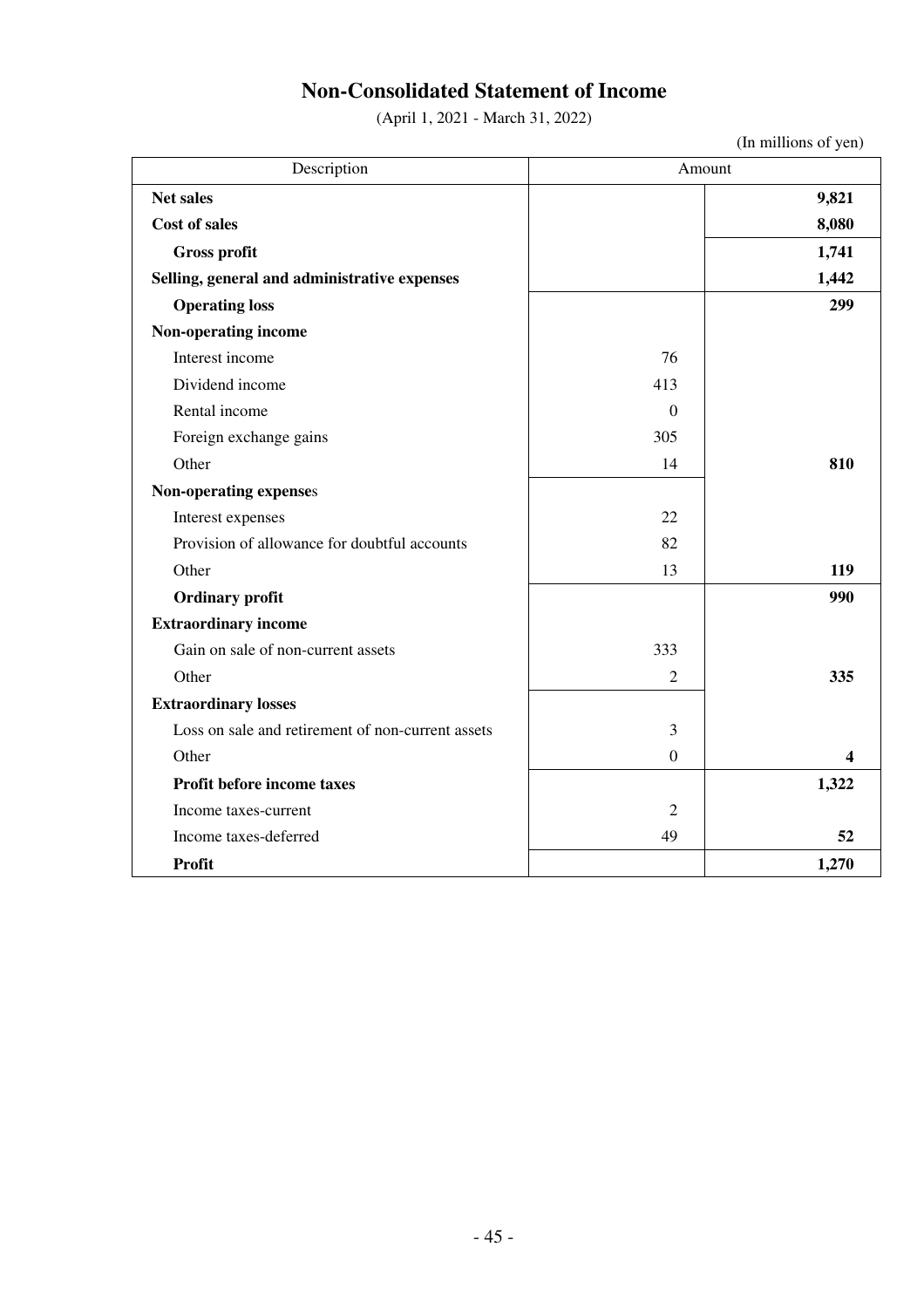# Non-Consolidated Statement of Income

(April 1, 2021 - March 31, 2022)

(In millions of yen)

| Description | Amount | |
|---|---|---|
| **Net sales** | | **9,821** |
| **Cost of sales** | | **8,080** |
| **Gross profit** | | **1,741** |
| **Selling, general and administrative expenses** | | **1,442** |
| **Operating loss** | | **299** |
| **Non-operating income** | | |
| Interest income | 76 | |
| Dividend income | 413 | |
| Rental income | 0 | |
| Foreign exchange gains | 305 | |
| Other | 14 | **810** |
| **Non-operating expenses** | | |
| Interest expenses | 22 | |
| Provision of allowance for doubtful accounts | 82 | |
| Other | 13 | **119** |
| **Ordinary profit** | | **990** |
| **Extraordinary income** | | |
| Gain on sale of non-current assets | 333 | |
| Other | 2 | **335** |
| **Extraordinary losses** | | |
| Loss on sale and retirement of non-current assets | 3 | |
| Other | 0 | **4** |
| **Profit before income taxes** | | **1,322** |
| Income taxes-current | 2 | |
| Income taxes-deferred | 49 | **52** |
| **Profit** | | **1,270** |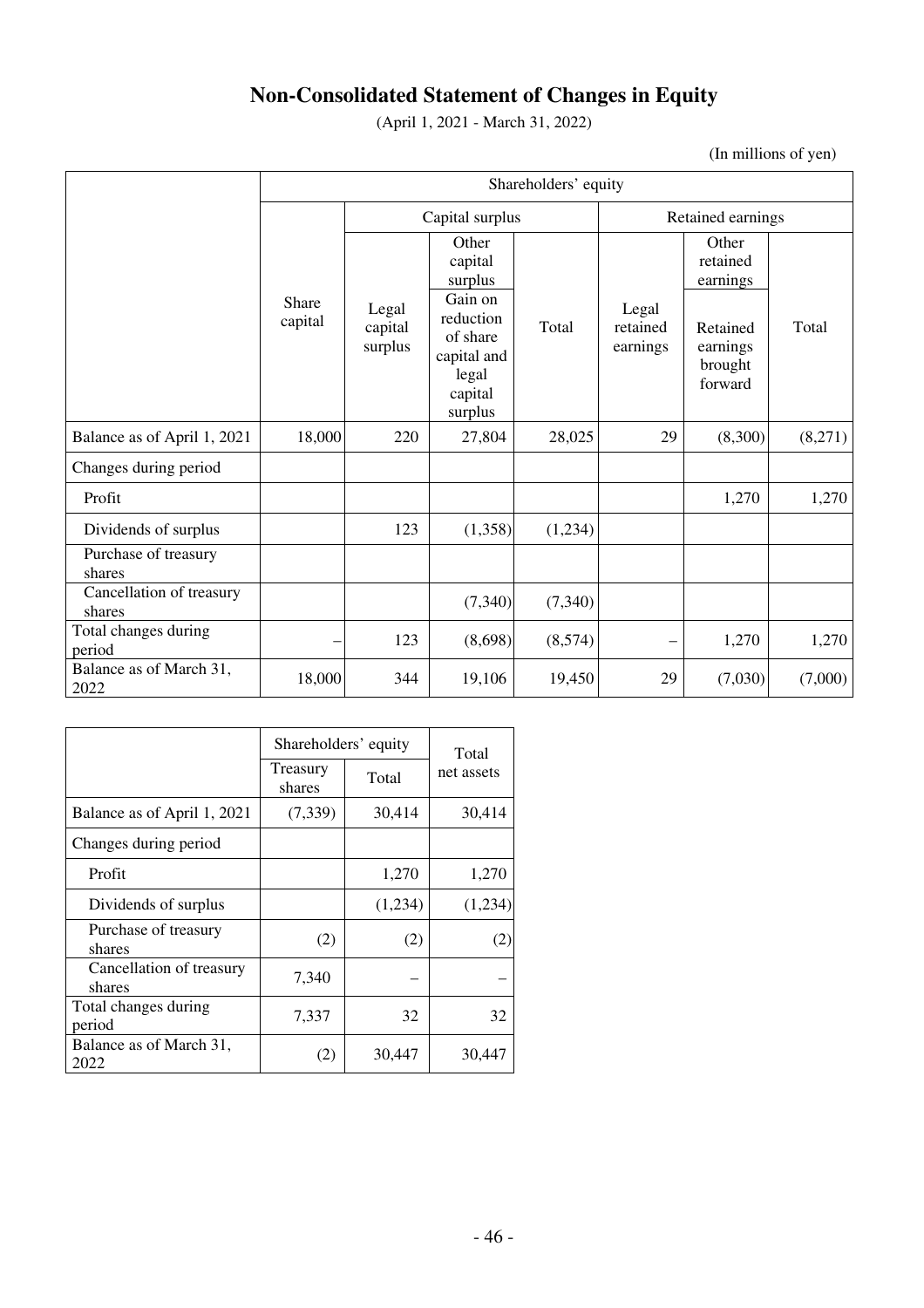# Non-Consolidated Statement of Changes in Equity

(April 1, 2021 - March 31, 2022)

(In millions of yen)

| | Shareholders' equity | | | | | | |
|---|---|---|---|---|---|---|---|
| | | Capital surplus | | | Retained earnings | | |
| | | | Other capital surplus | | | Other retained earnings | |
| | Share capital | Legal capital surplus | Gain on reduction of share capital and legal capital surplus | Total | Legal retained earnings | Retained earnings brought forward | Total |
| Balance as of April 1, 2021 | 18,000 | 220 | 27,804 | 28,025 | 29 | (8,300) | (8,271) |
| Changes during period | | | | | | | |
| Profit | | | | | | 1,270 | 1,270 |
| Dividends of surplus | | 123 | (1,358) | (1,234) | | | |
| Purchase of treasury shares | | | | | | | |
| Cancellation of treasury shares | | | (7,340) | (7,340) | | | |
| Total changes during period | – | 123 | (8,698) | (8,574) | – | 1,270 | 1,270 |
| Balance as of March 31, 2022 | 18,000 | 344 | 19,106 | 19,450 | 29 | (7,030) | (7,000) |

| | Shareholders' equity | | Total net assets |
|---|---|---|---|
| | Treasury shares | Total | |
| Balance as of April 1, 2021 | (7,339) | 30,414 | 30,414 |
| Changes during period | | | |
| Profit | | 1,270 | 1,270 |
| Dividends of surplus | | (1,234) | (1,234) |
| Purchase of treasury shares | (2) | (2) | (2) |
| Cancellation of treasury shares | 7,340 | – | – |
| Total changes during period | 7,337 | 32 | 32 |
| Balance as of March 31, 2022 | (2) | 30,447 | 30,447 |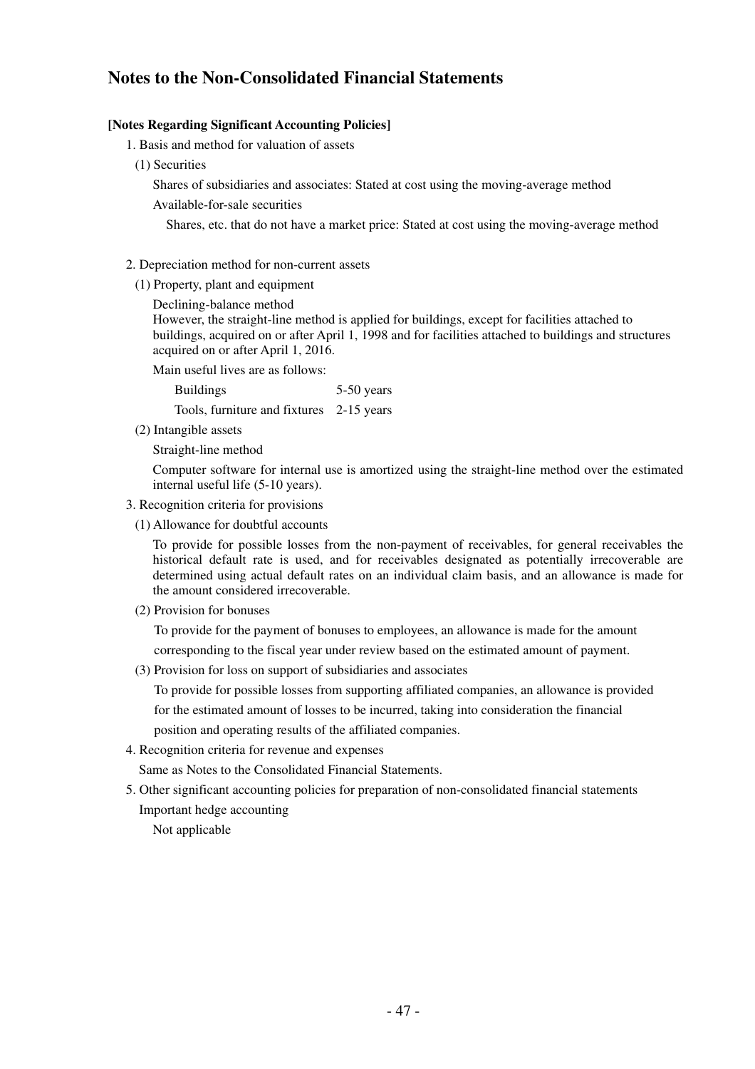# Notes to the Non-Consolidated Financial Statements

**[Notes Regarding Significant Accounting Policies]**

1. Basis and method for valuation of assets

   (1) Securities

   Shares of subsidiaries and associates: Stated at cost using the moving-average method

   Available-for-sale securities

   Shares, etc. that do not have a market price: Stated at cost using the moving-average method

2. Depreciation method for non-current assets

   (1) Property, plant and equipment

   Declining-balance method

   However, the straight-line method is applied for buildings, except for facilities attached to buildings, acquired on or after April 1, 1998 and for facilities attached to buildings and structures acquired on or after April 1, 2016.

   Main useful lives are as follows:

   | | |
   |---|---|
   | Buildings | 5-50 years |
   | Tools, furniture and fixtures | 2-15 years |

   (2) Intangible assets

   Straight-line method

   Computer software for internal use is amortized using the straight-line method over the estimated internal useful life (5-10 years).

3. Recognition criteria for provisions

   (1) Allowance for doubtful accounts

   To provide for possible losses from the non-payment of receivables, for general receivables the historical default rate is used, and for receivables designated as potentially irrecoverable are determined using actual default rates on an individual claim basis, and an allowance is made for the amount considered irrecoverable.

   (2) Provision for bonuses

   To provide for the payment of bonuses to employees, an allowance is made for the amount corresponding to the fiscal year under review based on the estimated amount of payment.

   (3) Provision for loss on support of subsidiaries and associates

   To provide for possible losses from supporting affiliated companies, an allowance is provided for the estimated amount of losses to be incurred, taking into consideration the financial position and operating results of the affiliated companies.

4. Recognition criteria for revenue and expenses

   Same as Notes to the Consolidated Financial Statements.

5. Other significant accounting policies for preparation of non-consolidated financial statements

   Important hedge accounting

   Not applicable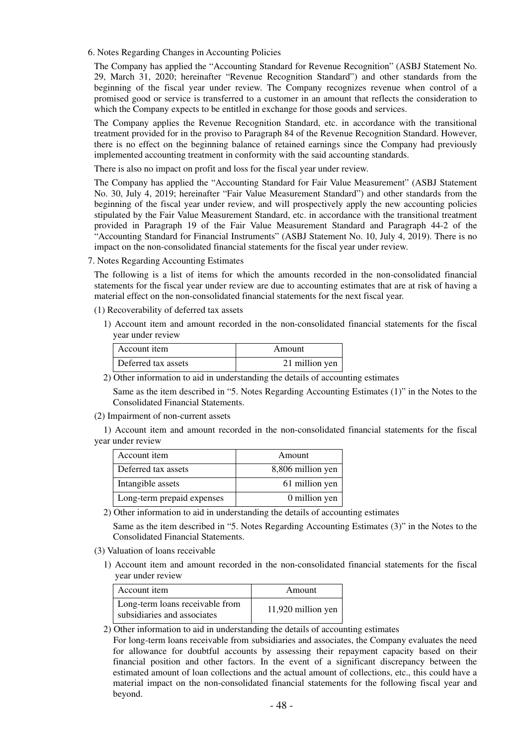## 6. Notes Regarding Changes in Accounting Policies

The Company has applied the "Accounting Standard for Revenue Recognition" (ASBJ Statement No. 29, March 31, 2020; hereinafter "Revenue Recognition Standard") and other standards from the beginning of the fiscal year under review. The Company recognizes revenue when control of a promised good or service is transferred to a customer in an amount that reflects the consideration to which the Company expects to be entitled in exchange for those goods and services.

The Company applies the Revenue Recognition Standard, etc. in accordance with the transitional treatment provided for in the proviso to Paragraph 84 of the Revenue Recognition Standard. However, there is no effect on the beginning balance of retained earnings since the Company had previously implemented accounting treatment in conformity with the said accounting standards.

There is also no impact on profit and loss for the fiscal year under review.

The Company has applied the "Accounting Standard for Fair Value Measurement" (ASBJ Statement No. 30, July 4, 2019; hereinafter "Fair Value Measurement Standard") and other standards from the beginning of the fiscal year under review, and will prospectively apply the new accounting policies stipulated by the Fair Value Measurement Standard, etc. in accordance with the transitional treatment provided in Paragraph 19 of the Fair Value Measurement Standard and Paragraph 44-2 of the "Accounting Standard for Financial Instruments" (ASBJ Statement No. 10, July 4, 2019). There is no impact on the non-consolidated financial statements for the fiscal year under review.

## 7. Notes Regarding Accounting Estimates

The following is a list of items for which the amounts recorded in the non-consolidated financial statements for the fiscal year under review are due to accounting estimates that are at risk of having a material effect on the non-consolidated financial statements for the next fiscal year.

(1) Recoverability of deferred tax assets

1) Account item and amount recorded in the non-consolidated financial statements for the fiscal year under review

| Account item | Amount |
|---|---|
| Deferred tax assets | 21 million yen |

2) Other information to aid in understanding the details of accounting estimates

Same as the item described in "5. Notes Regarding Accounting Estimates (1)" in the Notes to the Consolidated Financial Statements.

(2) Impairment of non-current assets

1) Account item and amount recorded in the non-consolidated financial statements for the fiscal year under review

| Account item | Amount |
|---|---|
| Deferred tax assets | 8,806 million yen |
| Intangible assets | 61 million yen |
| Long-term prepaid expenses | 0 million yen |

2) Other information to aid in understanding the details of accounting estimates

Same as the item described in "5. Notes Regarding Accounting Estimates (3)" in the Notes to the Consolidated Financial Statements.

(3) Valuation of loans receivable

1) Account item and amount recorded in the non-consolidated financial statements for the fiscal year under review

| Account item | Amount |
|---|---|
| Long-term loans receivable from subsidiaries and associates | 11,920 million yen |

2) Other information to aid in understanding the details of accounting estimates

For long-term loans receivable from subsidiaries and associates, the Company evaluates the need for allowance for doubtful accounts by assessing their repayment capacity based on their financial position and other factors. In the event of a significant discrepancy between the estimated amount of loan collections and the actual amount of collections, etc., this could have a material impact on the non-consolidated financial statements for the following fiscal year and beyond.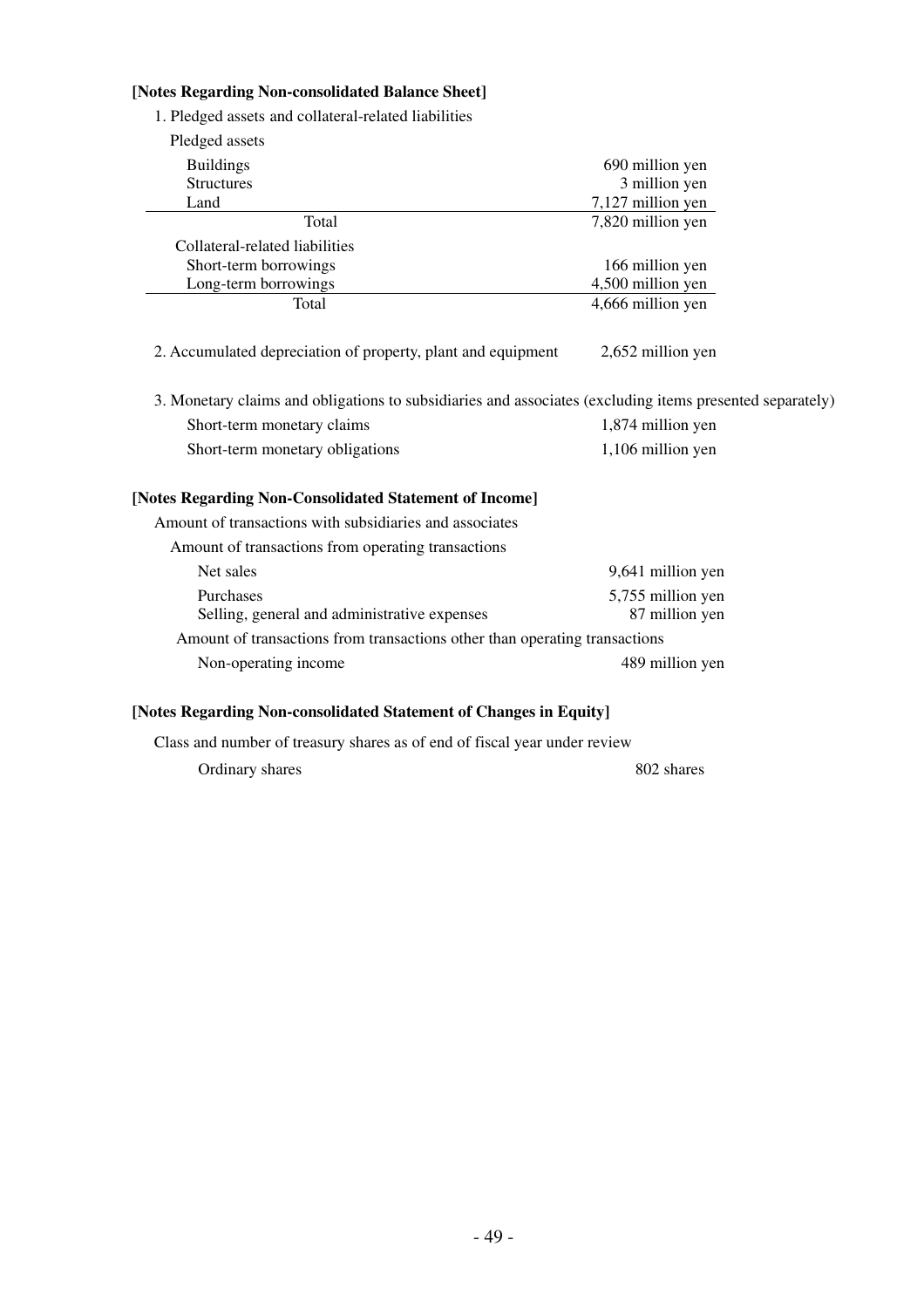**[Notes Regarding Non-consolidated Balance Sheet]**

1. Pledged assets and collateral-related liabilities

Pledged assets

| | |
|---|---|
| Buildings | 690 million yen |
| Structures | 3 million yen |
| Land | 7,127 million yen |
| Total | 7,820 million yen |

Collateral-related liabilities

| | |
|---|---|
| Short-term borrowings | 166 million yen |
| Long-term borrowings | 4,500 million yen |
| Total | 4,666 million yen |

2. Accumulated depreciation of property, plant and equipment 2,652 million yen

3. Monetary claims and obligations to subsidiaries and associates (excluding items presented separately)

| | |
|---|---|
| Short-term monetary claims | 1,874 million yen |
| Short-term monetary obligations | 1,106 million yen |

**[Notes Regarding Non-Consolidated Statement of Income]**

Amount of transactions with subsidiaries and associates

Amount of transactions from operating transactions

| | |
|---|---|
| Net sales | 9,641 million yen |
| Purchases | 5,755 million yen |
| Selling, general and administrative expenses | 87 million yen |

Amount of transactions from transactions other than operating transactions

| | |
|---|---|
| Non-operating income | 489 million yen |

**[Notes Regarding Non-consolidated Statement of Changes in Equity]**

Class and number of treasury shares as of end of fiscal year under review

| | |
|---|---|
| Ordinary shares | 802 shares |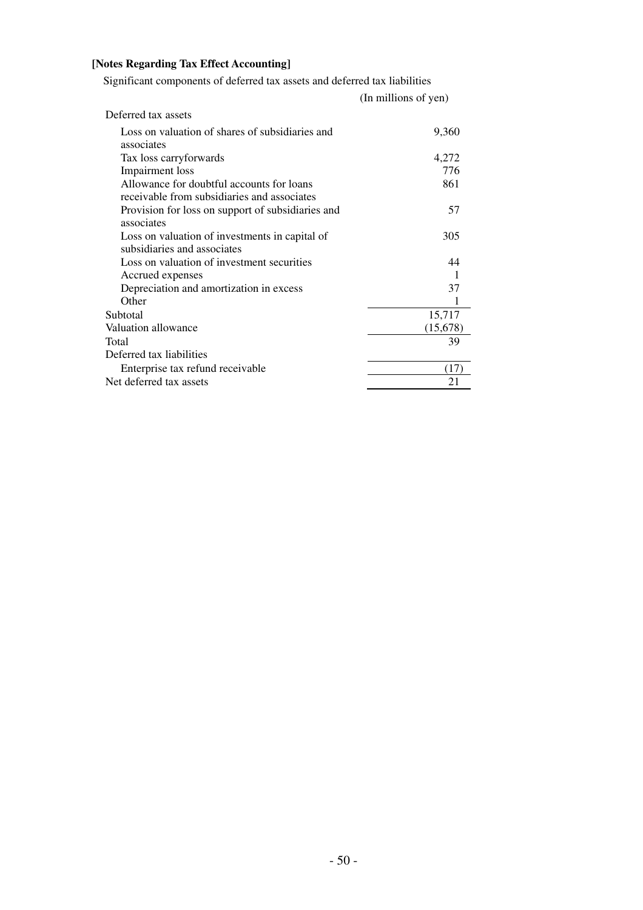**[Notes Regarding Tax Effect Accounting]**

Significant components of deferred tax assets and deferred tax liabilities

| | (In millions of yen) |
|---|---|
| Deferred tax assets | |
| Loss on valuation of shares of subsidiaries and associates | 9,360 |
| Tax loss carryforwards | 4,272 |
| Impairment loss | 776 |
| Allowance for doubtful accounts for loans receivable from subsidiaries and associates | 861 |
| Provision for loss on support of subsidiaries and associates | 57 |
| Loss on valuation of investments in capital of subsidiaries and associates | 305 |
| Loss on valuation of investment securities | 44 |
| Accrued expenses | 1 |
| Depreciation and amortization in excess | 37 |
| Other | 1 |
| Subtotal | 15,717 |
| Valuation allowance | (15,678) |
| Total | 39 |
| Deferred tax liabilities | |
| Enterprise tax refund receivable | (17) |
| Net deferred tax assets | 21 |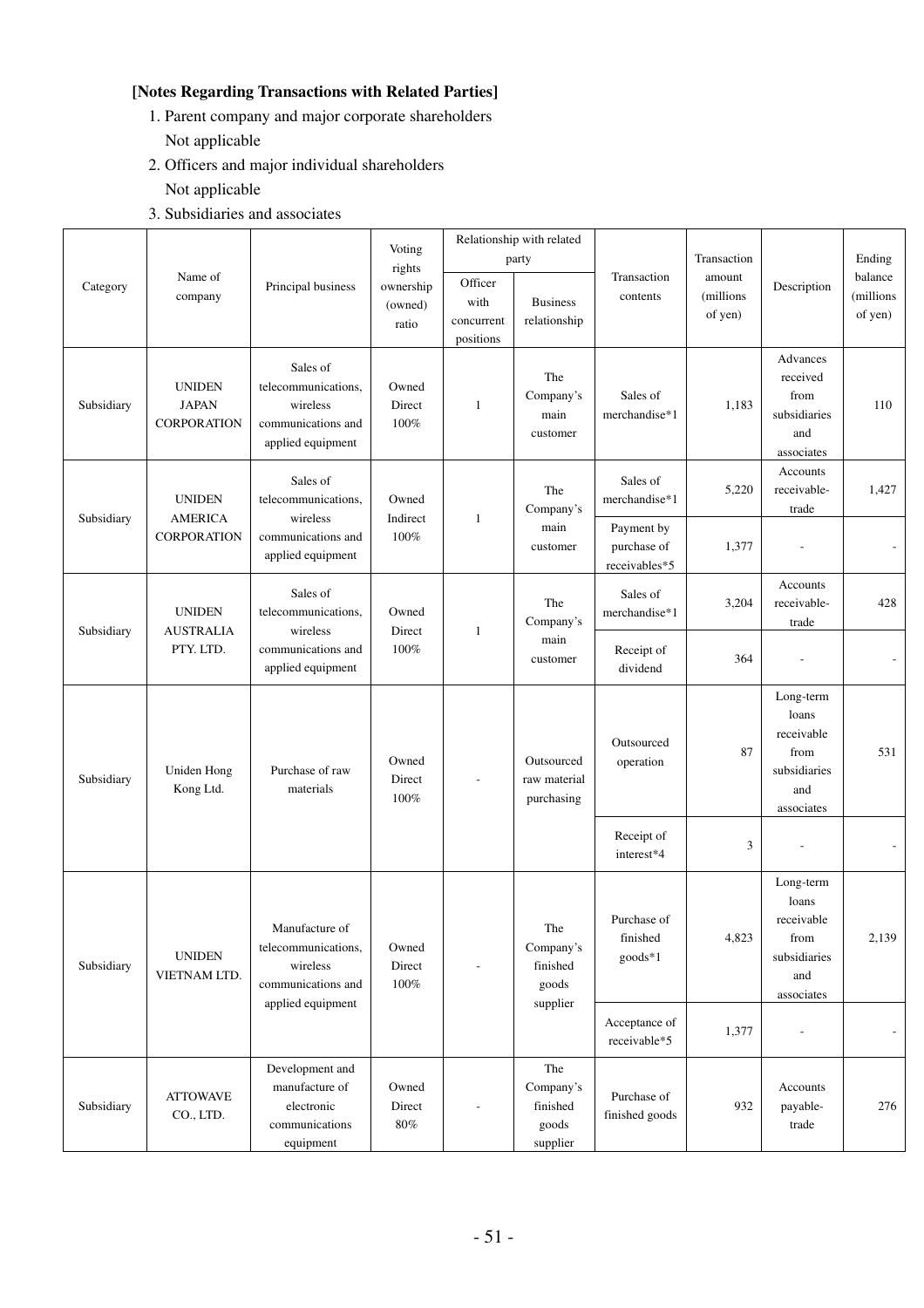**[Notes Regarding Transactions with Related Parties]**

1. Parent company and major corporate shareholders
   Not applicable
2. Officers and major individual shareholders
   Not applicable
3. Subsidiaries and associates

| Category | Name of company | Principal business | Voting rights ownership (owned) ratio | Relationship with related party | | Transaction contents | Transaction amount (millions of yen) | Description | Ending balance (millions of yen) |
|---|---|---|---|---|---|---|---|---|---|
| | | | | Officer with concurrent positions | Business relationship | | | | |
| Subsidiary | UNIDEN JAPAN CORPORATION | Sales of telecommunications, wireless communications and applied equipment | Owned Direct 100% | 1 | The Company's main customer | Sales of merchandise*1 | 1,183 | Advances received from subsidiaries and associates | 110 |
| Subsidiary | UNIDEN AMERICA CORPORATION | Sales of telecommunications, wireless communications and applied equipment | Owned Indirect 100% | 1 | The Company's main customer | Sales of merchandise*1 | 5,220 | Accounts receivable-trade | 1,427 |
| | | | | | | Payment by purchase of receivables*5 | 1,377 | - | - |
| Subsidiary | UNIDEN AUSTRALIA PTY. LTD. | Sales of telecommunications, wireless communications and applied equipment | Owned Direct 100% | 1 | The Company's main customer | Sales of merchandise*1 | 3,204 | Accounts receivable-trade | 428 |
| | | | | | | Receipt of dividend | 364 | - | - |
| Subsidiary | Uniden Hong Kong Ltd. | Purchase of raw materials | Owned Direct 100% | - | Outsourced raw material purchasing | Outsourced operation | 87 | Long-term loans receivable from subsidiaries and associates | 531 |
| | | | | | | Receipt of interest*4 | 3 | - | - |
| Subsidiary | UNIDEN VIETNAM LTD. | Manufacture of telecommunications, wireless communications and applied equipment | Owned Direct 100% | - | The Company's finished goods supplier | Purchase of finished goods*1 | 4,823 | Long-term loans receivable from subsidiaries and associates | 2,139 |
| | | | | | | Acceptance of receivable*5 | 1,377 | - | - |
| Subsidiary | ATTOWAVE CO., LTD. | Development and manufacture of electronic communications equipment | Owned Direct 80% | - | The Company's finished goods supplier | Purchase of finished goods | 932 | Accounts payable-trade | 276 |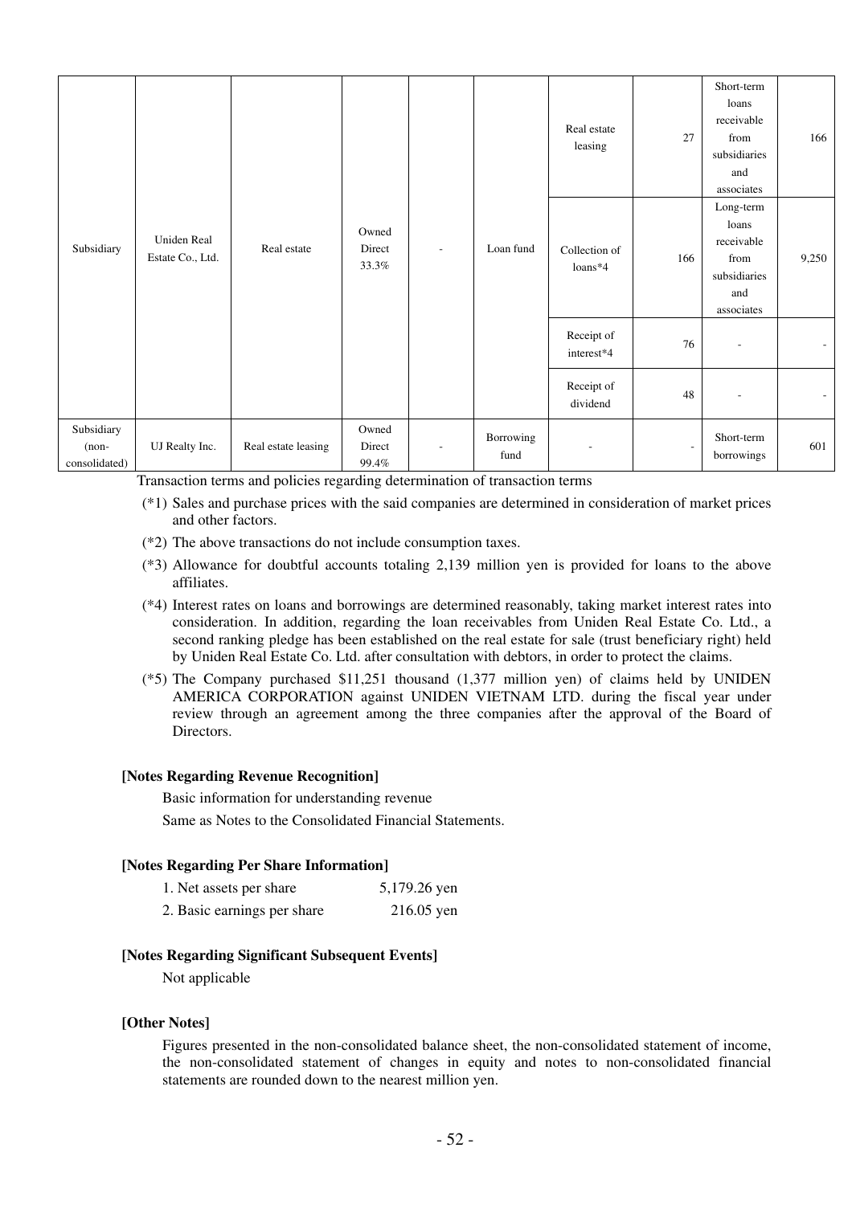| Subsidiary | Uniden Real Estate Co., Ltd. | Real estate | Owned Direct 33.3% | - | Loan fund | Real estate leasing | 27 | Short-term loans receivable from subsidiaries and associates | 166 |
|---|---|---|---|---|---|---|---|---|---|
| | | | | | | Collection of loans*4 | 166 | Long-term loans receivable from subsidiaries and associates | 9,250 |
| | | | | | | Receipt of interest*4 | 76 | - | - |
| | | | | | | Receipt of dividend | 48 | - | - |
| Subsidiary (non-consolidated) | UJ Realty Inc. | Real estate leasing | Owned Direct 99.4% | - | Borrowing fund | - | - | Short-term borrowings | 601 |

Transaction terms and policies regarding determination of transaction terms

(*1) Sales and purchase prices with the said companies are determined in consideration of market prices and other factors.

(*2) The above transactions do not include consumption taxes.

(*3) Allowance for doubtful accounts totaling 2,139 million yen is provided for loans to the above affiliates.

(*4) Interest rates on loans and borrowings are determined reasonably, taking market interest rates into consideration. In addition, regarding the loan receivables from Uniden Real Estate Co. Ltd., a second ranking pledge has been established on the real estate for sale (trust beneficiary right) held by Uniden Real Estate Co. Ltd. after consultation with debtors, in order to protect the claims.

(*5) The Company purchased $11,251 thousand (1,377 million yen) of claims held by UNIDEN AMERICA CORPORATION against UNIDEN VIETNAM LTD. during the fiscal year under review through an agreement among the three companies after the approval of the Board of Directors.

**[Notes Regarding Revenue Recognition]**

Basic information for understanding revenue

Same as Notes to the Consolidated Financial Statements.

**[Notes Regarding Per Share Information]**

1. Net assets per share 5,179.26 yen
2. Basic earnings per share 216.05 yen

**[Notes Regarding Significant Subsequent Events]**

Not applicable

**[Other Notes]**

Figures presented in the non-consolidated balance sheet, the non-consolidated statement of income, the non-consolidated statement of changes in equity and notes to non-consolidated financial statements are rounded down to the nearest million yen.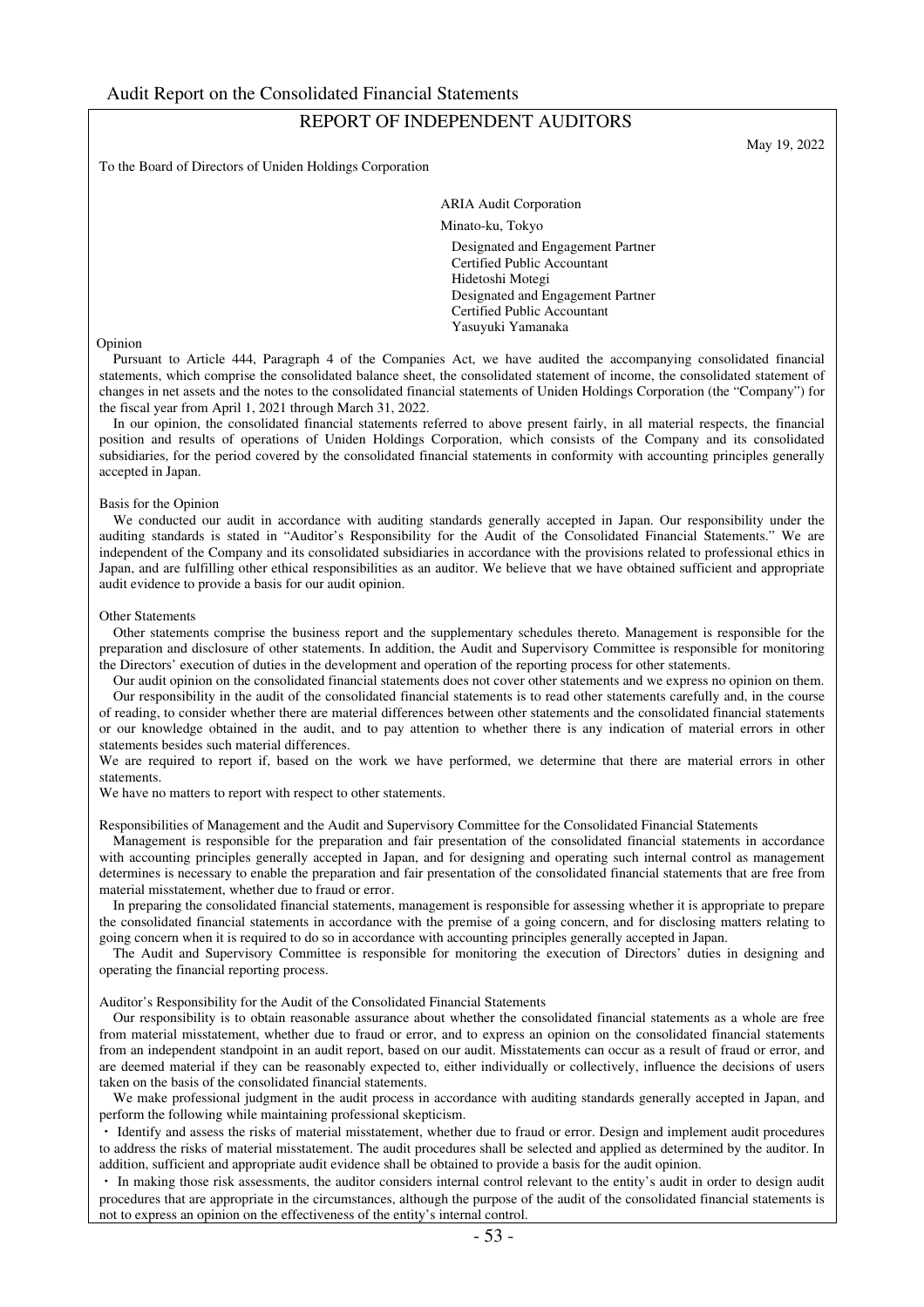Audit Report on the Consolidated Financial Statements

## REPORT OF INDEPENDENT AUDITORS

May 19, 2022

To the Board of Directors of Uniden Holdings Corporation

ARIA Audit Corporation

Minato-ku, Tokyo

Designated and Engagement Partner
Certified Public Accountant
Hidetoshi Motegi
Designated and Engagement Partner
Certified Public Accountant
Yasuyuki Yamanaka

### Opinion

Pursuant to Article 444, Paragraph 4 of the Companies Act, we have audited the accompanying consolidated financial statements, which comprise the consolidated balance sheet, the consolidated statement of income, the consolidated statement of changes in net assets and the notes to the consolidated financial statements of Uniden Holdings Corporation (the "Company") for the fiscal year from April 1, 2021 through March 31, 2022.

In our opinion, the consolidated financial statements referred to above present fairly, in all material respects, the financial position and results of operations of Uniden Holdings Corporation, which consists of the Company and its consolidated subsidiaries, for the period covered by the consolidated financial statements in conformity with accounting principles generally accepted in Japan.

### Basis for the Opinion

We conducted our audit in accordance with auditing standards generally accepted in Japan. Our responsibility under the auditing standards is stated in "Auditor's Responsibility for the Audit of the Consolidated Financial Statements." We are independent of the Company and its consolidated subsidiaries in accordance with the provisions related to professional ethics in Japan, and are fulfilling other ethical responsibilities as an auditor. We believe that we have obtained sufficient and appropriate audit evidence to provide a basis for our audit opinion.

### Other Statements

Other statements comprise the business report and the supplementary schedules thereto. Management is responsible for the preparation and disclosure of other statements. In addition, the Audit and Supervisory Committee is responsible for monitoring the Directors' execution of duties in the development and operation of the reporting process for other statements.

Our audit opinion on the consolidated financial statements does not cover other statements and we express no opinion on them.

Our responsibility in the audit of the consolidated financial statements is to read other statements carefully and, in the course of reading, to consider whether there are material differences between other statements and the consolidated financial statements or our knowledge obtained in the audit, and to pay attention to whether there is any indication of material errors in other statements besides such material differences.

We are required to report if, based on the work we have performed, we determine that there are material errors in other statements.

We have no matters to report with respect to other statements.

### Responsibilities of Management and the Audit and Supervisory Committee for the Consolidated Financial Statements

Management is responsible for the preparation and fair presentation of the consolidated financial statements in accordance with accounting principles generally accepted in Japan, and for designing and operating such internal control as management determines is necessary to enable the preparation and fair presentation of the consolidated financial statements that are free from material misstatement, whether due to fraud or error.

In preparing the consolidated financial statements, management is responsible for assessing whether it is appropriate to prepare the consolidated financial statements in accordance with the premise of a going concern, and for disclosing matters relating to going concern when it is required to do so in accordance with accounting principles generally accepted in Japan.

The Audit and Supervisory Committee is responsible for monitoring the execution of Directors' duties in designing and operating the financial reporting process.

### Auditor's Responsibility for the Audit of the Consolidated Financial Statements

Our responsibility is to obtain reasonable assurance about whether the consolidated financial statements as a whole are free from material misstatement, whether due to fraud or error, and to express an opinion on the consolidated financial statements from an independent standpoint in an audit report, based on our audit. Misstatements can occur as a result of fraud or error, and are deemed material if they can be reasonably expected to, either individually or collectively, influence the decisions of users taken on the basis of the consolidated financial statements.

We make professional judgment in the audit process in accordance with auditing standards generally accepted in Japan, and perform the following while maintaining professional skepticism.

・ Identify and assess the risks of material misstatement, whether due to fraud or error. Design and implement audit procedures to address the risks of material misstatement. The audit procedures shall be selected and applied as determined by the auditor. In addition, sufficient and appropriate audit evidence shall be obtained to provide a basis for the audit opinion.

・ In making those risk assessments, the auditor considers internal control relevant to the entity's audit in order to design audit procedures that are appropriate in the circumstances, although the purpose of the audit of the consolidated financial statements is not to express an opinion on the effectiveness of the entity's internal control.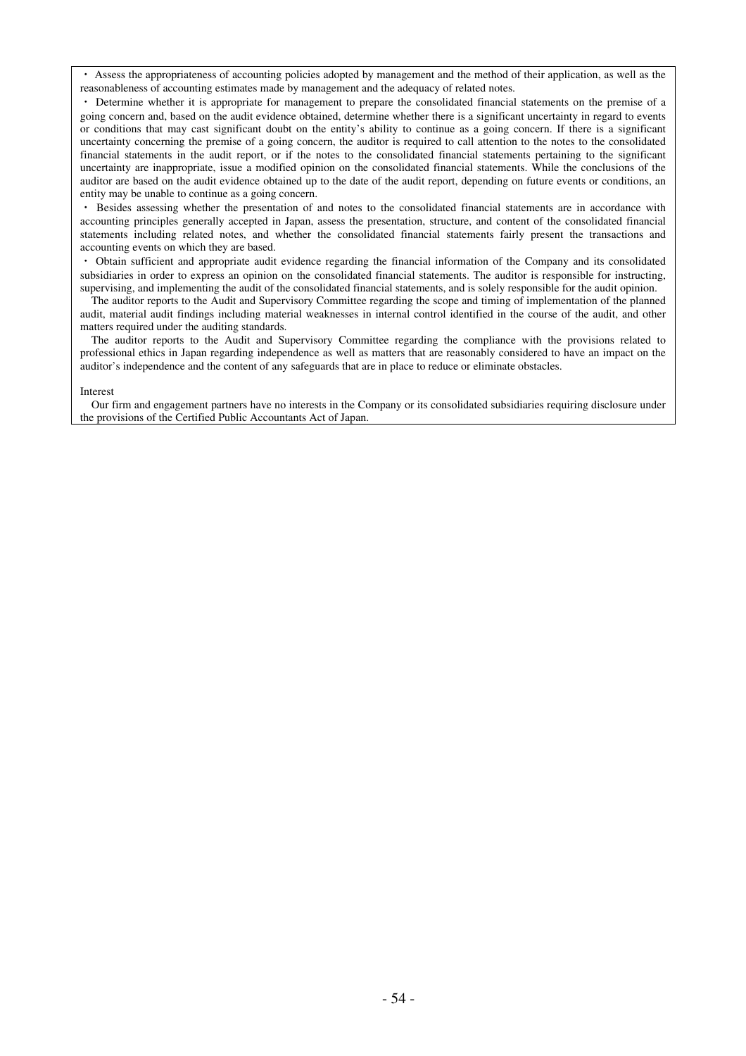・ Assess the appropriateness of accounting policies adopted by management and the method of their application, as well as the reasonableness of accounting estimates made by management and the adequacy of related notes.

・ Determine whether it is appropriate for management to prepare the consolidated financial statements on the premise of a going concern and, based on the audit evidence obtained, determine whether there is a significant uncertainty in regard to events or conditions that may cast significant doubt on the entity's ability to continue as a going concern. If there is a significant uncertainty concerning the premise of a going concern, the auditor is required to call attention to the notes to the consolidated financial statements in the audit report, or if the notes to the consolidated financial statements pertaining to the significant uncertainty are inappropriate, issue a modified opinion on the consolidated financial statements. While the conclusions of the auditor are based on the audit evidence obtained up to the date of the audit report, depending on future events or conditions, an entity may be unable to continue as a going concern.

・ Besides assessing whether the presentation of and notes to the consolidated financial statements are in accordance with accounting principles generally accepted in Japan, assess the presentation, structure, and content of the consolidated financial statements including related notes, and whether the consolidated financial statements fairly present the transactions and accounting events on which they are based.

・ Obtain sufficient and appropriate audit evidence regarding the financial information of the Company and its consolidated subsidiaries in order to express an opinion on the consolidated financial statements. The auditor is responsible for instructing, supervising, and implementing the audit of the consolidated financial statements, and is solely responsible for the audit opinion.

The auditor reports to the Audit and Supervisory Committee regarding the scope and timing of implementation of the planned audit, material audit findings including material weaknesses in internal control identified in the course of the audit, and other matters required under the auditing standards.

The auditor reports to the Audit and Supervisory Committee regarding the compliance with the provisions related to professional ethics in Japan regarding independence as well as matters that are reasonably considered to have an impact on the auditor's independence and the content of any safeguards that are in place to reduce or eliminate obstacles.

Interest

Our firm and engagement partners have no interests in the Company or its consolidated subsidiaries requiring disclosure under the provisions of the Certified Public Accountants Act of Japan.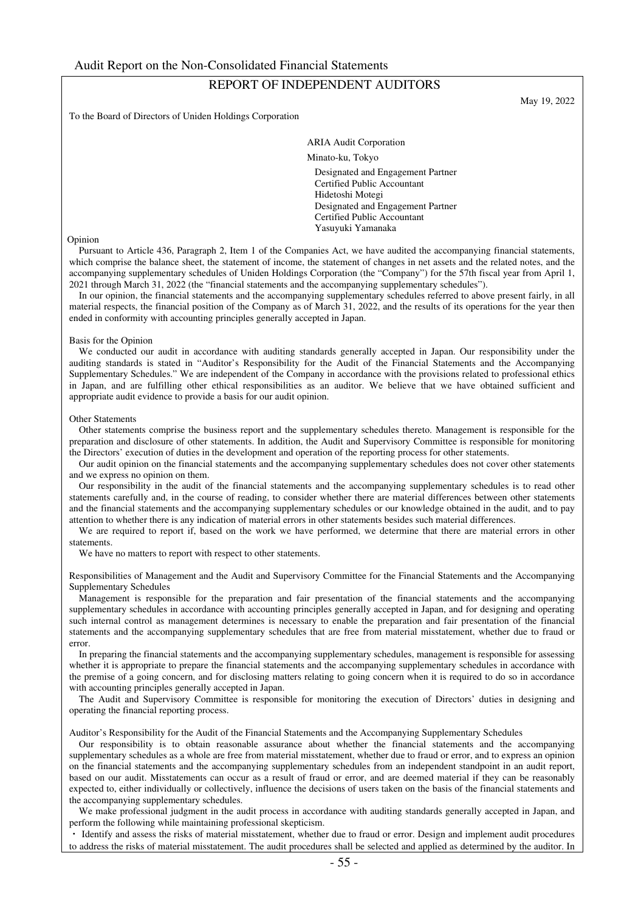Audit Report on the Non-Consolidated Financial Statements

## REPORT OF INDEPENDENT AUDITORS

May 19, 2022

To the Board of Directors of Uniden Holdings Corporation

ARIA Audit Corporation

Minato-ku, Tokyo

Designated and Engagement Partner
Certified Public Accountant
Hidetoshi Motegi
Designated and Engagement Partner
Certified Public Accountant
Yasuyuki Yamanaka

Opinion

Pursuant to Article 436, Paragraph 2, Item 1 of the Companies Act, we have audited the accompanying financial statements, which comprise the balance sheet, the statement of income, the statement of changes in net assets and the related notes, and the accompanying supplementary schedules of Uniden Holdings Corporation (the "Company") for the 57th fiscal year from April 1, 2021 through March 31, 2022 (the "financial statements and the accompanying supplementary schedules").

In our opinion, the financial statements and the accompanying supplementary schedules referred to above present fairly, in all material respects, the financial position of the Company as of March 31, 2022, and the results of its operations for the year then ended in conformity with accounting principles generally accepted in Japan.

Basis for the Opinion

We conducted our audit in accordance with auditing standards generally accepted in Japan. Our responsibility under the auditing standards is stated in "Auditor's Responsibility for the Audit of the Financial Statements and the Accompanying Supplementary Schedules." We are independent of the Company in accordance with the provisions related to professional ethics in Japan, and are fulfilling other ethical responsibilities as an auditor. We believe that we have obtained sufficient and appropriate audit evidence to provide a basis for our audit opinion.

Other Statements

Other statements comprise the business report and the supplementary schedules thereto. Management is responsible for the preparation and disclosure of other statements. In addition, the Audit and Supervisory Committee is responsible for monitoring the Directors' execution of duties in the development and operation of the reporting process for other statements.

Our audit opinion on the financial statements and the accompanying supplementary schedules does not cover other statements and we express no opinion on them.

Our responsibility in the audit of the financial statements and the accompanying supplementary schedules is to read other statements carefully and, in the course of reading, to consider whether there are material differences between other statements and the financial statements and the accompanying supplementary schedules or our knowledge obtained in the audit, and to pay attention to whether there is any indication of material errors in other statements besides such material differences.

We are required to report if, based on the work we have performed, we determine that there are material errors in other statements.

We have no matters to report with respect to other statements.

Responsibilities of Management and the Audit and Supervisory Committee for the Financial Statements and the Accompanying Supplementary Schedules

Management is responsible for the preparation and fair presentation of the financial statements and the accompanying supplementary schedules in accordance with accounting principles generally accepted in Japan, and for designing and operating such internal control as management determines is necessary to enable the preparation and fair presentation of the financial statements and the accompanying supplementary schedules that are free from material misstatement, whether due to fraud or error.

In preparing the financial statements and the accompanying supplementary schedules, management is responsible for assessing whether it is appropriate to prepare the financial statements and the accompanying supplementary schedules in accordance with the premise of a going concern, and for disclosing matters relating to going concern when it is required to do so in accordance with accounting principles generally accepted in Japan.

The Audit and Supervisory Committee is responsible for monitoring the execution of Directors' duties in designing and operating the financial reporting process.

Auditor's Responsibility for the Audit of the Financial Statements and the Accompanying Supplementary Schedules

Our responsibility is to obtain reasonable assurance about whether the financial statements and the accompanying supplementary schedules as a whole are free from material misstatement, whether due to fraud or error, and to express an opinion on the financial statements and the accompanying supplementary schedules from an independent standpoint in an audit report, based on our audit. Misstatements can occur as a result of fraud or error, and are deemed material if they can be reasonably expected to, either individually or collectively, influence the decisions of users taken on the basis of the financial statements and the accompanying supplementary schedules.

We make professional judgment in the audit process in accordance with auditing standards generally accepted in Japan, and perform the following while maintaining professional skepticism.

・ Identify and assess the risks of material misstatement, whether due to fraud or error. Design and implement audit procedures to address the risks of material misstatement. The audit procedures shall be selected and applied as determined by the auditor. In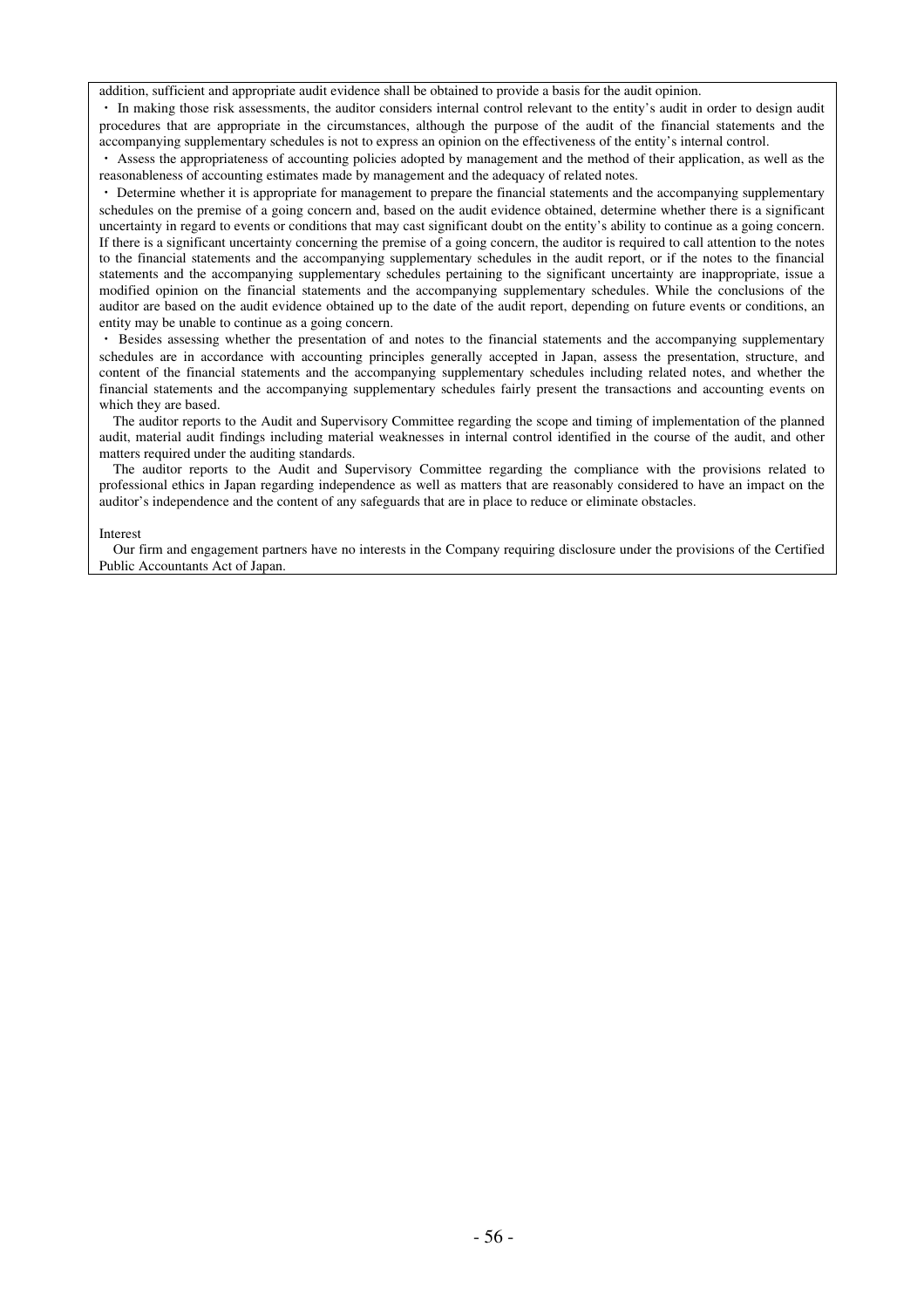addition, sufficient and appropriate audit evidence shall be obtained to provide a basis for the audit opinion.

・ In making those risk assessments, the auditor considers internal control relevant to the entity's audit in order to design audit procedures that are appropriate in the circumstances, although the purpose of the audit of the financial statements and the accompanying supplementary schedules is not to express an opinion on the effectiveness of the entity's internal control.

・ Assess the appropriateness of accounting policies adopted by management and the method of their application, as well as the reasonableness of accounting estimates made by management and the adequacy of related notes.

・ Determine whether it is appropriate for management to prepare the financial statements and the accompanying supplementary schedules on the premise of a going concern and, based on the audit evidence obtained, determine whether there is a significant uncertainty in regard to events or conditions that may cast significant doubt on the entity's ability to continue as a going concern. If there is a significant uncertainty concerning the premise of a going concern, the auditor is required to call attention to the notes to the financial statements and the accompanying supplementary schedules in the audit report, or if the notes to the financial statements and the accompanying supplementary schedules pertaining to the significant uncertainty are inappropriate, issue a modified opinion on the financial statements and the accompanying supplementary schedules. While the conclusions of the auditor are based on the audit evidence obtained up to the date of the audit report, depending on future events or conditions, an entity may be unable to continue as a going concern.

・ Besides assessing whether the presentation of and notes to the financial statements and the accompanying supplementary schedules are in accordance with accounting principles generally accepted in Japan, assess the presentation, structure, and content of the financial statements and the accompanying supplementary schedules including related notes, and whether the financial statements and the accompanying supplementary schedules fairly present the transactions and accounting events on which they are based.

The auditor reports to the Audit and Supervisory Committee regarding the scope and timing of implementation of the planned audit, material audit findings including material weaknesses in internal control identified in the course of the audit, and other matters required under the auditing standards.

The auditor reports to the Audit and Supervisory Committee regarding the compliance with the provisions related to professional ethics in Japan regarding independence as well as matters that are reasonably considered to have an impact on the auditor's independence and the content of any safeguards that are in place to reduce or eliminate obstacles.

Interest

Our firm and engagement partners have no interests in the Company requiring disclosure under the provisions of the Certified Public Accountants Act of Japan.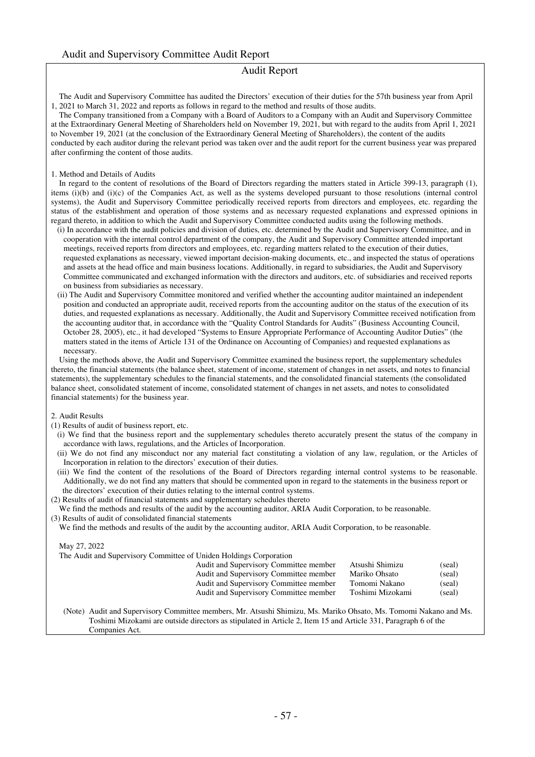## Audit and Supervisory Committee Audit Report

### Audit Report

The Audit and Supervisory Committee has audited the Directors' execution of their duties for the 57th business year from April 1, 2021 to March 31, 2022 and reports as follows in regard to the method and results of those audits.

The Company transitioned from a Company with a Board of Auditors to a Company with an Audit and Supervisory Committee at the Extraordinary General Meeting of Shareholders held on November 19, 2021, but with regard to the audits from April 1, 2021 to November 19, 2021 (at the conclusion of the Extraordinary General Meeting of Shareholders), the content of the audits conducted by each auditor during the relevant period was taken over and the audit report for the current business year was prepared after confirming the content of those audits.

1. Method and Details of Audits

In regard to the content of resolutions of the Board of Directors regarding the matters stated in Article 399-13, paragraph (1), items (i)(b) and (i)(c) of the Companies Act, as well as the systems developed pursuant to those resolutions (internal control systems), the Audit and Supervisory Committee periodically received reports from directors and employees, etc. regarding the status of the establishment and operation of those systems and as necessary requested explanations and expressed opinions in regard thereto, in addition to which the Audit and Supervisory Committee conducted audits using the following methods.

(i) In accordance with the audit policies and division of duties, etc. determined by the Audit and Supervisory Committee, and in cooperation with the internal control department of the company, the Audit and Supervisory Committee attended important meetings, received reports from directors and employees, etc. regarding matters related to the execution of their duties, requested explanations as necessary, viewed important decision-making documents, etc., and inspected the status of operations and assets at the head office and main business locations. Additionally, in regard to subsidiaries, the Audit and Supervisory Committee communicated and exchanged information with the directors and auditors, etc. of subsidiaries and received reports on business from subsidiaries as necessary.

(ii) The Audit and Supervisory Committee monitored and verified whether the accounting auditor maintained an independent position and conducted an appropriate audit, received reports from the accounting auditor on the status of the execution of its duties, and requested explanations as necessary. Additionally, the Audit and Supervisory Committee received notification from the accounting auditor that, in accordance with the "Quality Control Standards for Audits" (Business Accounting Council, October 28, 2005), etc., it had developed "Systems to Ensure Appropriate Performance of Accounting Auditor Duties" (the matters stated in the items of Article 131 of the Ordinance on Accounting of Companies) and requested explanations as necessary.

Using the methods above, the Audit and Supervisory Committee examined the business report, the supplementary schedules thereto, the financial statements (the balance sheet, statement of income, statement of changes in net assets, and notes to financial statements), the supplementary schedules to the financial statements, and the consolidated financial statements (the consolidated balance sheet, consolidated statement of income, consolidated statement of changes in net assets, and notes to consolidated financial statements) for the business year.

2. Audit Results

(1) Results of audit of business report, etc.

(i) We find that the business report and the supplementary schedules thereto accurately present the status of the company in accordance with laws, regulations, and the Articles of Incorporation.

(ii) We do not find any misconduct nor any material fact constituting a violation of any law, regulation, or the Articles of Incorporation in relation to the directors' execution of their duties.

(iii) We find the content of the resolutions of the Board of Directors regarding internal control systems to be reasonable. Additionally, we do not find any matters that should be commented upon in regard to the statements in the business report or the directors' execution of their duties relating to the internal control systems.

(2) Results of audit of financial statements and supplementary schedules thereto

We find the methods and results of the audit by the accounting auditor, ARIA Audit Corporation, to be reasonable.

(3) Results of audit of consolidated financial statements

We find the methods and results of the audit by the accounting auditor, ARIA Audit Corporation, to be reasonable.

May 27, 2022

The Audit and Supervisory Committee of Uniden Holdings Corporation

| | | |
|---|---|---|
| Audit and Supervisory Committee member | Atsushi Shimizu | (seal) |
| Audit and Supervisory Committee member | Mariko Ohsato | (seal) |
| Audit and Supervisory Committee member | Tomomi Nakano | (seal) |
| Audit and Supervisory Committee member | Toshimi Mizokami | (seal) |

(Note) Audit and Supervisory Committee members, Mr. Atsushi Shimizu, Ms. Mariko Ohsato, Ms. Tomomi Nakano and Ms. Toshimi Mizokami are outside directors as stipulated in Article 2, Item 15 and Article 331, Paragraph 6 of the Companies Act.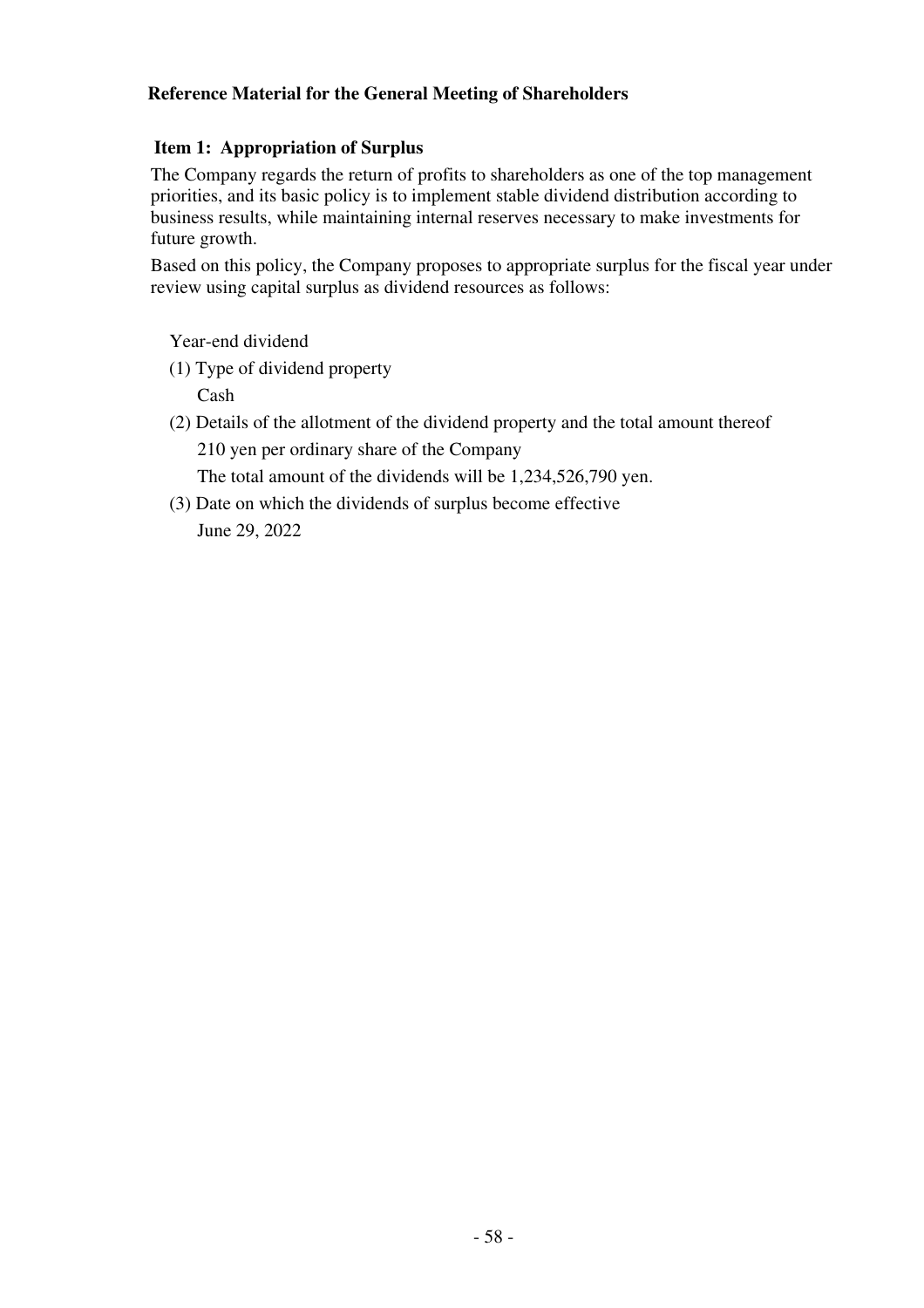## Reference Material for the General Meeting of Shareholders

### Item 1: Appropriation of Surplus

The Company regards the return of profits to shareholders as one of the top management priorities, and its basic policy is to implement stable dividend distribution according to business results, while maintaining internal reserves necessary to make investments for future growth.

Based on this policy, the Company proposes to appropriate surplus for the fiscal year under review using capital surplus as dividend resources as follows:

Year-end dividend

(1) Type of dividend property

Cash

(2) Details of the allotment of the dividend property and the total amount thereof

210 yen per ordinary share of the Company

The total amount of the dividends will be 1,234,526,790 yen.

(3) Date on which the dividends of surplus become effective

June 29, 2022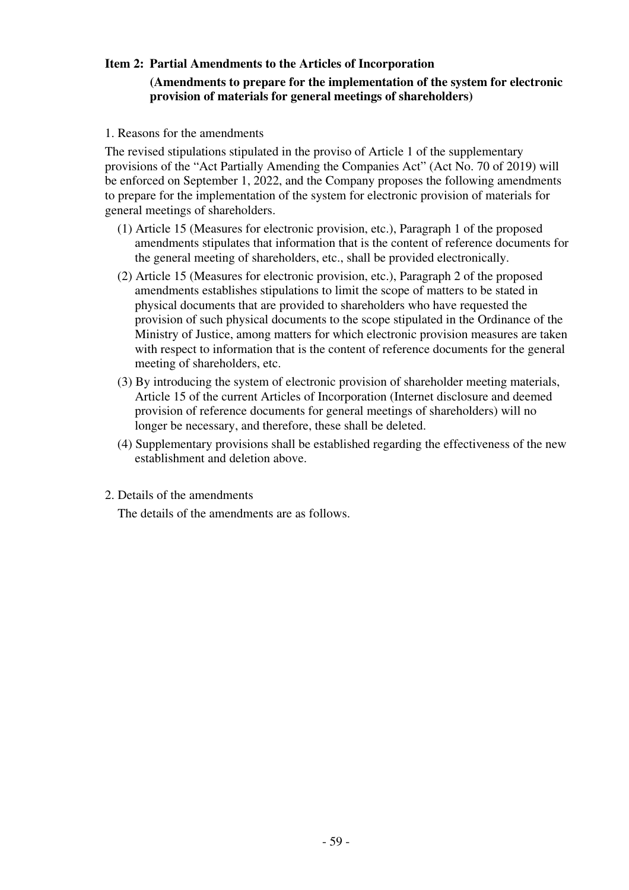### Item 2: Partial Amendments to the Articles of Incorporation

**(Amendments to prepare for the implementation of the system for electronic provision of materials for general meetings of shareholders)**

1. Reasons for the amendments

The revised stipulations stipulated in the proviso of Article 1 of the supplementary provisions of the “Act Partially Amending the Companies Act” (Act No. 70 of 2019) will be enforced on September 1, 2022, and the Company proposes the following amendments to prepare for the implementation of the system for electronic provision of materials for general meetings of shareholders.

(1) Article 15 (Measures for electronic provision, etc.), Paragraph 1 of the proposed amendments stipulates that information that is the content of reference documents for the general meeting of shareholders, etc., shall be provided electronically.

(2) Article 15 (Measures for electronic provision, etc.), Paragraph 2 of the proposed amendments establishes stipulations to limit the scope of matters to be stated in physical documents that are provided to shareholders who have requested the provision of such physical documents to the scope stipulated in the Ordinance of the Ministry of Justice, among matters for which electronic provision measures are taken with respect to information that is the content of reference documents for the general meeting of shareholders, etc.

(3) By introducing the system of electronic provision of shareholder meeting materials, Article 15 of the current Articles of Incorporation (Internet disclosure and deemed provision of reference documents for general meetings of shareholders) will no longer be necessary, and therefore, these shall be deleted.

(4) Supplementary provisions shall be established regarding the effectiveness of the new establishment and deletion above.

2. Details of the amendments

The details of the amendments are as follows.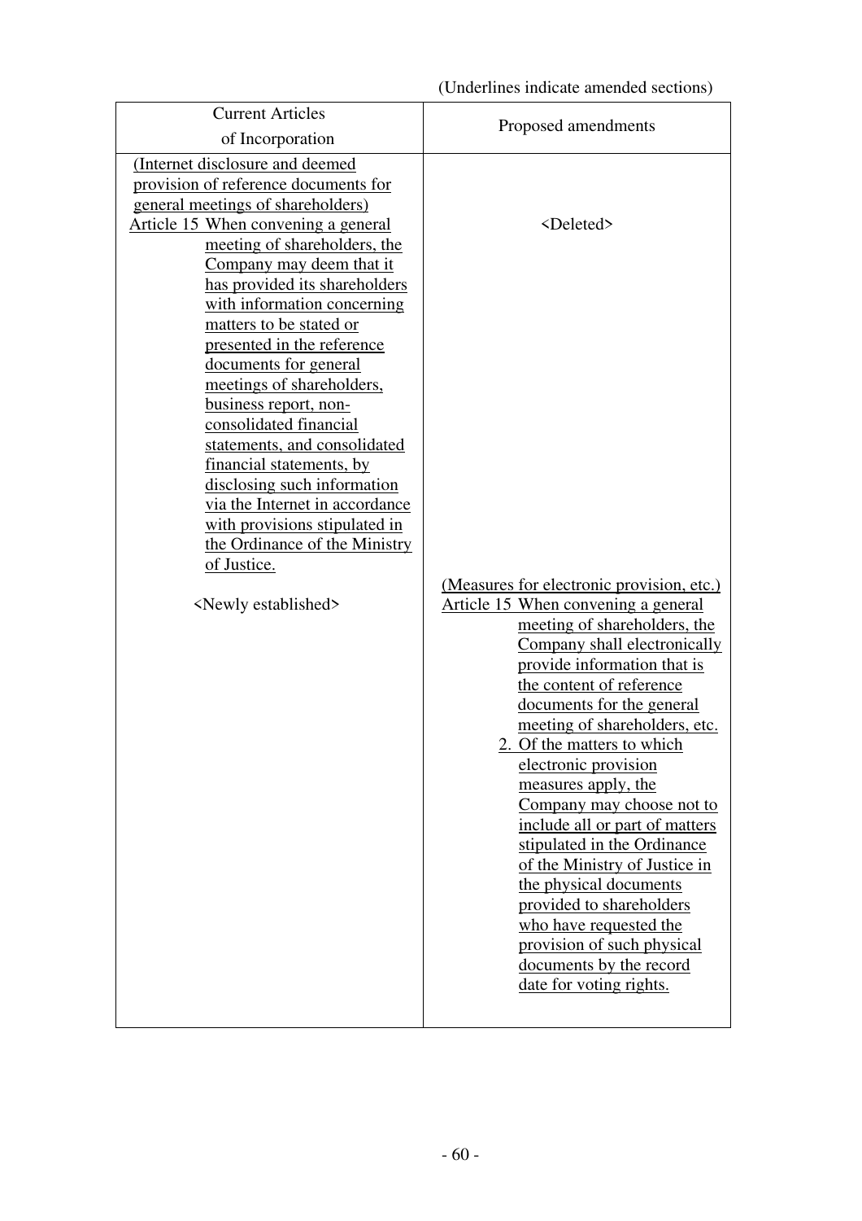(Underlines indicate amended sections)

| Current Articles of Incorporation | Proposed amendments |
|---|---|
| (Internet disclosure and deemed provision of reference documents for general meetings of shareholders)<br>Article 15 When convening a general meeting of shareholders, the Company may deem that it has provided its shareholders with information concerning matters to be stated or presented in the reference documents for general meetings of shareholders, business report, non-consolidated financial statements, and consolidated financial statements, by disclosing such information via the Internet in accordance with provisions stipulated in the Ordinance of the Ministry of Justice. | <Deleted> |
| <Newly established> | (Measures for electronic provision, etc.)<br>Article 15 When convening a general meeting of shareholders, the Company shall electronically provide information that is the content of reference documents for the general meeting of shareholders, etc.<br>2. Of the matters to which electronic provision measures apply, the Company may choose not to include all or part of matters stipulated in the Ordinance of the Ministry of Justice in the physical documents provided to shareholders who have requested the provision of such physical documents by the record date for voting rights. |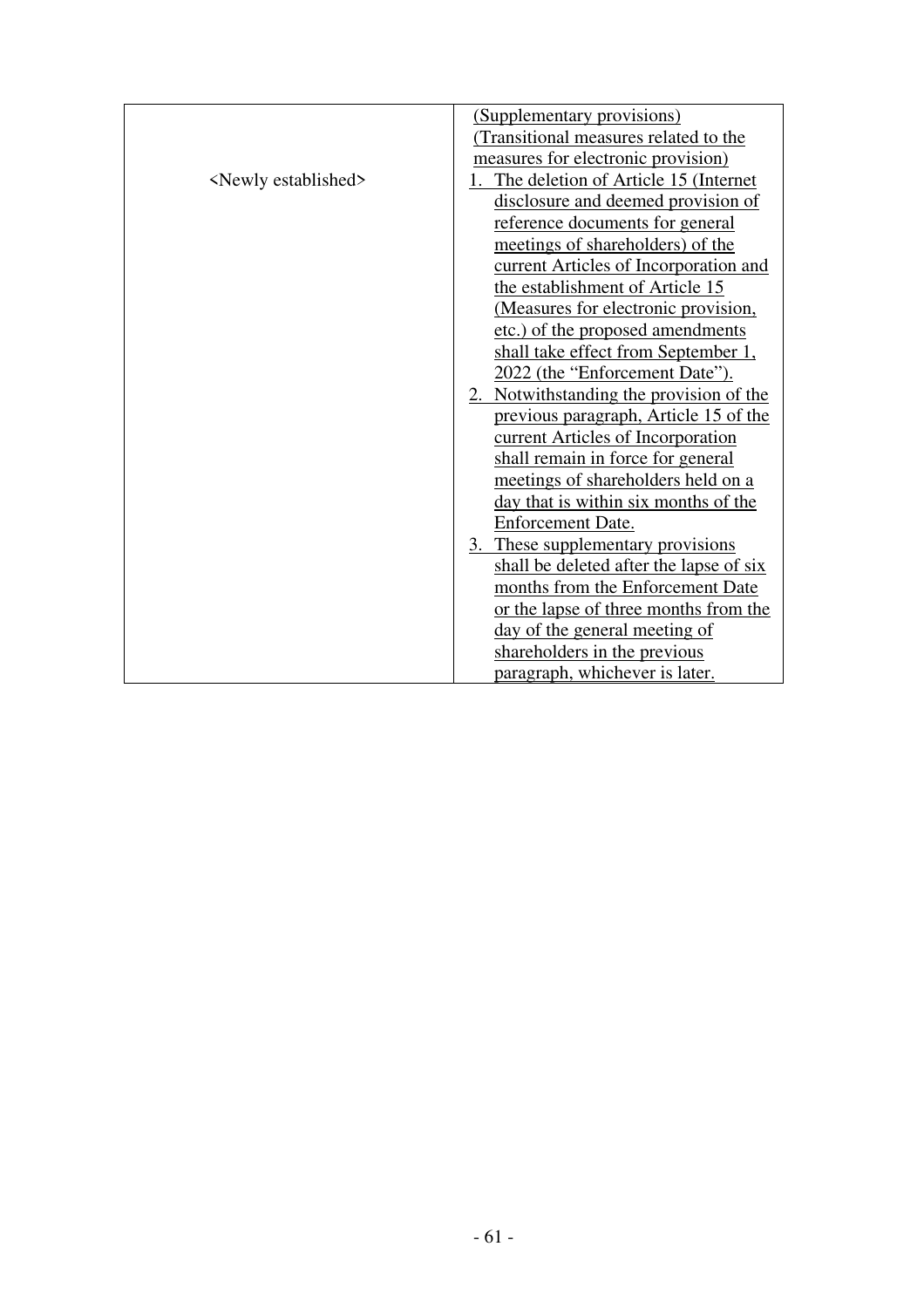| | |
|---|---|
| <Newly established> | (Supplementary provisions)<br>(Transitional measures related to the measures for electronic provision)<br>1. The deletion of Article 15 (Internet disclosure and deemed provision of reference documents for general meetings of shareholders) of the current Articles of Incorporation and the establishment of Article 15 (Measures for electronic provision, etc.) of the proposed amendments shall take effect from September 1, 2022 (the "Enforcement Date").<br>2. Notwithstanding the provision of the previous paragraph, Article 15 of the current Articles of Incorporation shall remain in force for general meetings of shareholders held on a day that is within six months of the Enforcement Date.<br>3. These supplementary provisions shall be deleted after the lapse of six months from the Enforcement Date or the lapse of three months from the day of the general meeting of shareholders in the previous paragraph, whichever is later. |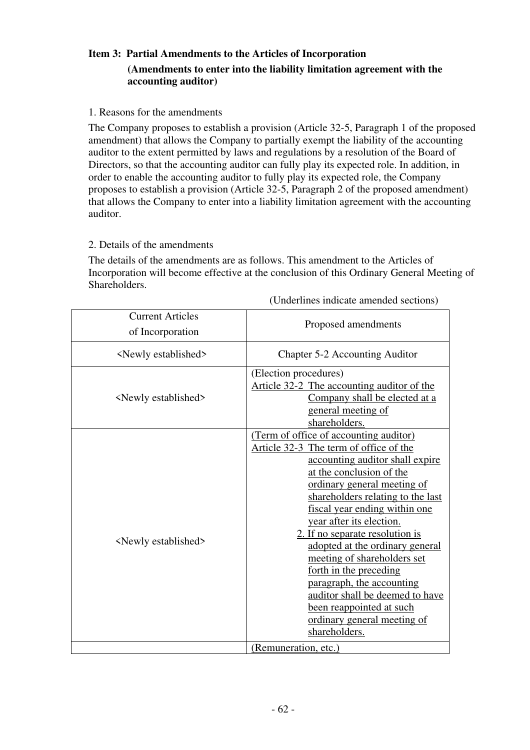### Item 3: Partial Amendments to the Articles of Incorporation

**(Amendments to enter into the liability limitation agreement with the accounting auditor)**

1. Reasons for the amendments

The Company proposes to establish a provision (Article 32-5, Paragraph 1 of the proposed amendment) that allows the Company to partially exempt the liability of the accounting auditor to the extent permitted by laws and regulations by a resolution of the Board of Directors, so that the accounting auditor can fully play its expected role. In addition, in order to enable the accounting auditor to fully play its expected role, the Company proposes to establish a provision (Article 32-5, Paragraph 2 of the proposed amendment) that allows the Company to enter into a liability limitation agreement with the accounting auditor.

2. Details of the amendments

The details of the amendments are as follows. This amendment to the Articles of Incorporation will become effective at the conclusion of this Ordinary General Meeting of Shareholders.

(Underlines indicate amended sections)

| Current Articles of Incorporation | Proposed amendments |
|---|---|
| <Newly established> | Chapter 5-2 Accounting Auditor |
| <Newly established> | (Election procedures)<br><u>Article 32-2 The accounting auditor of the Company shall be elected at a general meeting of shareholders.</u> |
| <Newly established> | <u>(Term of office of accounting auditor)</u><br><u>Article 32-3 The term of office of the accounting auditor shall expire at the conclusion of the ordinary general meeting of shareholders relating to the last fiscal year ending within one year after its election.</u><br><u>2. If no separate resolution is adopted at the ordinary general meeting of shareholders set forth in the preceding paragraph, the accounting auditor shall be deemed to have been reappointed at such ordinary general meeting of shareholders.</u> |
| | <u>(Remuneration, etc.)</u> |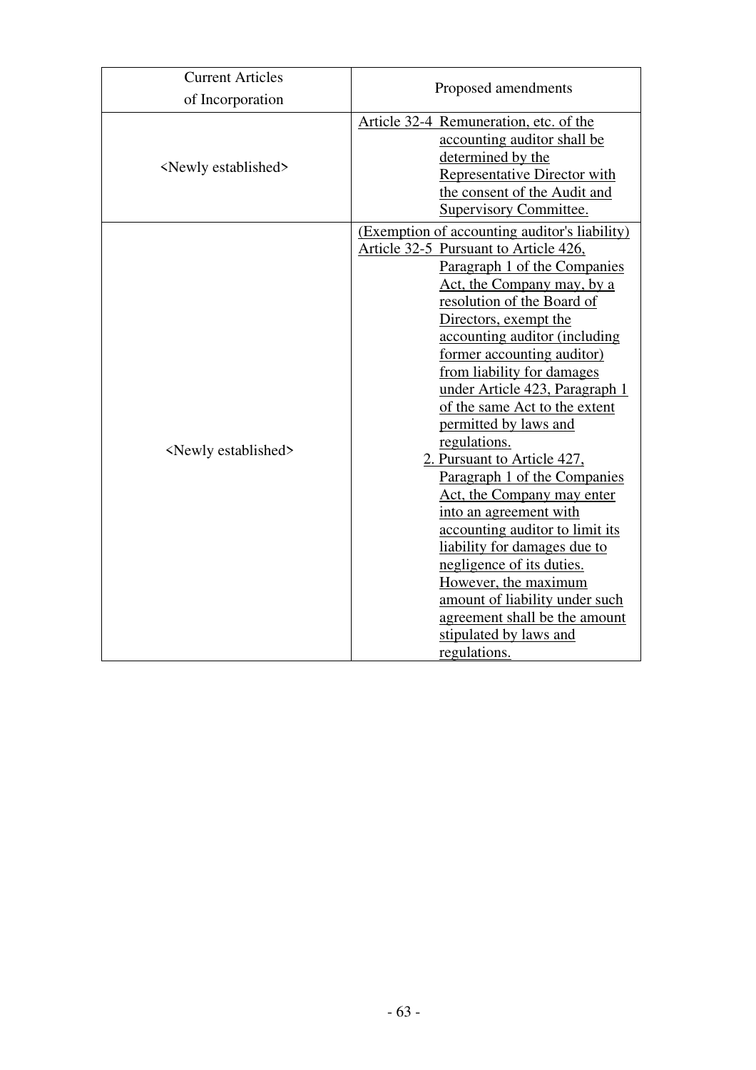| Current Articles of Incorporation | Proposed amendments |
|---|---|
| <Newly established> | Article 32-4 Remuneration, etc. of the accounting auditor shall be determined by the Representative Director with the consent of the Audit and Supervisory Committee. |
| <Newly established> | (Exemption of accounting auditor's liability)<br>Article 32-5 Pursuant to Article 426, Paragraph 1 of the Companies Act, the Company may, by a resolution of the Board of Directors, exempt the accounting auditor (including former accounting auditor) from liability for damages under Article 423, Paragraph 1 of the same Act to the extent permitted by laws and regulations.<br>2. Pursuant to Article 427, Paragraph 1 of the Companies Act, the Company may enter into an agreement with accounting auditor to limit its liability for damages due to negligence of its duties. However, the maximum amount of liability under such agreement shall be the amount stipulated by laws and regulations. |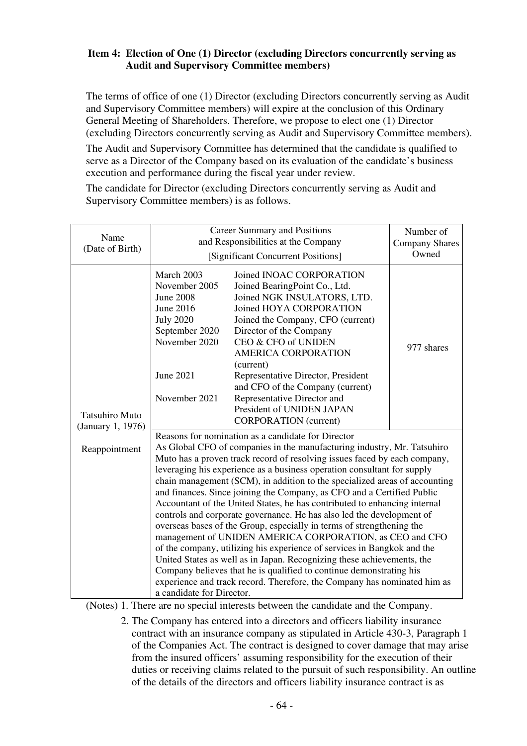### Item 4: Election of One (1) Director (excluding Directors concurrently serving as Audit and Supervisory Committee members)

The terms of office of one (1) Director (excluding Directors concurrently serving as Audit and Supervisory Committee members) will expire at the conclusion of this Ordinary General Meeting of Shareholders. Therefore, we propose to elect one (1) Director (excluding Directors concurrently serving as Audit and Supervisory Committee members).

The Audit and Supervisory Committee has determined that the candidate is qualified to serve as a Director of the Company based on its evaluation of the candidate's business execution and performance during the fiscal year under review.

The candidate for Director (excluding Directors concurrently serving as Audit and Supervisory Committee members) is as follows.

| Name (Date of Birth) | Career Summary and Positions and Responsibilities at the Company [Significant Concurrent Positions] | | Number of Company Shares Owned |
|---|---|---|---|
| Tatsuhiro Muto (January 1, 1976)<br><br>Reappointment | March 2003<br>November 2005<br>June 2008<br>June 2016<br>July 2020<br>September 2020<br>November 2020<br><br><br>June 2021<br><br>November 2021 | Joined INOAC CORPORATION<br>Joined BearingPoint Co., Ltd.<br>Joined NGK INSULATORS, LTD.<br>Joined HOYA CORPORATION<br>Joined the Company, CFO (current)<br>Director of the Company<br>CEO & CFO of UNIDEN AMERICA CORPORATION (current)<br>Representative Director, President and CFO of the Company (current)<br>Representative Director and President of UNIDEN JAPAN CORPORATION (current) | 977 shares |
| | Reasons for nomination as a candidate for Director<br>As Global CFO of companies in the manufacturing industry, Mr. Tatsuhiro Muto has a proven track record of resolving issues faced by each company, leveraging his experience as a business operation consultant for supply chain management (SCM), in addition to the specialized areas of accounting and finances. Since joining the Company, as CFO and a Certified Public Accountant of the United States, he has contributed to enhancing internal controls and corporate governance. He has also led the development of overseas bases of the Group, especially in terms of strengthening the management of UNIDEN AMERICA CORPORATION, as CEO and CFO of the company, utilizing his experience of services in Bangkok and the United States as well as in Japan. Recognizing these achievements, the Company believes that he is qualified to continue demonstrating his experience and track record. Therefore, the Company has nominated him as a candidate for Director. | | |

(Notes) 1. There are no special interests between the candidate and the Company.

2. The Company has entered into a directors and officers liability insurance contract with an insurance company as stipulated in Article 430-3, Paragraph 1 of the Companies Act. The contract is designed to cover damage that may arise from the insured officers' assuming responsibility for the execution of their duties or receiving claims related to the pursuit of such responsibility. An outline of the details of the directors and officers liability insurance contract is as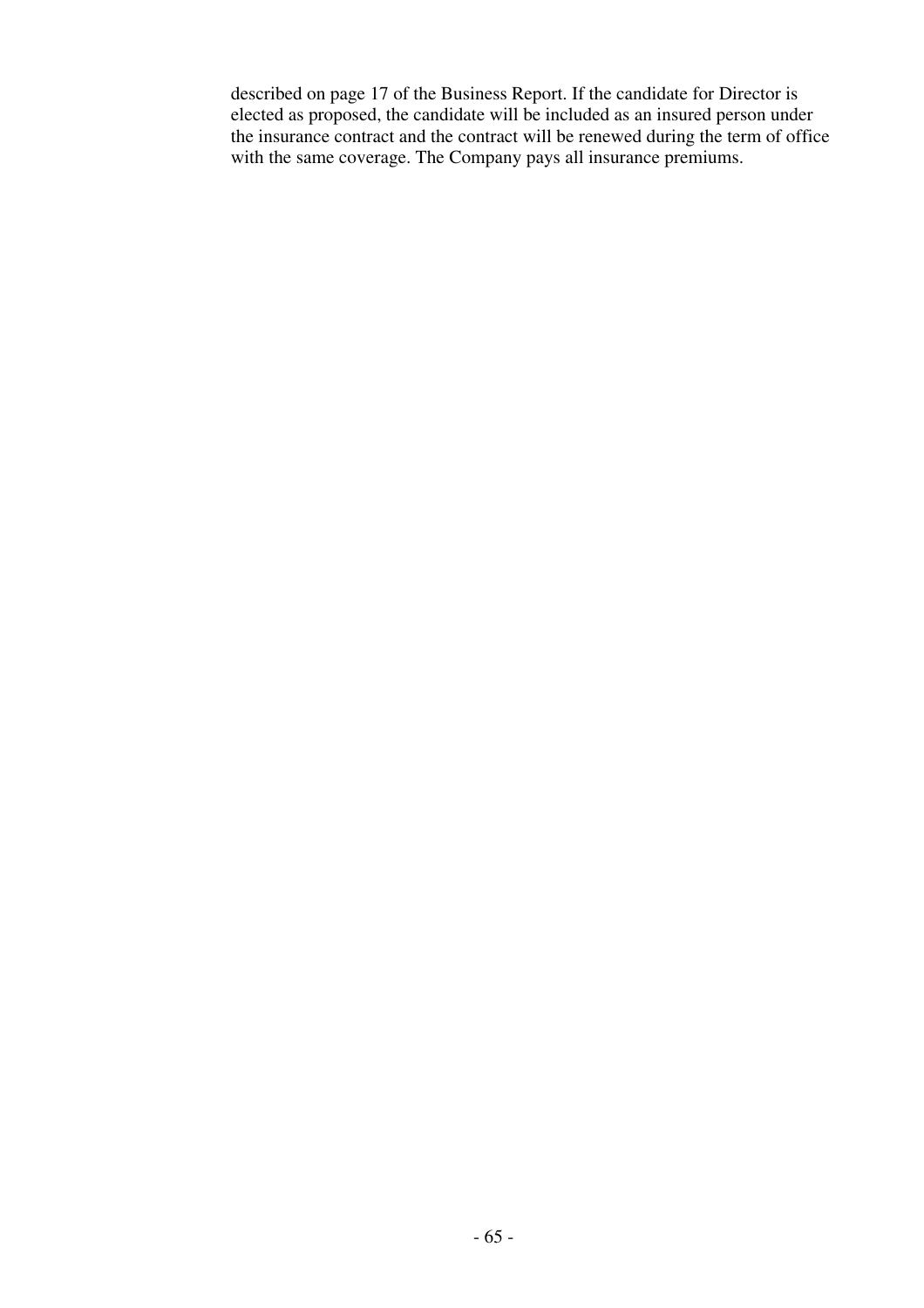described on page 17 of the Business Report. If the candidate for Director is elected as proposed, the candidate will be included as an insured person under the insurance contract and the contract will be renewed during the term of office with the same coverage. The Company pays all insurance premiums.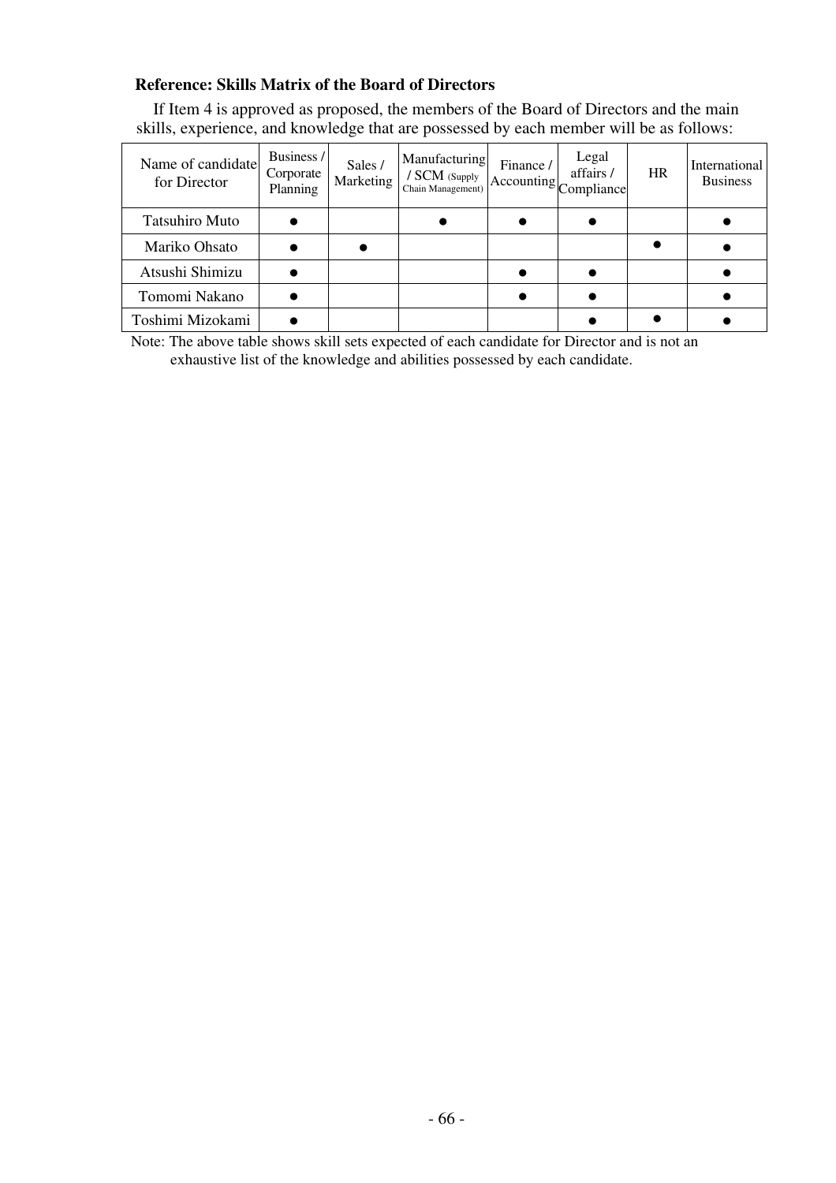**Reference: Skills Matrix of the Board of Directors**

If Item 4 is approved as proposed, the members of the Board of Directors and the main skills, experience, and knowledge that are possessed by each member will be as follows:

| Name of candidate for Director | Business / Corporate Planning | Sales / Marketing | Manufacturing / SCM (Supply Chain Management) | Finance / Accounting | Legal affairs / Compliance | HR | International Business |
|---|---|---|---|---|---|---|---|
| Tatsuhiro Muto | ● | | ● | ● | ● | | ● |
| Mariko Ohsato | ● | ● | | | | ● | ● |
| Atsushi Shimizu | ● | | | ● | ● | | ● |
| Tomomi Nakano | ● | | | ● | ● | | ● |
| Toshimi Mizokami | ● | | | | ● | ● | ● |

Note: The above table shows skill sets expected of each candidate for Director and is not an exhaustive list of the knowledge and abilities possessed by each candidate.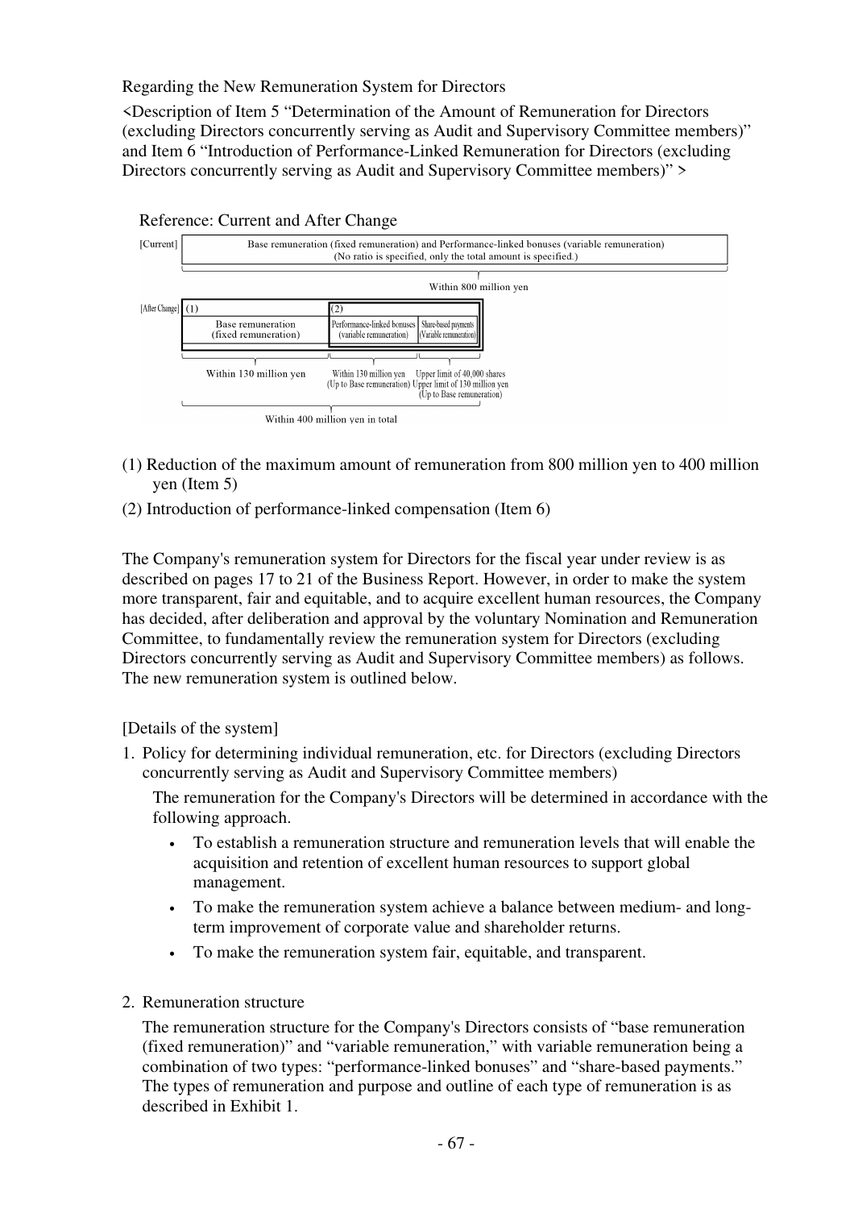Regarding the New Remuneration System for Directors

<Description of Item 5 "Determination of the Amount of Remuneration for Directors (excluding Directors concurrently serving as Audit and Supervisory Committee members)" and Item 6 "Introduction of Performance-Linked Remuneration for Directors (excluding Directors concurrently serving as Audit and Supervisory Committee members)" >

Reference: Current and After Change

[Current]

| Base remuneration (fixed remuneration) and Performance-linked bonuses (variable remuneration) (No ratio is specified, only the total amount is specified.) |
|---|
| Within 800 million yen |

[After Change]

| (1) Base remuneration (fixed remuneration) | (2) Performance-linked bonuses (variable remuneration) | Share-based payments (Variable remuneration) |
|---|---|---|
| Within 130 million yen | Within 130 million yen (Up to Base remuneration) | Upper limit of 40,000 shares Upper limit of 130 million yen (Up to Base remuneration) |
| Within 400 million yen in total | | |

(1) Reduction of the maximum amount of remuneration from 800 million yen to 400 million yen (Item 5)

(2) Introduction of performance-linked compensation (Item 6)

The Company's remuneration system for Directors for the fiscal year under review is as described on pages 17 to 21 of the Business Report. However, in order to make the system more transparent, fair and equitable, and to acquire excellent human resources, the Company has decided, after deliberation and approval by the voluntary Nomination and Remuneration Committee, to fundamentally review the remuneration system for Directors (excluding Directors concurrently serving as Audit and Supervisory Committee members) as follows. The new remuneration system is outlined below.

[Details of the system]

1. Policy for determining individual remuneration, etc. for Directors (excluding Directors concurrently serving as Audit and Supervisory Committee members)

   The remuneration for the Company's Directors will be determined in accordance with the following approach.

   - To establish a remuneration structure and remuneration levels that will enable the acquisition and retention of excellent human resources to support global management.
   - To make the remuneration system achieve a balance between medium- and long-term improvement of corporate value and shareholder returns.
   - To make the remuneration system fair, equitable, and transparent.

2. Remuneration structure

   The remuneration structure for the Company's Directors consists of "base remuneration (fixed remuneration)" and "variable remuneration," with variable remuneration being a combination of two types: "performance-linked bonuses" and "share-based payments." The types of remuneration and purpose and outline of each type of remuneration is as described in Exhibit 1.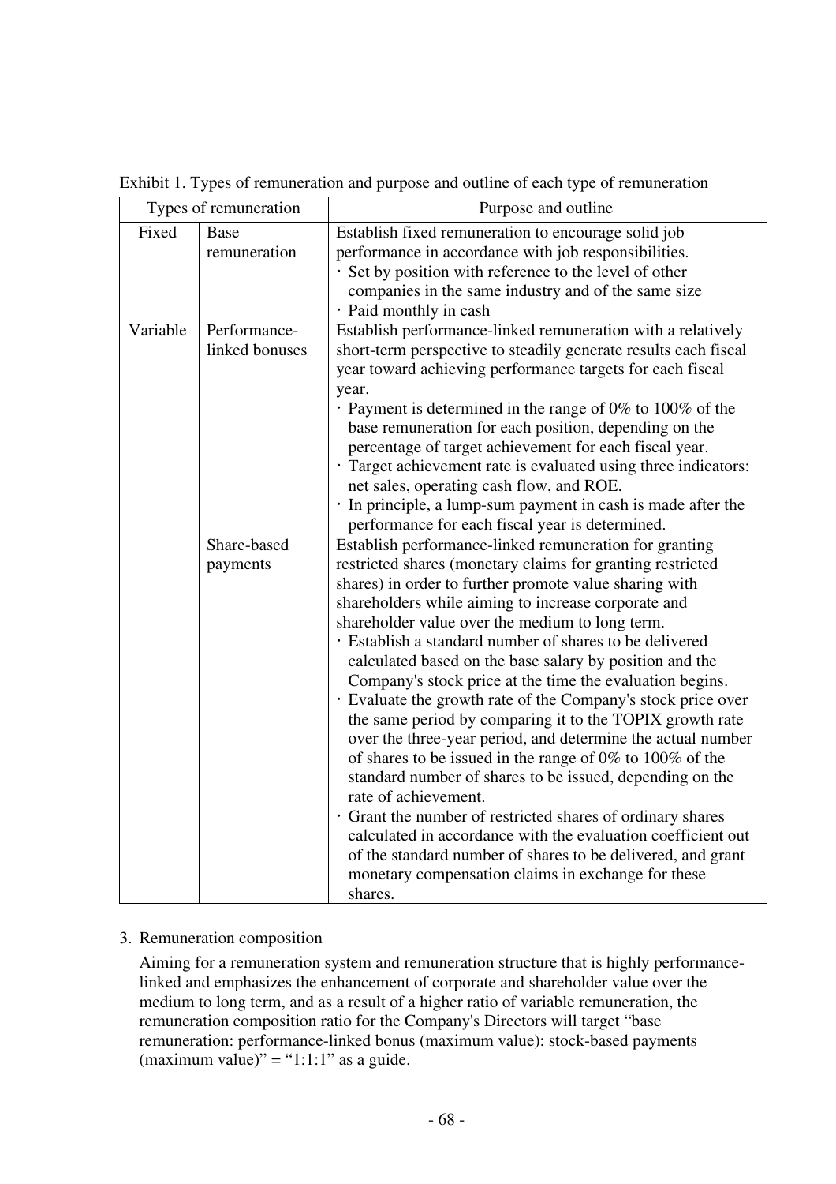Exhibit 1. Types of remuneration and purpose and outline of each type of remuneration

| Types of remuneration | | Purpose and outline |
|---|---|---|
| Fixed | Base remuneration | Establish fixed remuneration to encourage solid job performance in accordance with job responsibilities.<br>・Set by position with reference to the level of other companies in the same industry and of the same size<br>・Paid monthly in cash |
| Variable | Performance-linked bonuses | Establish performance-linked remuneration with a relatively short-term perspective to steadily generate results each fiscal year toward achieving performance targets for each fiscal year.<br>・Payment is determined in the range of 0% to 100% of the base remuneration for each position, depending on the percentage of target achievement for each fiscal year.<br>・Target achievement rate is evaluated using three indicators: net sales, operating cash flow, and ROE.<br>・In principle, a lump-sum payment in cash is made after the performance for each fiscal year is determined. |
| | Share-based payments | Establish performance-linked remuneration for granting restricted shares (monetary claims for granting restricted shares) in order to further promote value sharing with shareholders while aiming to increase corporate and shareholder value over the medium to long term.<br>・Establish a standard number of shares to be delivered calculated based on the base salary by position and the Company's stock price at the time the evaluation begins.<br>・Evaluate the growth rate of the Company's stock price over the same period by comparing it to the TOPIX growth rate over the three-year period, and determine the actual number of shares to be issued in the range of 0% to 100% of the standard number of shares to be issued, depending on the rate of achievement.<br>・Grant the number of restricted shares of ordinary shares calculated in accordance with the evaluation coefficient out of the standard number of shares to be delivered, and grant monetary compensation claims in exchange for these shares. |

3. Remuneration composition

Aiming for a remuneration system and remuneration structure that is highly performance-linked and emphasizes the enhancement of corporate and shareholder value over the medium to long term, and as a result of a higher ratio of variable remuneration, the remuneration composition ratio for the Company's Directors will target "base remuneration: performance-linked bonus (maximum value): stock-based payments (maximum value)" = "1:1:1" as a guide.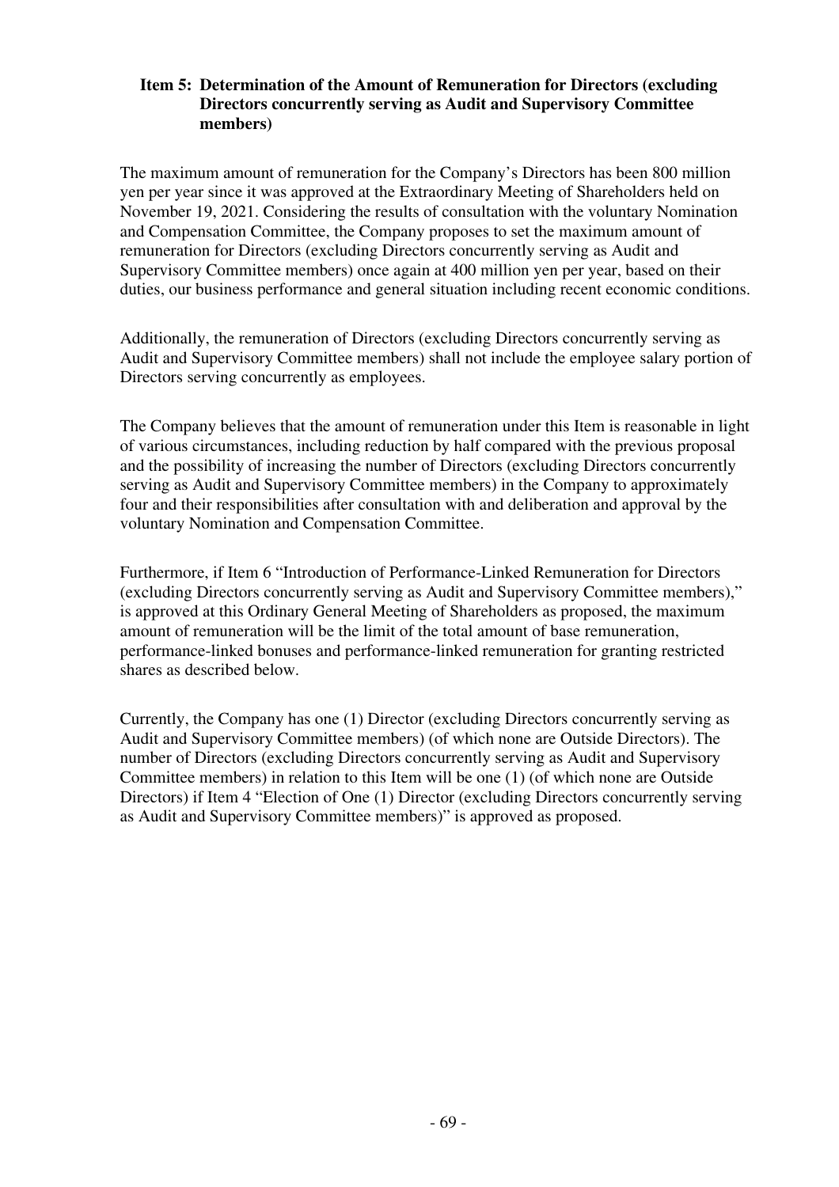### Item 5: Determination of the Amount of Remuneration for Directors (excluding Directors concurrently serving as Audit and Supervisory Committee members)

The maximum amount of remuneration for the Company's Directors has been 800 million yen per year since it was approved at the Extraordinary Meeting of Shareholders held on November 19, 2021. Considering the results of consultation with the voluntary Nomination and Compensation Committee, the Company proposes to set the maximum amount of remuneration for Directors (excluding Directors concurrently serving as Audit and Supervisory Committee members) once again at 400 million yen per year, based on their duties, our business performance and general situation including recent economic conditions.

Additionally, the remuneration of Directors (excluding Directors concurrently serving as Audit and Supervisory Committee members) shall not include the employee salary portion of Directors serving concurrently as employees.

The Company believes that the amount of remuneration under this Item is reasonable in light of various circumstances, including reduction by half compared with the previous proposal and the possibility of increasing the number of Directors (excluding Directors concurrently serving as Audit and Supervisory Committee members) in the Company to approximately four and their responsibilities after consultation with and deliberation and approval by the voluntary Nomination and Compensation Committee.

Furthermore, if Item 6 "Introduction of Performance-Linked Remuneration for Directors (excluding Directors concurrently serving as Audit and Supervisory Committee members)," is approved at this Ordinary General Meeting of Shareholders as proposed, the maximum amount of remuneration will be the limit of the total amount of base remuneration, performance-linked bonuses and performance-linked remuneration for granting restricted shares as described below.

Currently, the Company has one (1) Director (excluding Directors concurrently serving as Audit and Supervisory Committee members) (of which none are Outside Directors). The number of Directors (excluding Directors concurrently serving as Audit and Supervisory Committee members) in relation to this Item will be one (1) (of which none are Outside Directors) if Item 4 "Election of One (1) Director (excluding Directors concurrently serving as Audit and Supervisory Committee members)" is approved as proposed.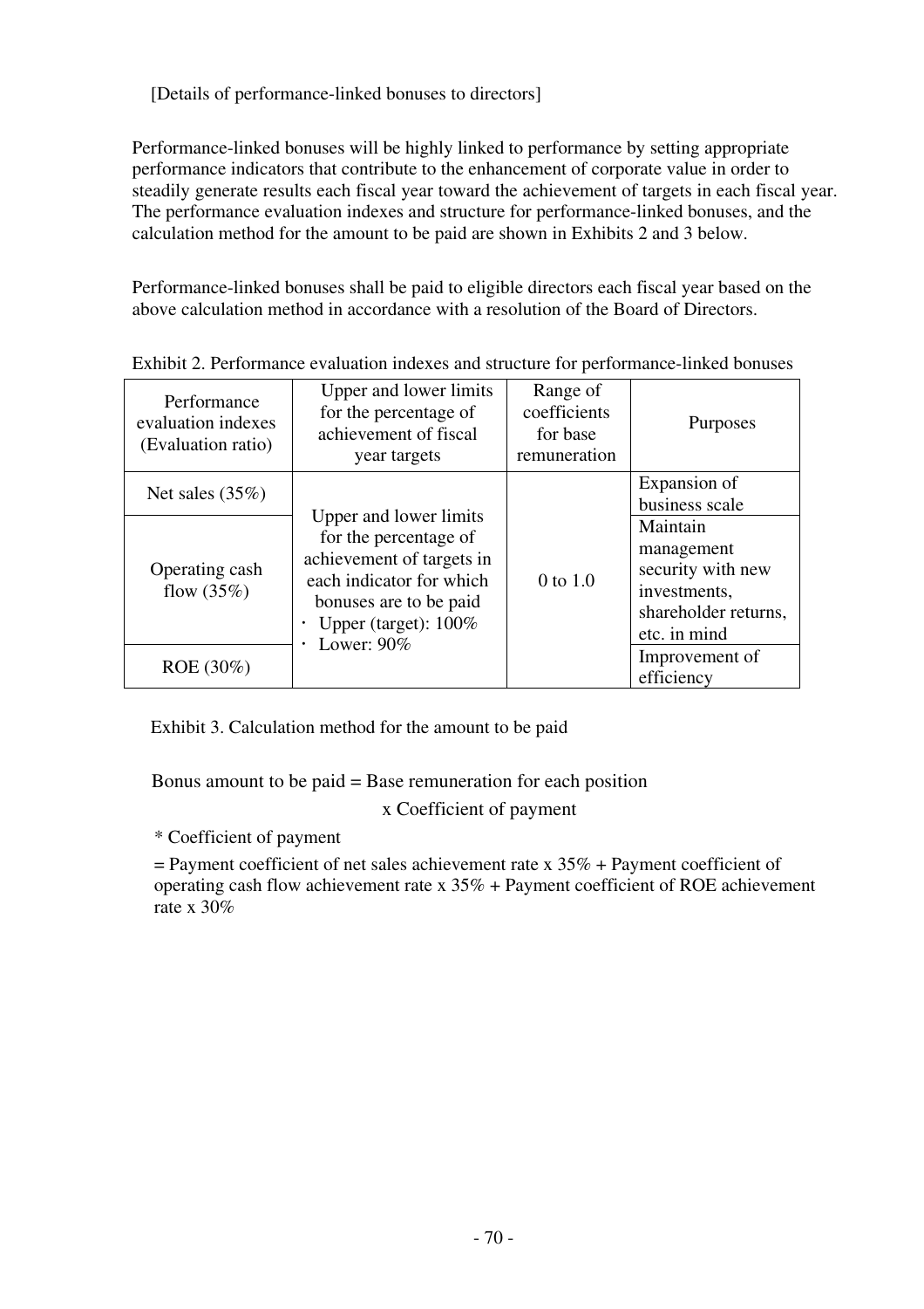[Details of performance-linked bonuses to directors]

Performance-linked bonuses will be highly linked to performance by setting appropriate performance indicators that contribute to the enhancement of corporate value in order to steadily generate results each fiscal year toward the achievement of targets in each fiscal year. The performance evaluation indexes and structure for performance-linked bonuses, and the calculation method for the amount to be paid are shown in Exhibits 2 and 3 below.

Performance-linked bonuses shall be paid to eligible directors each fiscal year based on the above calculation method in accordance with a resolution of the Board of Directors.

Exhibit 2. Performance evaluation indexes and structure for performance-linked bonuses

| Performance evaluation indexes (Evaluation ratio) | Upper and lower limits for the percentage of achievement of fiscal year targets | Range of coefficients for base remuneration | Purposes |
|---|---|---|---|
| Net sales (35%) | Upper and lower limits for the percentage of achievement of targets in each indicator for which bonuses are to be paid<br>・ Upper (target): 100%<br>・ Lower: 90% | 0 to 1.0 | Expansion of business scale |
| Operating cash flow (35%) | | | Maintain management security with new investments, shareholder returns, etc. in mind |
| ROE (30%) | | | Improvement of efficiency |

Exhibit 3. Calculation method for the amount to be paid

Bonus amount to be paid = Base remuneration for each position x Coefficient of payment

* Coefficient of payment

= Payment coefficient of net sales achievement rate x 35% + Payment coefficient of operating cash flow achievement rate x 35% + Payment coefficient of ROE achievement rate x 30%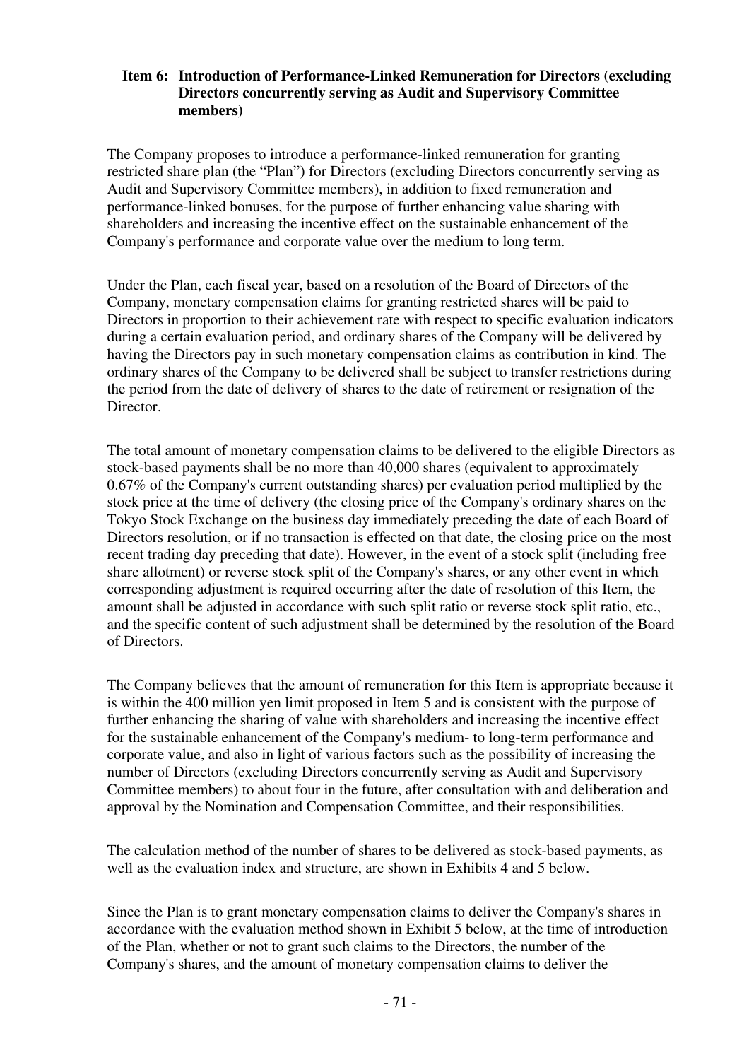### Item 6: Introduction of Performance-Linked Remuneration for Directors (excluding Directors concurrently serving as Audit and Supervisory Committee members)

The Company proposes to introduce a performance-linked remuneration for granting restricted share plan (the "Plan") for Directors (excluding Directors concurrently serving as Audit and Supervisory Committee members), in addition to fixed remuneration and performance-linked bonuses, for the purpose of further enhancing value sharing with shareholders and increasing the incentive effect on the sustainable enhancement of the Company's performance and corporate value over the medium to long term.

Under the Plan, each fiscal year, based on a resolution of the Board of Directors of the Company, monetary compensation claims for granting restricted shares will be paid to Directors in proportion to their achievement rate with respect to specific evaluation indicators during a certain evaluation period, and ordinary shares of the Company will be delivered by having the Directors pay in such monetary compensation claims as contribution in kind. The ordinary shares of the Company to be delivered shall be subject to transfer restrictions during the period from the date of delivery of shares to the date of retirement or resignation of the Director.

The total amount of monetary compensation claims to be delivered to the eligible Directors as stock-based payments shall be no more than 40,000 shares (equivalent to approximately 0.67% of the Company's current outstanding shares) per evaluation period multiplied by the stock price at the time of delivery (the closing price of the Company's ordinary shares on the Tokyo Stock Exchange on the business day immediately preceding the date of each Board of Directors resolution, or if no transaction is effected on that date, the closing price on the most recent trading day preceding that date). However, in the event of a stock split (including free share allotment) or reverse stock split of the Company's shares, or any other event in which corresponding adjustment is required occurring after the date of resolution of this Item, the amount shall be adjusted in accordance with such split ratio or reverse stock split ratio, etc., and the specific content of such adjustment shall be determined by the resolution of the Board of Directors.

The Company believes that the amount of remuneration for this Item is appropriate because it is within the 400 million yen limit proposed in Item 5 and is consistent with the purpose of further enhancing the sharing of value with shareholders and increasing the incentive effect for the sustainable enhancement of the Company's medium- to long-term performance and corporate value, and also in light of various factors such as the possibility of increasing the number of Directors (excluding Directors concurrently serving as Audit and Supervisory Committee members) to about four in the future, after consultation with and deliberation and approval by the Nomination and Compensation Committee, and their responsibilities.

The calculation method of the number of shares to be delivered as stock-based payments, as well as the evaluation index and structure, are shown in Exhibits 4 and 5 below.

Since the Plan is to grant monetary compensation claims to deliver the Company's shares in accordance with the evaluation method shown in Exhibit 5 below, at the time of introduction of the Plan, whether or not to grant such claims to the Directors, the number of the Company's shares, and the amount of monetary compensation claims to deliver the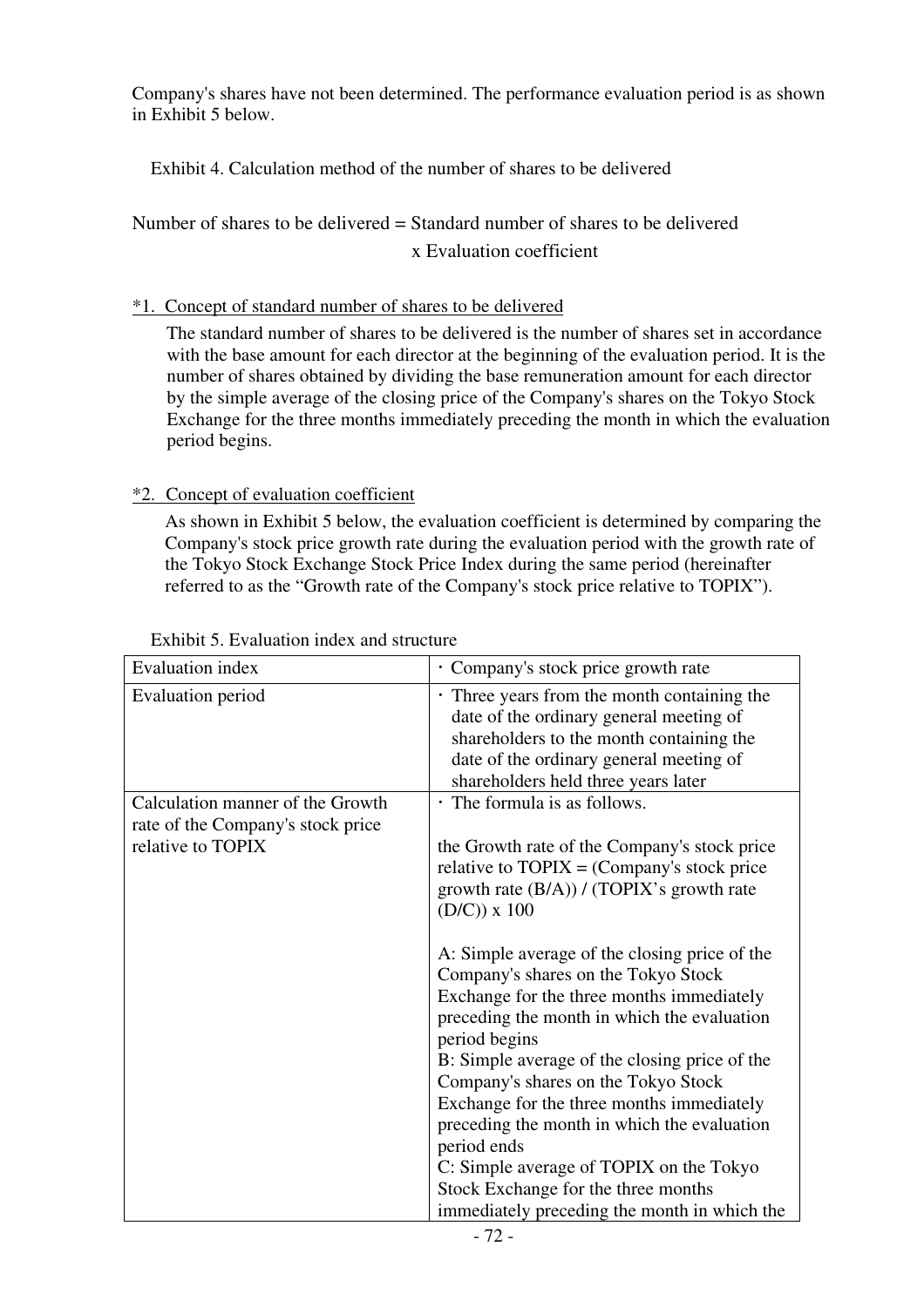Company's shares have not been determined. The performance evaluation period is as shown in Exhibit 5 below.

Exhibit 4. Calculation method of the number of shares to be delivered

Number of shares to be delivered = Standard number of shares to be delivered x Evaluation coefficient

*1. Concept of standard number of shares to be delivered

The standard number of shares to be delivered is the number of shares set in accordance with the base amount for each director at the beginning of the evaluation period. It is the number of shares obtained by dividing the base remuneration amount for each director by the simple average of the closing price of the Company's shares on the Tokyo Stock Exchange for the three months immediately preceding the month in which the evaluation period begins.

*2. Concept of evaluation coefficient

As shown in Exhibit 5 below, the evaluation coefficient is determined by comparing the Company's stock price growth rate during the evaluation period with the growth rate of the Tokyo Stock Exchange Stock Price Index during the same period (hereinafter referred to as the "Growth rate of the Company's stock price relative to TOPIX").

Exhibit 5. Evaluation index and structure

| Evaluation index | ・Company's stock price growth rate |
|---|---|
| Evaluation period | ・Three years from the month containing the date of the ordinary general meeting of shareholders to the month containing the date of the ordinary general meeting of shareholders held three years later |
| Calculation manner of the Growth rate of the Company's stock price relative to TOPIX | ・The formula is as follows.<br><br>the Growth rate of the Company's stock price relative to TOPIX = (Company's stock price growth rate (B/A)) / (TOPIX's growth rate (D/C)) x 100<br><br>A: Simple average of the closing price of the Company's shares on the Tokyo Stock Exchange for the three months immediately preceding the month in which the evaluation period begins<br>B: Simple average of the closing price of the Company's shares on the Tokyo Stock Exchange for the three months immediately preceding the month in which the evaluation period ends<br>C: Simple average of TOPIX on the Tokyo Stock Exchange for the three months immediately preceding the month in which the |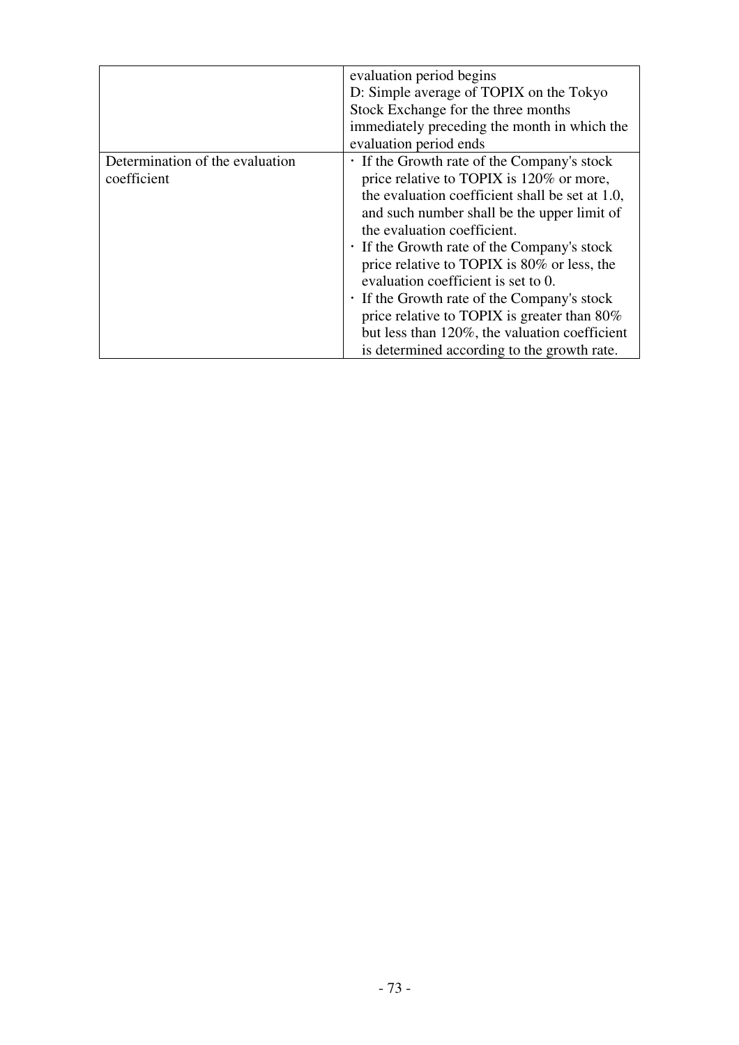| | |
|---|---|
| | evaluation period begins<br>D: Simple average of TOPIX on the Tokyo Stock Exchange for the three months immediately preceding the month in which the evaluation period ends |
| Determination of the evaluation coefficient | · If the Growth rate of the Company's stock price relative to TOPIX is 120% or more, the evaluation coefficient shall be set at 1.0, and such number shall be the upper limit of the evaluation coefficient.<br>· If the Growth rate of the Company's stock price relative to TOPIX is 80% or less, the evaluation coefficient is set to 0.<br>· If the Growth rate of the Company's stock price relative to TOPIX is greater than 80% but less than 120%, the valuation coefficient is determined according to the growth rate. |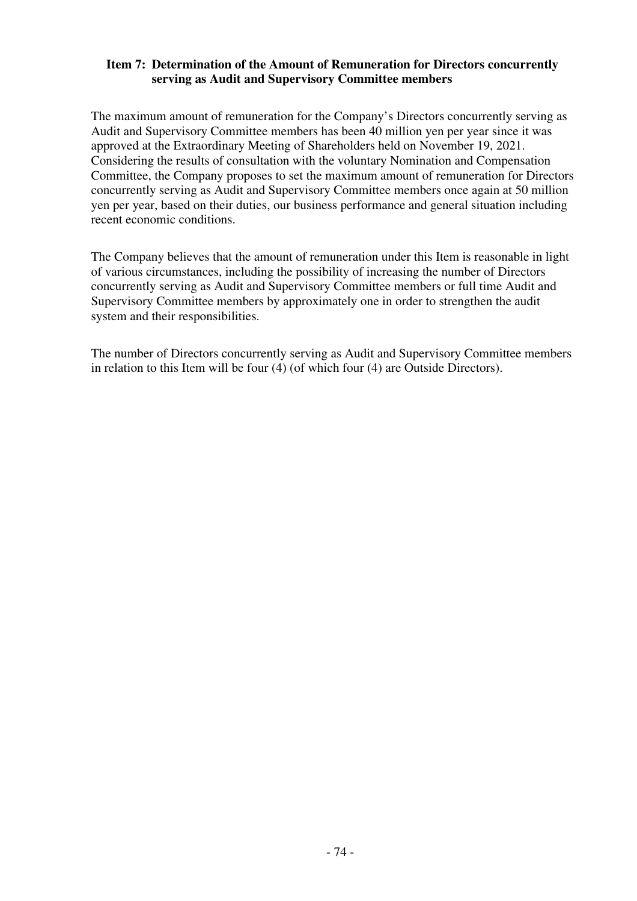### Item 7: Determination of the Amount of Remuneration for Directors concurrently serving as Audit and Supervisory Committee members

The maximum amount of remuneration for the Company's Directors concurrently serving as Audit and Supervisory Committee members has been 40 million yen per year since it was approved at the Extraordinary Meeting of Shareholders held on November 19, 2021. Considering the results of consultation with the voluntary Nomination and Compensation Committee, the Company proposes to set the maximum amount of remuneration for Directors concurrently serving as Audit and Supervisory Committee members once again at 50 million yen per year, based on their duties, our business performance and general situation including recent economic conditions.

The Company believes that the amount of remuneration under this Item is reasonable in light of various circumstances, including the possibility of increasing the number of Directors concurrently serving as Audit and Supervisory Committee members or full time Audit and Supervisory Committee members by approximately one in order to strengthen the audit system and their responsibilities.

The number of Directors concurrently serving as Audit and Supervisory Committee members in relation to this Item will be four (4) (of which four (4) are Outside Directors).